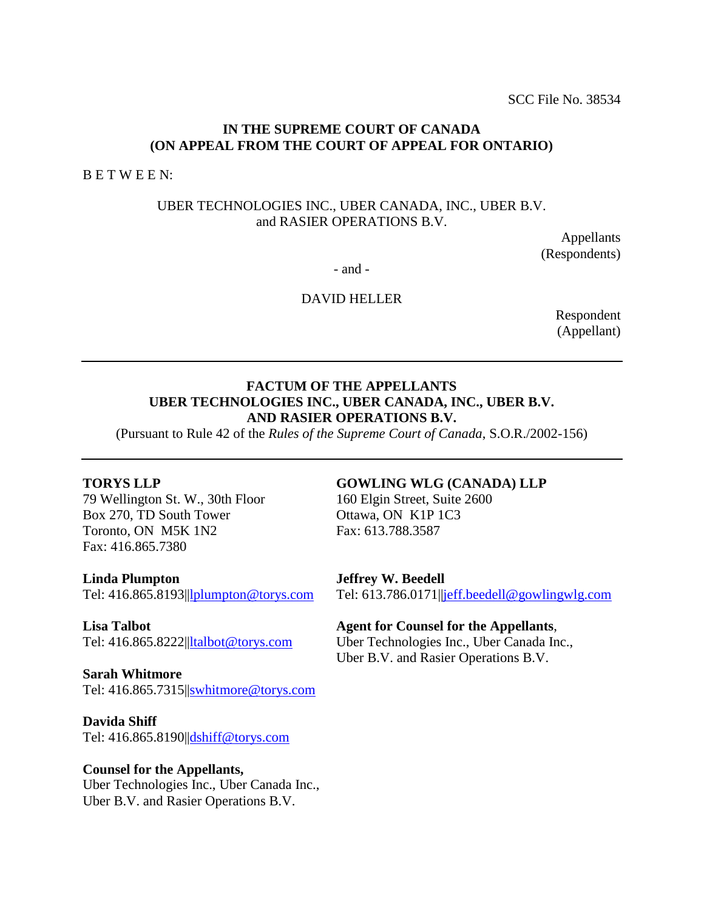SCC File No. 38534

**IN THE SUPREME COURT OF CANADA**
**(ON APPEAL FROM THE COURT OF APPEAL FOR ONTARIO)**

B E T W E E N:

UBER TECHNOLOGIES INC., UBER CANADA, INC., UBER B.V.
and RASIER OPERATIONS B.V.

Appellants
(Respondents)

\- and -

DAVID HELLER

Respondent
(Appellant)

---

**FACTUM OF THE APPELLANTS**
**UBER TECHNOLOGIES INC., UBER CANADA, INC., UBER B.V.**
**AND RASIER OPERATIONS B.V.**
(Pursuant to Rule 42 of the *Rules of the Supreme Court of Canada*, S.O.R./2002-156)

---

**TORYS LLP**
79 Wellington St. W., 30th Floor
Box 270, TD South Tower
Toronto, ON M5K 1N2
Fax: 416.865.7380

**Linda Plumpton**
Tel: 416.865.8193||lplumpton@torys.com

**Lisa Talbot**
Tel: 416.865.8222||ltalbot@torys.com

**Sarah Whitmore**
Tel: 416.865.7315||swhitmore@torys.com

**Davida Shiff**
Tel: 416.865.8190||dshiff@torys.com

**Counsel for the Appellants,**
Uber Technologies Inc., Uber Canada Inc.,
Uber B.V. and Rasier Operations B.V.

**GOWLING WLG (CANADA) LLP**
160 Elgin Street, Suite 2600
Ottawa, ON K1P 1C3
Fax: 613.788.3587

**Jeffrey W. Beedell**
Tel: 613.786.0171||jeff.beedell@gowlingwlg.com

**Agent for Counsel for the Appellants**,
Uber Technologies Inc., Uber Canada Inc.,
Uber B.V. and Rasier Operations B.V.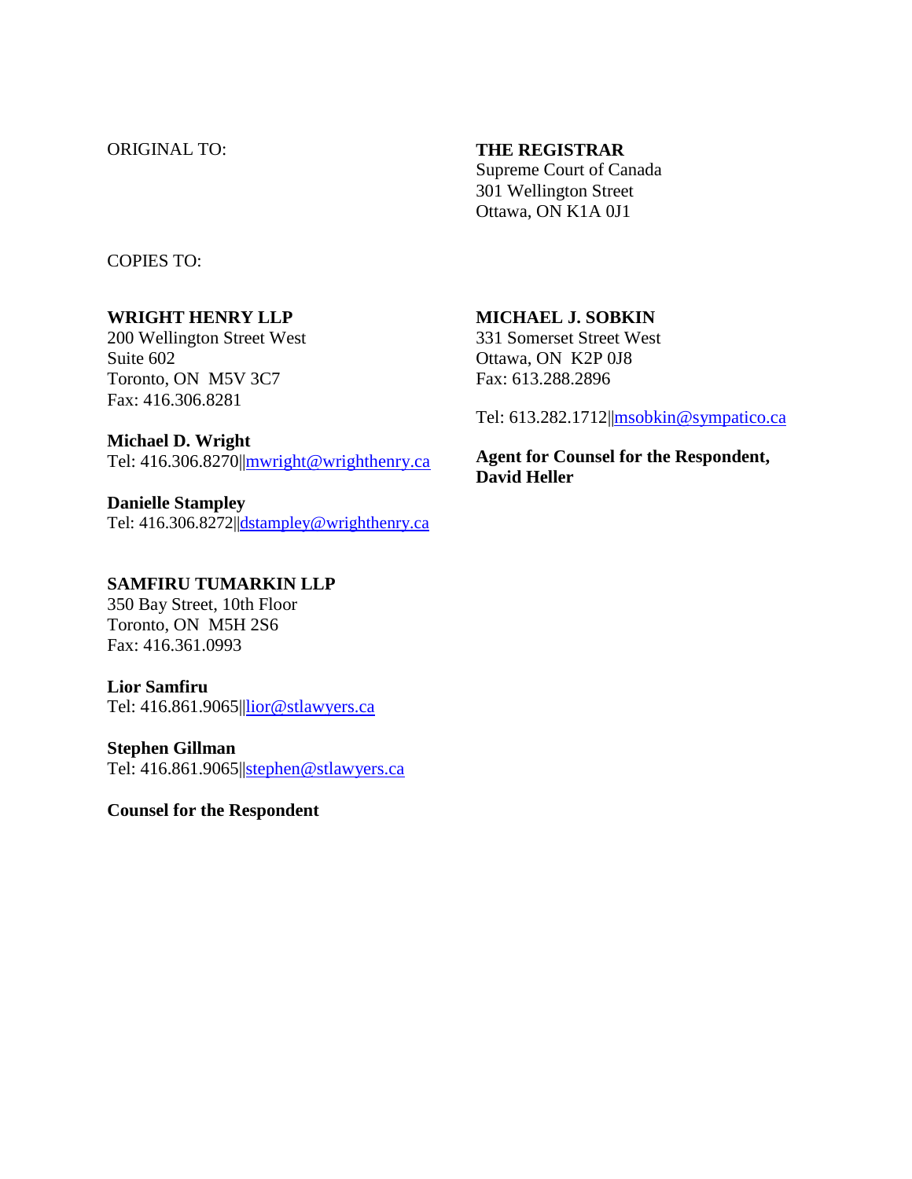ORIGINAL TO:

**THE REGISTRAR**
Supreme Court of Canada
301 Wellington Street
Ottawa, ON K1A 0J1

COPIES TO:

**WRIGHT HENRY LLP**
200 Wellington Street West
Suite 602
Toronto, ON M5V 3C7
Fax: 416.306.8281

**Michael D. Wright**
Tel: 416.306.8270||mwright@wrighthenry.ca

**Danielle Stampley**
Tel: 416.306.8272||dstampley@wrighthenry.ca

**SAMFIRU TUMARKIN LLP**
350 Bay Street, 10th Floor
Toronto, ON M5H 2S6
Fax: 416.361.0993

**Lior Samfiru**
Tel: 416.861.9065||lior@stlawyers.ca

**Stephen Gillman**
Tel: 416.861.9065||stephen@stlawyers.ca

**Counsel for the Respondent**

**MICHAEL J. SOBKIN**
331 Somerset Street West
Ottawa, ON K2P 0J8
Fax: 613.288.2896

Tel: 613.282.1712||msobkin@sympatico.ca

**Agent for Counsel for the Respondent, David Heller**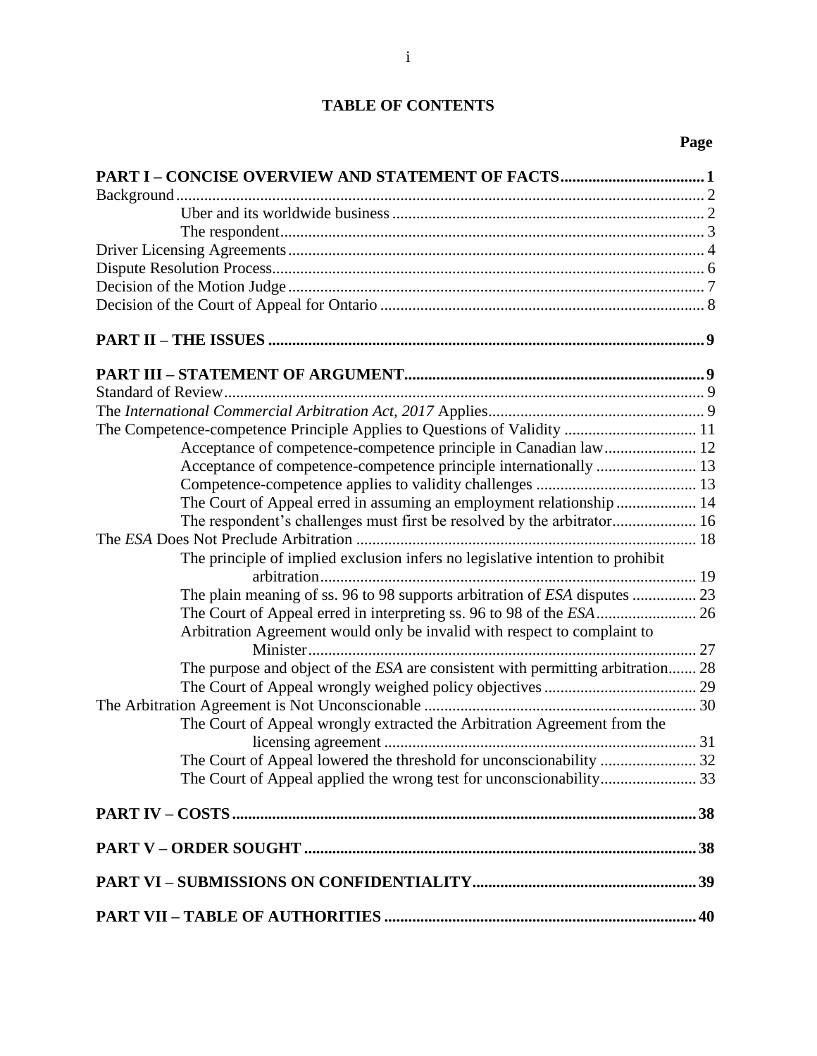# TABLE OF CONTENTS

| | Page |
|---|---|
| **PART I – CONCISE OVERVIEW AND STATEMENT OF FACTS** | **1** |
| Background | 2 |
| Uber and its worldwide business | 2 |
| The respondent | 3 |
| Driver Licensing Agreements | 4 |
| Dispute Resolution Process | 6 |
| Decision of the Motion Judge | 7 |
| Decision of the Court of Appeal for Ontario | 8 |
| **PART II – THE ISSUES** | **9** |
| **PART III – STATEMENT OF ARGUMENT** | **9** |
| Standard of Review | 9 |
| The *International Commercial Arbitration Act, 2017* Applies | 9 |
| The Competence-competence Principle Applies to Questions of Validity | 11 |
| Acceptance of competence-competence principle in Canadian law | 12 |
| Acceptance of competence-competence principle internationally | 13 |
| Competence-competence applies to validity challenges | 13 |
| The Court of Appeal erred in assuming an employment relationship | 14 |
| The respondent's challenges must first be resolved by the arbitrator | 16 |
| The *ESA* Does Not Preclude Arbitration | 18 |
| The principle of implied exclusion infers no legislative intention to prohibit arbitration | 19 |
| The plain meaning of ss. 96 to 98 supports arbitration of *ESA* disputes | 23 |
| The Court of Appeal erred in interpreting ss. 96 to 98 of the *ESA* | 26 |
| Arbitration Agreement would only be invalid with respect to complaint to Minister | 27 |
| The purpose and object of the *ESA* are consistent with permitting arbitration | 28 |
| The Court of Appeal wrongly weighed policy objectives | 29 |
| The Arbitration Agreement is Not Unconscionable | 30 |
| The Court of Appeal wrongly extracted the Arbitration Agreement from the licensing agreement | 31 |
| The Court of Appeal lowered the threshold for unconscionability | 32 |
| The Court of Appeal applied the wrong test for unconscionability | 33 |
| **PART IV – COSTS** | **38** |
| **PART V – ORDER SOUGHT** | **38** |
| **PART VI – SUBMISSIONS ON CONFIDENTIALITY** | **39** |
| **PART VII – TABLE OF AUTHORITIES** | **40** |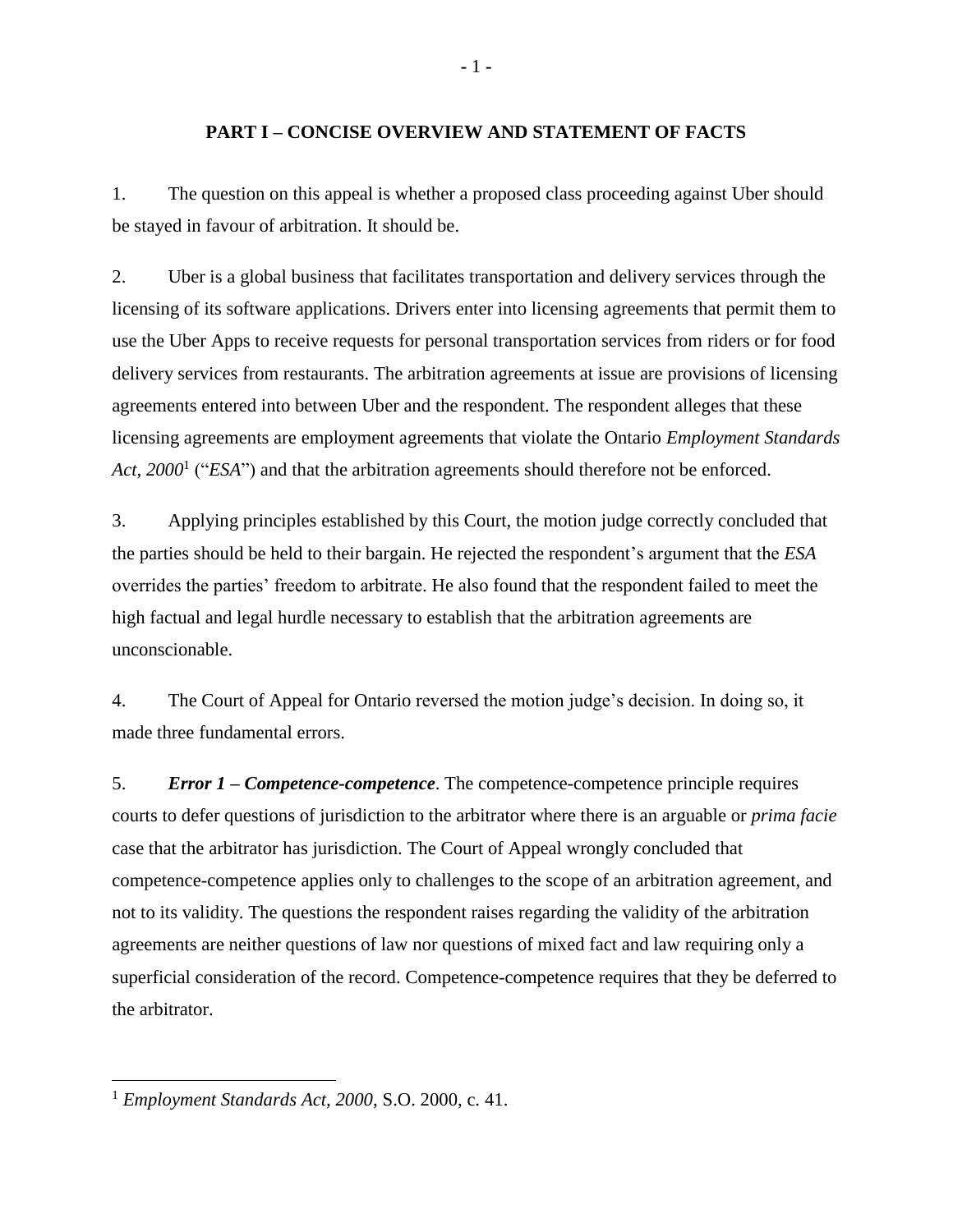## PART I – CONCISE OVERVIEW AND STATEMENT OF FACTS

1. The question on this appeal is whether a proposed class proceeding against Uber should be stayed in favour of arbitration. It should be.

2. Uber is a global business that facilitates transportation and delivery services through the licensing of its software applications. Drivers enter into licensing agreements that permit them to use the Uber Apps to receive requests for personal transportation services from riders or for food delivery services from restaurants. The arbitration agreements at issue are provisions of licensing agreements entered into between Uber and the respondent. The respondent alleges that these licensing agreements are employment agreements that violate the Ontario *Employment Standards Act, 2000*[1] ("*ESA*") and that the arbitration agreements should therefore not be enforced.

3. Applying principles established by this Court, the motion judge correctly concluded that the parties should be held to their bargain. He rejected the respondent's argument that the *ESA* overrides the parties' freedom to arbitrate. He also found that the respondent failed to meet the high factual and legal hurdle necessary to establish that the arbitration agreements are unconscionable.

4. The Court of Appeal for Ontario reversed the motion judge's decision. In doing so, it made three fundamental errors.

5. ***Error 1 – Competence-competence***. The competence-competence principle requires courts to defer questions of jurisdiction to the arbitrator where there is an arguable or *prima facie* case that the arbitrator has jurisdiction. The Court of Appeal wrongly concluded that competence-competence applies only to challenges to the scope of an arbitration agreement, and not to its validity. The questions the respondent raises regarding the validity of the arbitration agreements are neither questions of law nor questions of mixed fact and law requiring only a superficial consideration of the record. Competence-competence requires that they be deferred to the arbitrator.

---

[1] *Employment Standards Act, 2000*, S.O. 2000, c. 41.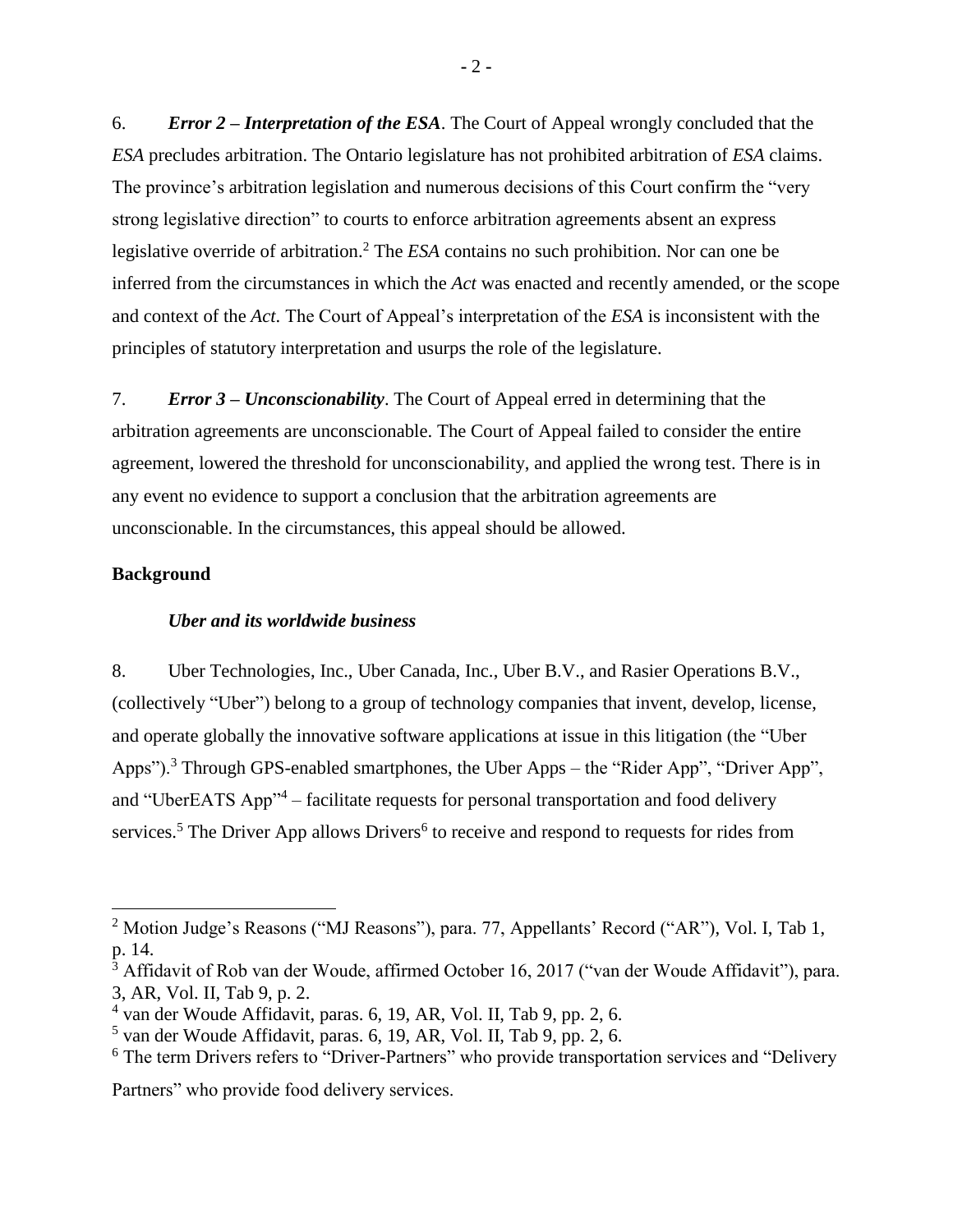6. ***Error 2 – Interpretation of the ESA***. The Court of Appeal wrongly concluded that the *ESA* precludes arbitration. The Ontario legislature has not prohibited arbitration of *ESA* claims. The province's arbitration legislation and numerous decisions of this Court confirm the "very strong legislative direction" to courts to enforce arbitration agreements absent an express legislative override of arbitration.[2] The *ESA* contains no such prohibition. Nor can one be inferred from the circumstances in which the *Act* was enacted and recently amended, or the scope and context of the *Act*. The Court of Appeal's interpretation of the *ESA* is inconsistent with the principles of statutory interpretation and usurps the role of the legislature.

7. ***Error 3 – Unconscionability***. The Court of Appeal erred in determining that the arbitration agreements are unconscionable. The Court of Appeal failed to consider the entire agreement, lowered the threshold for unconscionability, and applied the wrong test. There is in any event no evidence to support a conclusion that the arbitration agreements are unconscionable. In the circumstances, this appeal should be allowed.

**Background**

***Uber and its worldwide business***

8. Uber Technologies, Inc., Uber Canada, Inc., Uber B.V., and Rasier Operations B.V., (collectively "Uber") belong to a group of technology companies that invent, develop, license, and operate globally the innovative software applications at issue in this litigation (the "Uber Apps").[3] Through GPS-enabled smartphones, the Uber Apps – the "Rider App", "Driver App", and "UberEATS App"[4] – facilitate requests for personal transportation and food delivery services.[5] The Driver App allows Drivers[6] to receive and respond to requests for rides from

---

[2] Motion Judge's Reasons ("MJ Reasons"), para. 77, Appellants' Record ("AR"), Vol. I, Tab 1, p. 14.

[3] Affidavit of Rob van der Woude, affirmed October 16, 2017 ("van der Woude Affidavit"), para. 3, AR, Vol. II, Tab 9, p. 2.

[4] van der Woude Affidavit, paras. 6, 19, AR, Vol. II, Tab 9, pp. 2, 6.

[5] van der Woude Affidavit, paras. 6, 19, AR, Vol. II, Tab 9, pp. 2, 6.

[6] The term Drivers refers to "Driver-Partners" who provide transportation services and "Delivery Partners" who provide food delivery services.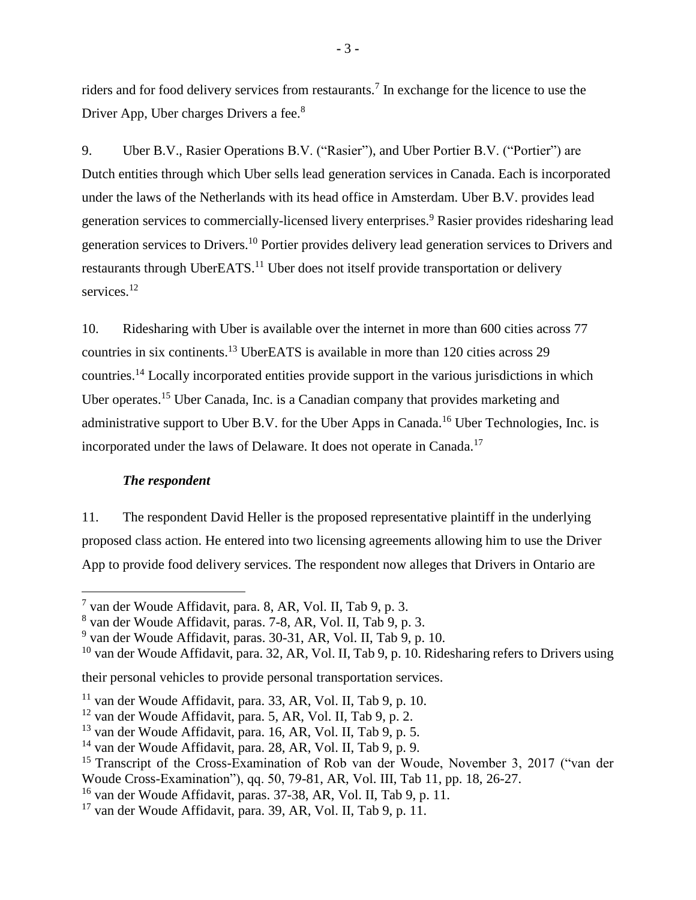riders and for food delivery services from restaurants.[7] In exchange for the licence to use the Driver App, Uber charges Drivers a fee.[8]

9. Uber B.V., Rasier Operations B.V. ("Rasier"), and Uber Portier B.V. ("Portier") are Dutch entities through which Uber sells lead generation services in Canada. Each is incorporated under the laws of the Netherlands with its head office in Amsterdam. Uber B.V. provides lead generation services to commercially-licensed livery enterprises.[9] Rasier provides ridesharing lead generation services to Drivers.[10] Portier provides delivery lead generation services to Drivers and restaurants through UberEATS.[11] Uber does not itself provide transportation or delivery services.[12]

10. Ridesharing with Uber is available over the internet in more than 600 cities across 77 countries in six continents.[13] UberEATS is available in more than 120 cities across 29 countries.[14] Locally incorporated entities provide support in the various jurisdictions in which Uber operates.[15] Uber Canada, Inc. is a Canadian company that provides marketing and administrative support to Uber B.V. for the Uber Apps in Canada.[16] Uber Technologies, Inc. is incorporated under the laws of Delaware. It does not operate in Canada.[17]

### *The respondent*

11. The respondent David Heller is the proposed representative plaintiff in the underlying proposed class action. He entered into two licensing agreements allowing him to use the Driver App to provide food delivery services. The respondent now alleges that Drivers in Ontario are

---

[7] van der Woude Affidavit, para. 8, AR, Vol. II, Tab 9, p. 3.

[8] van der Woude Affidavit, paras. 7-8, AR, Vol. II, Tab 9, p. 3.

[9] van der Woude Affidavit, paras. 30-31, AR, Vol. II, Tab 9, p. 10.

[10] van der Woude Affidavit, para. 32, AR, Vol. II, Tab 9, p. 10. Ridesharing refers to Drivers using their personal vehicles to provide personal transportation services.

[11] van der Woude Affidavit, para. 33, AR, Vol. II, Tab 9, p. 10.

[12] van der Woude Affidavit, para. 5, AR, Vol. II, Tab 9, p. 2.

[13] van der Woude Affidavit, para. 16, AR, Vol. II, Tab 9, p. 5.

[14] van der Woude Affidavit, para. 28, AR, Vol. II, Tab 9, p. 9.

[15] Transcript of the Cross-Examination of Rob van der Woude, November 3, 2017 ("van der Woude Cross-Examination"), qq. 50, 79-81, AR, Vol. III, Tab 11, pp. 18, 26-27.

[16] van der Woude Affidavit, paras. 37-38, AR, Vol. II, Tab 9, p. 11.

[17] van der Woude Affidavit, para. 39, AR, Vol. II, Tab 9, p. 11.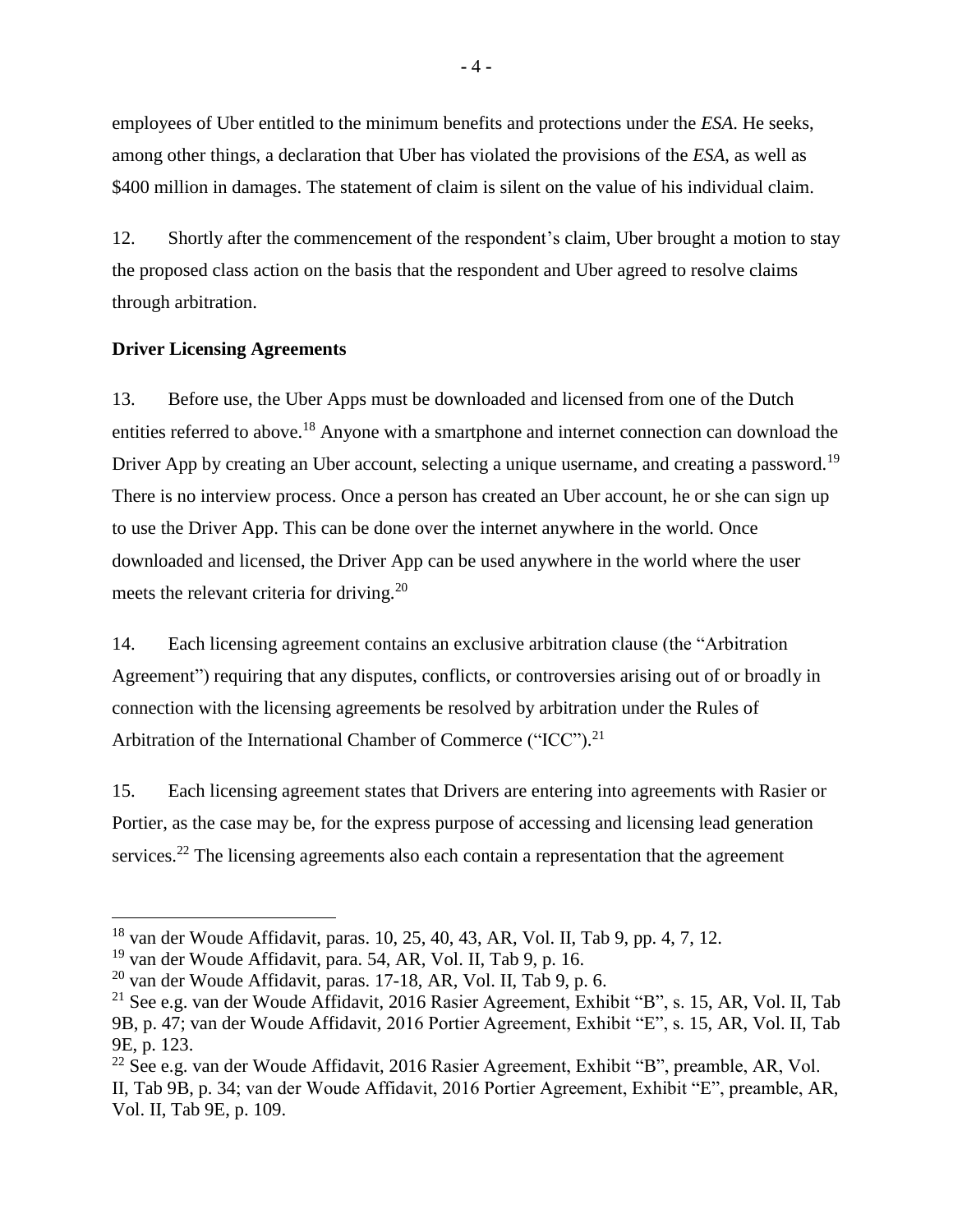employees of Uber entitled to the minimum benefits and protections under the *ESA*. He seeks, among other things, a declaration that Uber has violated the provisions of the *ESA*, as well as $400 million in damages. The statement of claim is silent on the value of his individual claim.

12. Shortly after the commencement of the respondent's claim, Uber brought a motion to stay the proposed class action on the basis that the respondent and Uber agreed to resolve claims through arbitration.

**Driver Licensing Agreements**

13. Before use, the Uber Apps must be downloaded and licensed from one of the Dutch entities referred to above.[18] Anyone with a smartphone and internet connection can download the Driver App by creating an Uber account, selecting a unique username, and creating a password.[19] There is no interview process. Once a person has created an Uber account, he or she can sign up to use the Driver App. This can be done over the internet anywhere in the world. Once downloaded and licensed, the Driver App can be used anywhere in the world where the user meets the relevant criteria for driving.[20]

14. Each licensing agreement contains an exclusive arbitration clause (the "Arbitration Agreement") requiring that any disputes, conflicts, or controversies arising out of or broadly in connection with the licensing agreements be resolved by arbitration under the Rules of Arbitration of the International Chamber of Commerce ("ICC").[21]

15. Each licensing agreement states that Drivers are entering into agreements with Rasier or Portier, as the case may be, for the express purpose of accessing and licensing lead generation services.[22] The licensing agreements also each contain a representation that the agreement

---

[18] van der Woude Affidavit, paras. 10, 25, 40, 43, AR, Vol. II, Tab 9, pp. 4, 7, 12.

[19] van der Woude Affidavit, para. 54, AR, Vol. II, Tab 9, p. 16.

[20] van der Woude Affidavit, paras. 17-18, AR, Vol. II, Tab 9, p. 6.

[21] See e.g. van der Woude Affidavit, 2016 Rasier Agreement, Exhibit "B", s. 15, AR, Vol. II, Tab 9B, p. 47; van der Woude Affidavit, 2016 Portier Agreement, Exhibit "E", s. 15, AR, Vol. II, Tab 9E, p. 123.

[22] See e.g. van der Woude Affidavit, 2016 Rasier Agreement, Exhibit "B", preamble, AR, Vol. II, Tab 9B, p. 34; van der Woude Affidavit, 2016 Portier Agreement, Exhibit "E", preamble, AR, Vol. II, Tab 9E, p. 109.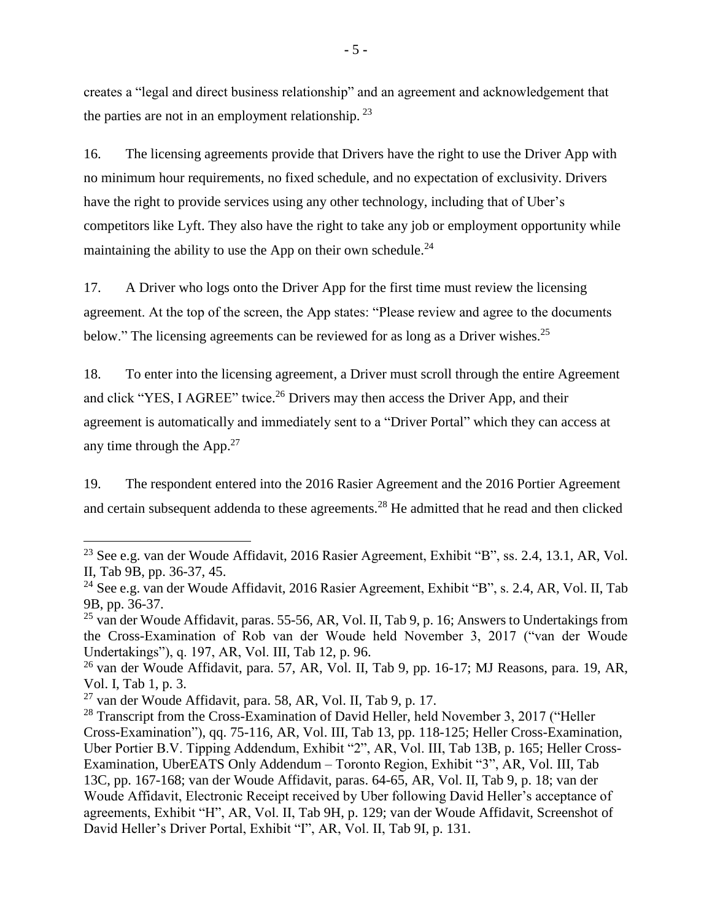creates a "legal and direct business relationship" and an agreement and acknowledgement that the parties are not in an employment relationship.[23]

16. The licensing agreements provide that Drivers have the right to use the Driver App with no minimum hour requirements, no fixed schedule, and no expectation of exclusivity. Drivers have the right to provide services using any other technology, including that of Uber's competitors like Lyft. They also have the right to take any job or employment opportunity while maintaining the ability to use the App on their own schedule.[24]

17. A Driver who logs onto the Driver App for the first time must review the licensing agreement. At the top of the screen, the App states: "Please review and agree to the documents below." The licensing agreements can be reviewed for as long as a Driver wishes.[25]

18. To enter into the licensing agreement, a Driver must scroll through the entire Agreement and click "YES, I AGREE" twice.[26] Drivers may then access the Driver App, and their agreement is automatically and immediately sent to a "Driver Portal" which they can access at any time through the App.[27]

19. The respondent entered into the 2016 Rasier Agreement and the 2016 Portier Agreement and certain subsequent addenda to these agreements.[28] He admitted that he read and then clicked

---

[23] See e.g. van der Woude Affidavit, 2016 Rasier Agreement, Exhibit "B", ss. 2.4, 13.1, AR, Vol. II, Tab 9B, pp. 36-37, 45.

[24] See e.g. van der Woude Affidavit, 2016 Rasier Agreement, Exhibit "B", s. 2.4, AR, Vol. II, Tab 9B, pp. 36-37.

[25] van der Woude Affidavit, paras. 55-56, AR, Vol. II, Tab 9, p. 16; Answers to Undertakings from the Cross-Examination of Rob van der Woude held November 3, 2017 ("van der Woude Undertakings"), q. 197, AR, Vol. III, Tab 12, p. 96.

[26] van der Woude Affidavit, para. 57, AR, Vol. II, Tab 9, pp. 16-17; MJ Reasons, para. 19, AR, Vol. I, Tab 1, p. 3.

[27] van der Woude Affidavit, para. 58, AR, Vol. II, Tab 9, p. 17.

[28] Transcript from the Cross-Examination of David Heller, held November 3, 2017 ("Heller Cross-Examination"), qq. 75-116, AR, Vol. III, Tab 13, pp. 118-125; Heller Cross-Examination, Uber Portier B.V. Tipping Addendum, Exhibit "2", AR, Vol. III, Tab 13B, p. 165; Heller Cross-Examination, UberEATS Only Addendum – Toronto Region, Exhibit "3", AR, Vol. III, Tab 13C, pp. 167-168; van der Woude Affidavit, paras. 64-65, AR, Vol. II, Tab 9, p. 18; van der Woude Affidavit, Electronic Receipt received by Uber following David Heller's acceptance of agreements, Exhibit "H", AR, Vol. II, Tab 9H, p. 129; van der Woude Affidavit, Screenshot of David Heller's Driver Portal, Exhibit "I", AR, Vol. II, Tab 9I, p. 131.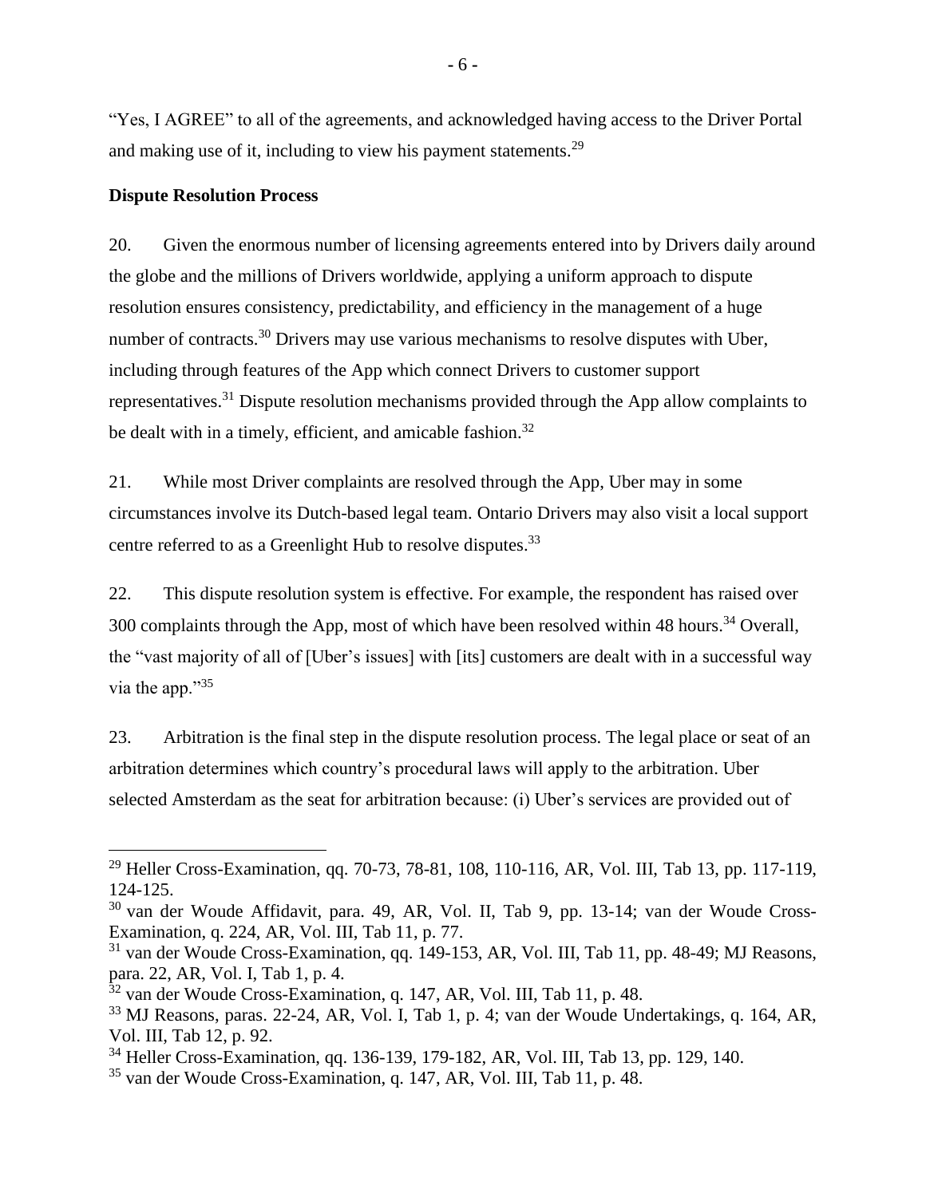"Yes, I AGREE" to all of the agreements, and acknowledged having access to the Driver Portal and making use of it, including to view his payment statements.[29]

**Dispute Resolution Process**

20. Given the enormous number of licensing agreements entered into by Drivers daily around the globe and the millions of Drivers worldwide, applying a uniform approach to dispute resolution ensures consistency, predictability, and efficiency in the management of a huge number of contracts.[30] Drivers may use various mechanisms to resolve disputes with Uber, including through features of the App which connect Drivers to customer support representatives.[31] Dispute resolution mechanisms provided through the App allow complaints to be dealt with in a timely, efficient, and amicable fashion.[32]

21. While most Driver complaints are resolved through the App, Uber may in some circumstances involve its Dutch-based legal team. Ontario Drivers may also visit a local support centre referred to as a Greenlight Hub to resolve disputes.[33]

22. This dispute resolution system is effective. For example, the respondent has raised over 300 complaints through the App, most of which have been resolved within 48 hours.[34] Overall, the "vast majority of all of [Uber's issues] with [its] customers are dealt with in a successful way via the app."[35]

23. Arbitration is the final step in the dispute resolution process. The legal place or seat of an arbitration determines which country's procedural laws will apply to the arbitration. Uber selected Amsterdam as the seat for arbitration because: (i) Uber's services are provided out of

---

[29] Heller Cross-Examination, qq. 70-73, 78-81, 108, 110-116, AR, Vol. III, Tab 13, pp. 117-119, 124-125.

[30] van der Woude Affidavit, para. 49, AR, Vol. II, Tab 9, pp. 13-14; van der Woude Cross-Examination, q. 224, AR, Vol. III, Tab 11, p. 77.

[31] van der Woude Cross-Examination, qq. 149-153, AR, Vol. III, Tab 11, pp. 48-49; MJ Reasons, para. 22, AR, Vol. I, Tab 1, p. 4.

[32] van der Woude Cross-Examination, q. 147, AR, Vol. III, Tab 11, p. 48.

[33] MJ Reasons, paras. 22-24, AR, Vol. I, Tab 1, p. 4; van der Woude Undertakings, q. 164, AR, Vol. III, Tab 12, p. 92.

[34] Heller Cross-Examination, qq. 136-139, 179-182, AR, Vol. III, Tab 13, pp. 129, 140.

[35] van der Woude Cross-Examination, q. 147, AR, Vol. III, Tab 11, p. 48.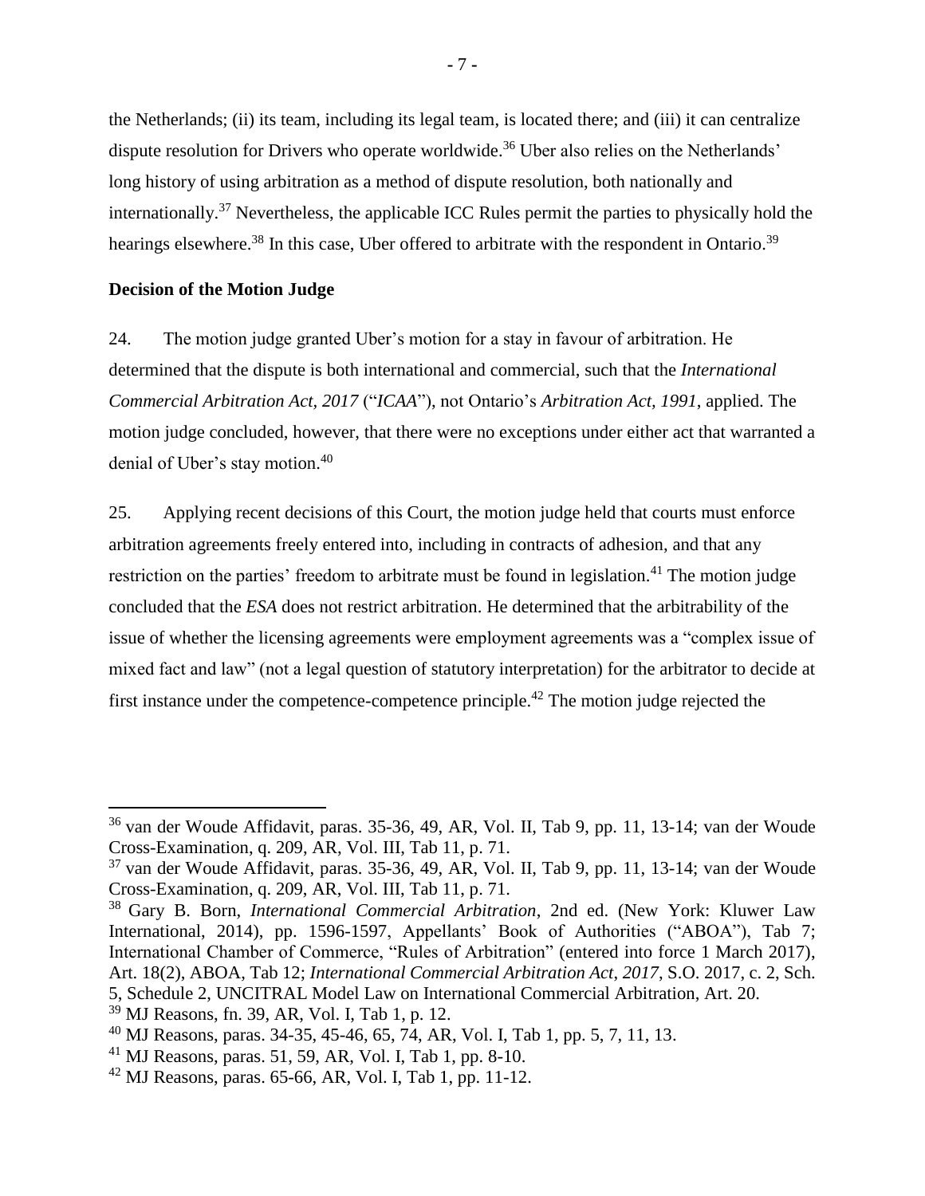the Netherlands; (ii) its team, including its legal team, is located there; and (iii) it can centralize dispute resolution for Drivers who operate worldwide.[36] Uber also relies on the Netherlands' long history of using arbitration as a method of dispute resolution, both nationally and internationally.[37] Nevertheless, the applicable ICC Rules permit the parties to physically hold the hearings elsewhere.[38] In this case, Uber offered to arbitrate with the respondent in Ontario.[39]

**Decision of the Motion Judge**

24. The motion judge granted Uber's motion for a stay in favour of arbitration. He determined that the dispute is both international and commercial, such that the *International Commercial Arbitration Act, 2017* ("*ICAA*"), not Ontario's *Arbitration Act, 1991*, applied. The motion judge concluded, however, that there were no exceptions under either act that warranted a denial of Uber's stay motion.[40]

25. Applying recent decisions of this Court, the motion judge held that courts must enforce arbitration agreements freely entered into, including in contracts of adhesion, and that any restriction on the parties' freedom to arbitrate must be found in legislation.[41] The motion judge concluded that the *ESA* does not restrict arbitration. He determined that the arbitrability of the issue of whether the licensing agreements were employment agreements was a "complex issue of mixed fact and law" (not a legal question of statutory interpretation) for the arbitrator to decide at first instance under the competence-competence principle.[42] The motion judge rejected the

---

[36] van der Woude Affidavit, paras. 35-36, 49, AR, Vol. II, Tab 9, pp. 11, 13-14; van der Woude Cross-Examination, q. 209, AR, Vol. III, Tab 11, p. 71.

[37] van der Woude Affidavit, paras. 35-36, 49, AR, Vol. II, Tab 9, pp. 11, 13-14; van der Woude Cross-Examination, q. 209, AR, Vol. III, Tab 11, p. 71.

[38] Gary B. Born, *International Commercial Arbitration*, 2nd ed. (New York: Kluwer Law International, 2014), pp. 1596-1597, Appellants' Book of Authorities ("ABOA"), Tab 7; International Chamber of Commerce, "Rules of Arbitration" (entered into force 1 March 2017), Art. 18(2), ABOA, Tab 12; *International Commercial Arbitration Act, 2017*, S.O. 2017, c. 2, Sch. 5, Schedule 2, UNCITRAL Model Law on International Commercial Arbitration, Art. 20.

[39] MJ Reasons, fn. 39, AR, Vol. I, Tab 1, p. 12.

[40] MJ Reasons, paras. 34-35, 45-46, 65, 74, AR, Vol. I, Tab 1, pp. 5, 7, 11, 13.

[41] MJ Reasons, paras. 51, 59, AR, Vol. I, Tab 1, pp. 8-10.

[42] MJ Reasons, paras. 65-66, AR, Vol. I, Tab 1, pp. 11-12.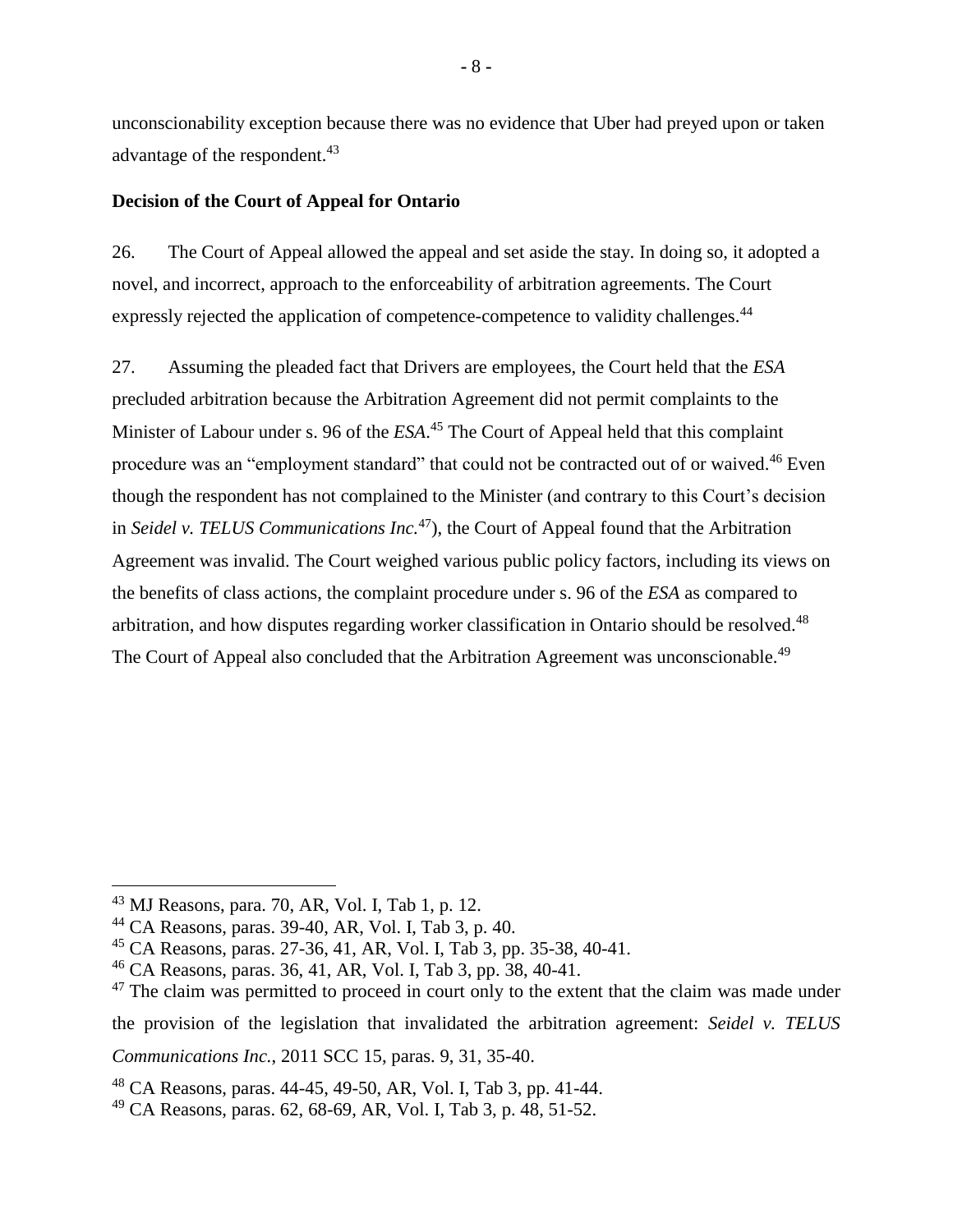unconscionability exception because there was no evidence that Uber had preyed upon or taken advantage of the respondent.[43]

**Decision of the Court of Appeal for Ontario**

26. The Court of Appeal allowed the appeal and set aside the stay. In doing so, it adopted a novel, and incorrect, approach to the enforceability of arbitration agreements. The Court expressly rejected the application of competence-competence to validity challenges.[44]

27. Assuming the pleaded fact that Drivers are employees, the Court held that the *ESA* precluded arbitration because the Arbitration Agreement did not permit complaints to the Minister of Labour under s. 96 of the *ESA*.[45] The Court of Appeal held that this complaint procedure was an "employment standard" that could not be contracted out of or waived.[46] Even though the respondent has not complained to the Minister (and contrary to this Court's decision in *Seidel v. TELUS Communications Inc.*[47]), the Court of Appeal found that the Arbitration Agreement was invalid. The Court weighed various public policy factors, including its views on the benefits of class actions, the complaint procedure under s. 96 of the *ESA* as compared to arbitration, and how disputes regarding worker classification in Ontario should be resolved.[48] The Court of Appeal also concluded that the Arbitration Agreement was unconscionable.[49]

---

[43] MJ Reasons, para. 70, AR, Vol. I, Tab 1, p. 12.

[44] CA Reasons, paras. 39-40, AR, Vol. I, Tab 3, p. 40.

[45] CA Reasons, paras. 27-36, 41, AR, Vol. I, Tab 3, pp. 35-38, 40-41.

[46] CA Reasons, paras. 36, 41, AR, Vol. I, Tab 3, pp. 38, 40-41.

[47] The claim was permitted to proceed in court only to the extent that the claim was made under the provision of the legislation that invalidated the arbitration agreement: *Seidel v. TELUS Communications Inc.*, 2011 SCC 15, paras. 9, 31, 35-40.

[48] CA Reasons, paras. 44-45, 49-50, AR, Vol. I, Tab 3, pp. 41-44.

[49] CA Reasons, paras. 62, 68-69, AR, Vol. I, Tab 3, p. 48, 51-52.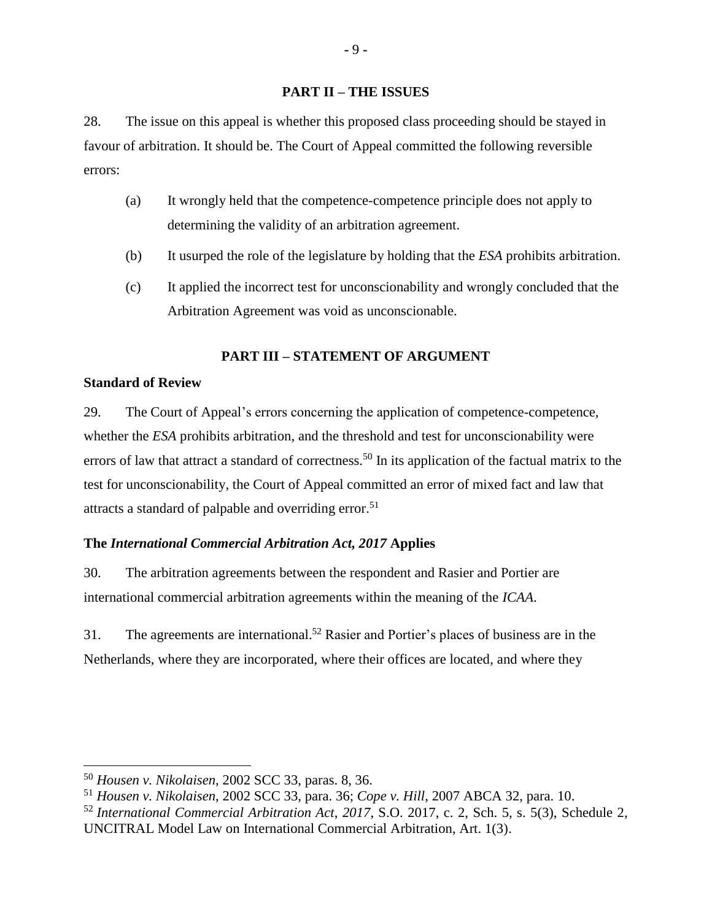## PART II – THE ISSUES

28. The issue on this appeal is whether this proposed class proceeding should be stayed in favour of arbitration. It should be. The Court of Appeal committed the following reversible errors:

(a) It wrongly held that the competence-competence principle does not apply to determining the validity of an arbitration agreement.

(b) It usurped the role of the legislature by holding that the *ESA* prohibits arbitration.

(c) It applied the incorrect test for unconscionability and wrongly concluded that the Arbitration Agreement was void as unconscionable.

## PART III – STATEMENT OF ARGUMENT

### Standard of Review

29. The Court of Appeal's errors concerning the application of competence-competence, whether the *ESA* prohibits arbitration, and the threshold and test for unconscionability were errors of law that attract a standard of correctness.[50] In its application of the factual matrix to the test for unconscionability, the Court of Appeal committed an error of mixed fact and law that attracts a standard of palpable and overriding error.[51]

### The *International Commercial Arbitration Act, 2017* Applies

30. The arbitration agreements between the respondent and Rasier and Portier are international commercial arbitration agreements within the meaning of the *ICAA*.

31. The agreements are international.[52] Rasier and Portier's places of business are in the Netherlands, where they are incorporated, where their offices are located, and where they

---

[50] *Housen v. Nikolaisen*, 2002 SCC 33, paras. 8, 36.

[51] *Housen v. Nikolaisen*, 2002 SCC 33, para. 36; *Cope v. Hill*, 2007 ABCA 32, para. 10.

[52] *International Commercial Arbitration Act*, *2017*, S.O. 2017, c. 2, Sch. 5, s. 5(3), Schedule 2, UNCITRAL Model Law on International Commercial Arbitration, Art. 1(3).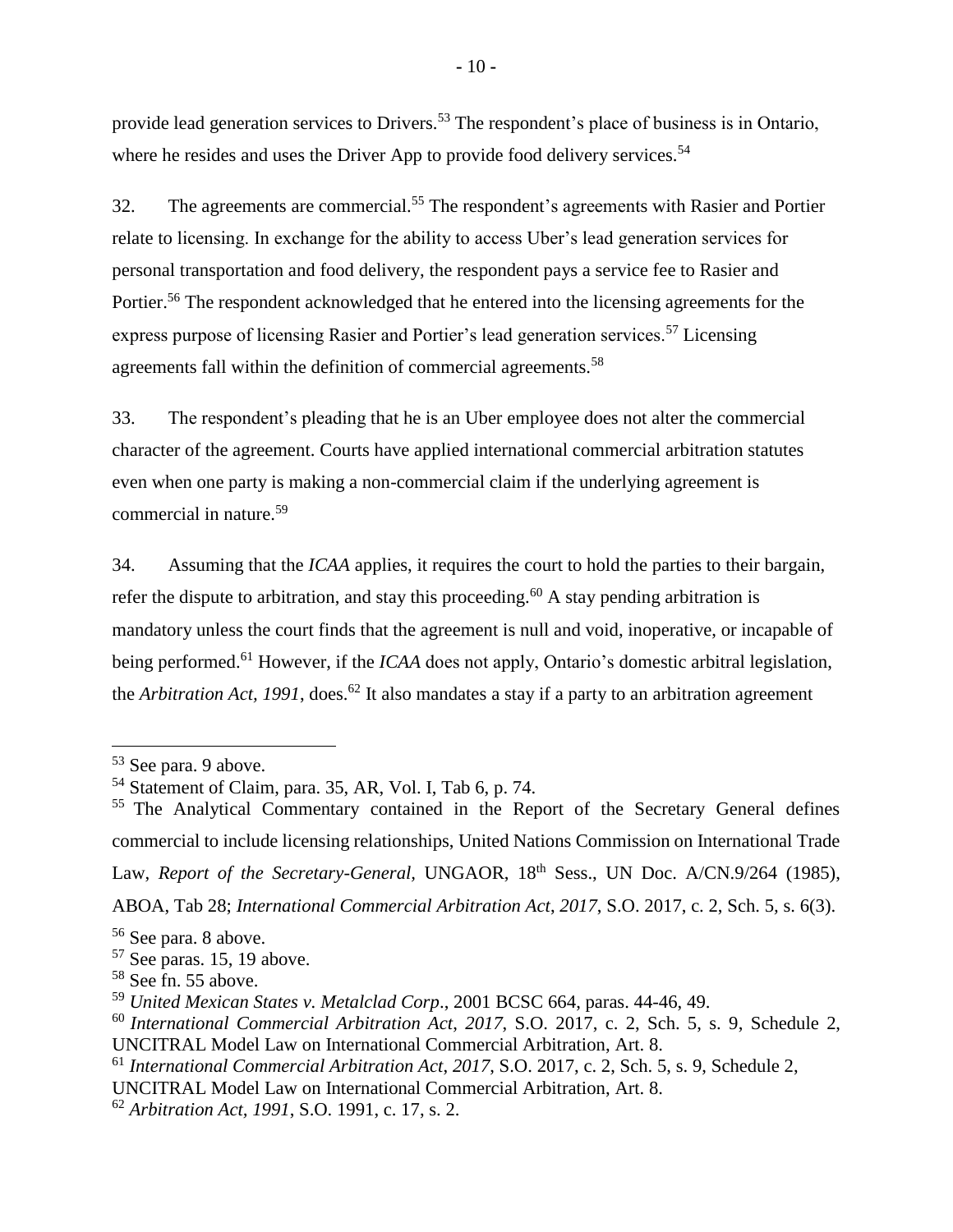provide lead generation services to Drivers.[53] The respondent's place of business is in Ontario, where he resides and uses the Driver App to provide food delivery services.[54]

32. The agreements are commercial.[55] The respondent's agreements with Rasier and Portier relate to licensing. In exchange for the ability to access Uber's lead generation services for personal transportation and food delivery, the respondent pays a service fee to Rasier and Portier.[56] The respondent acknowledged that he entered into the licensing agreements for the express purpose of licensing Rasier and Portier's lead generation services.[57] Licensing agreements fall within the definition of commercial agreements.[58]

33. The respondent's pleading that he is an Uber employee does not alter the commercial character of the agreement. Courts have applied international commercial arbitration statutes even when one party is making a non-commercial claim if the underlying agreement is commercial in nature.[59]

34. Assuming that the *ICAA* applies, it requires the court to hold the parties to their bargain, refer the dispute to arbitration, and stay this proceeding.[60] A stay pending arbitration is mandatory unless the court finds that the agreement is null and void, inoperative, or incapable of being performed.[61] However, if the *ICAA* does not apply, Ontario's domestic arbitral legislation, the *Arbitration Act, 1991*, does.[62] It also mandates a stay if a party to an arbitration agreement

---

[53] See para. 9 above.

[54] Statement of Claim, para. 35, AR, Vol. I, Tab 6, p. 74.

[55] The Analytical Commentary contained in the Report of the Secretary General defines commercial to include licensing relationships, United Nations Commission on International Trade Law, *Report of the Secretary-General*, UNGAOR, 18th Sess., UN Doc. A/CN.9/264 (1985), ABOA, Tab 28; *International Commercial Arbitration Act, 2017*, S.O. 2017, c. 2, Sch. 5, s. 6(3).

[56] See para. 8 above.

[57] See paras. 15, 19 above.

[58] See fn. 55 above.

[59] *United Mexican States v. Metalclad Corp*., 2001 BCSC 664, paras. 44-46, 49.

[60] *International Commercial Arbitration Act, 2017*, S.O. 2017, c. 2, Sch. 5, s. 9, Schedule 2, UNCITRAL Model Law on International Commercial Arbitration, Art. 8.

[61] *International Commercial Arbitration Act, 2017*, S.O. 2017, c. 2, Sch. 5, s. 9, Schedule 2, UNCITRAL Model Law on International Commercial Arbitration, Art. 8.

[62] *Arbitration Act, 1991*, S.O. 1991, c. 17, s. 2.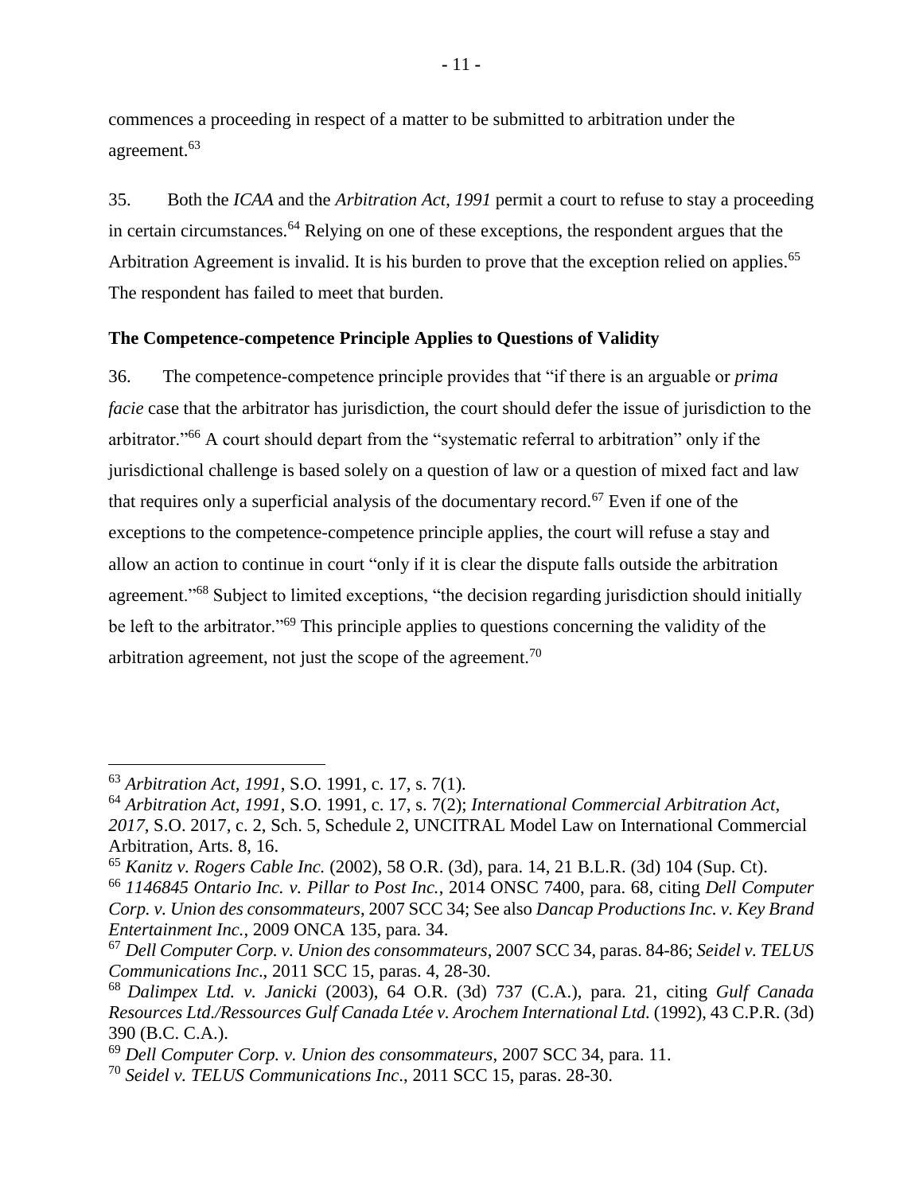commences a proceeding in respect of a matter to be submitted to arbitration under the agreement.[63]

35. Both the *ICAA* and the *Arbitration Act, 1991* permit a court to refuse to stay a proceeding in certain circumstances.[64] Relying on one of these exceptions, the respondent argues that the Arbitration Agreement is invalid. It is his burden to prove that the exception relied on applies.[65] The respondent has failed to meet that burden.

**The Competence-competence Principle Applies to Questions of Validity**

36. The competence-competence principle provides that "if there is an arguable or *prima facie* case that the arbitrator has jurisdiction, the court should defer the issue of jurisdiction to the arbitrator."[66] A court should depart from the "systematic referral to arbitration" only if the jurisdictional challenge is based solely on a question of law or a question of mixed fact and law that requires only a superficial analysis of the documentary record.[67] Even if one of the exceptions to the competence-competence principle applies, the court will refuse a stay and allow an action to continue in court "only if it is clear the dispute falls outside the arbitration agreement."[68] Subject to limited exceptions, "the decision regarding jurisdiction should initially be left to the arbitrator."[69] This principle applies to questions concerning the validity of the arbitration agreement, not just the scope of the agreement.[70]

---

[63] *Arbitration Act, 1991*, S.O. 1991, c. 17, s. 7(1).

[64] *Arbitration Act, 1991*, S.O. 1991, c. 17, s. 7(2); *International Commercial Arbitration Act, 2017*, S.O. 2017, c. 2, Sch. 5, Schedule 2, UNCITRAL Model Law on International Commercial Arbitration, Arts. 8, 16.

[65] *Kanitz v. Rogers Cable Inc.* (2002), 58 O.R. (3d), para. 14, 21 B.L.R. (3d) 104 (Sup. Ct).

[66] *1146845 Ontario Inc. v. Pillar to Post Inc.*, 2014 ONSC 7400, para. 68, citing *Dell Computer Corp. v. Union des consommateurs*, 2007 SCC 34; See also *Dancap Productions Inc. v. Key Brand Entertainment Inc.*, 2009 ONCA 135, para. 34.

[67] *Dell Computer Corp. v. Union des consommateurs*, 2007 SCC 34, paras. 84-86; *Seidel v. TELUS Communications Inc*., 2011 SCC 15, paras. 4, 28-30.

[68] *Dalimpex Ltd. v. Janicki* (2003), 64 O.R. (3d) 737 (C.A.), para. 21, citing *Gulf Canada Resources Ltd./Ressources Gulf Canada Ltée v. Arochem International Ltd.* (1992), 43 C.P.R. (3d) 390 (B.C. C.A.).

[69] *Dell Computer Corp. v. Union des consommateurs*, 2007 SCC 34, para. 11.

[70] *Seidel v. TELUS Communications Inc*., 2011 SCC 15, paras. 28-30.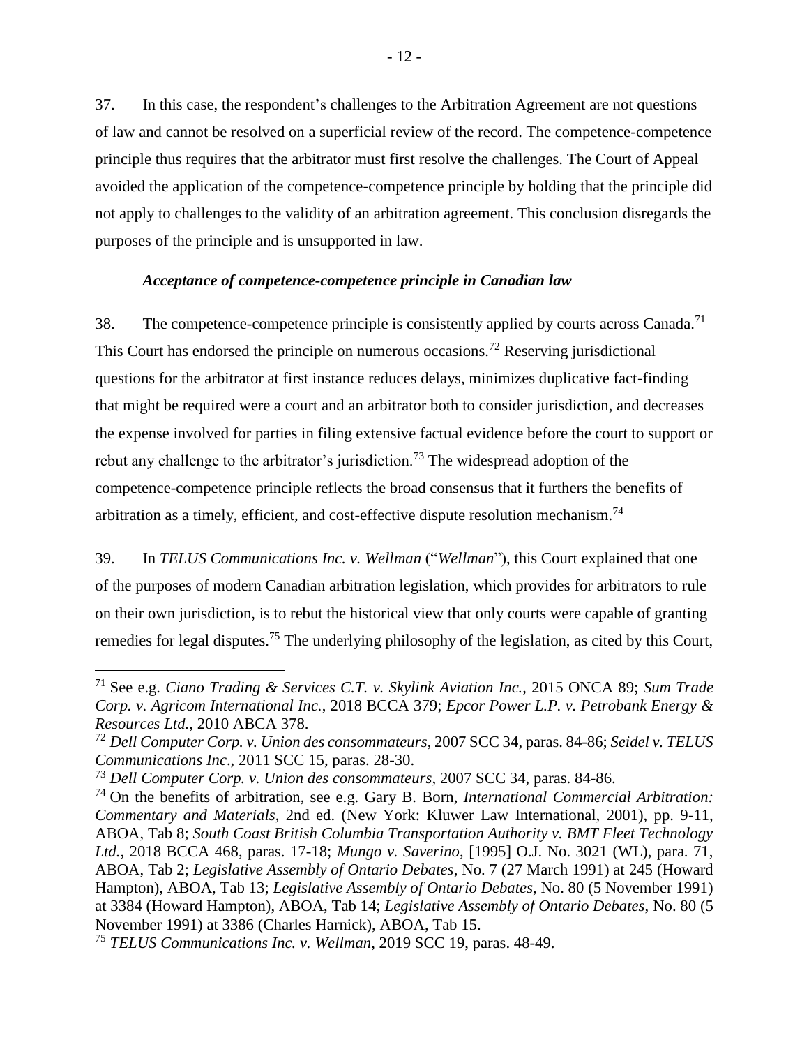37. In this case, the respondent's challenges to the Arbitration Agreement are not questions of law and cannot be resolved on a superficial review of the record. The competence-competence principle thus requires that the arbitrator must first resolve the challenges. The Court of Appeal avoided the application of the competence-competence principle by holding that the principle did not apply to challenges to the validity of an arbitration agreement. This conclusion disregards the purposes of the principle and is unsupported in law.

### *Acceptance of competence-competence principle in Canadian law*

38. The competence-competence principle is consistently applied by courts across Canada.[71] This Court has endorsed the principle on numerous occasions.[72] Reserving jurisdictional questions for the arbitrator at first instance reduces delays, minimizes duplicative fact-finding that might be required were a court and an arbitrator both to consider jurisdiction, and decreases the expense involved for parties in filing extensive factual evidence before the court to support or rebut any challenge to the arbitrator's jurisdiction.[73] The widespread adoption of the competence-competence principle reflects the broad consensus that it furthers the benefits of arbitration as a timely, efficient, and cost-effective dispute resolution mechanism.[74]

39. In *TELUS Communications Inc. v. Wellman* ("*Wellman*"), this Court explained that one of the purposes of modern Canadian arbitration legislation, which provides for arbitrators to rule on their own jurisdiction, is to rebut the historical view that only courts were capable of granting remedies for legal disputes.[75] The underlying philosophy of the legislation, as cited by this Court,

---

[71] See e.g. *Ciano Trading & Services C.T. v. Skylink Aviation Inc.*, 2015 ONCA 89; *Sum Trade Corp. v. Agricom International Inc.*, 2018 BCCA 379; *Epcor Power L.P. v. Petrobank Energy & Resources Ltd.*, 2010 ABCA 378.

[72] *Dell Computer Corp. v. Union des consommateurs*, 2007 SCC 34, paras. 84-86; *Seidel v. TELUS Communications Inc*., 2011 SCC 15, paras. 28-30.

[73] *Dell Computer Corp. v. Union des consommateurs*, 2007 SCC 34, paras. 84-86.

[74] On the benefits of arbitration, see e.g. Gary B. Born, *International Commercial Arbitration: Commentary and Materials*, 2nd ed. (New York: Kluwer Law International, 2001), pp. 9-11, ABOA, Tab 8; *South Coast British Columbia Transportation Authority v. BMT Fleet Technology Ltd.*, 2018 BCCA 468, paras. 17-18; *Mungo v. Saverino*, [1995] O.J. No. 3021 (WL), para. 71, ABOA, Tab 2; *Legislative Assembly of Ontario Debates*, No. 7 (27 March 1991) at 245 (Howard Hampton), ABOA, Tab 13; *Legislative Assembly of Ontario Debates*, No. 80 (5 November 1991) at 3384 (Howard Hampton), ABOA, Tab 14; *Legislative Assembly of Ontario Debates*, No. 80 (5 November 1991) at 3386 (Charles Harnick), ABOA, Tab 15.

[75] *TELUS Communications Inc. v. Wellman*, 2019 SCC 19, paras. 48-49.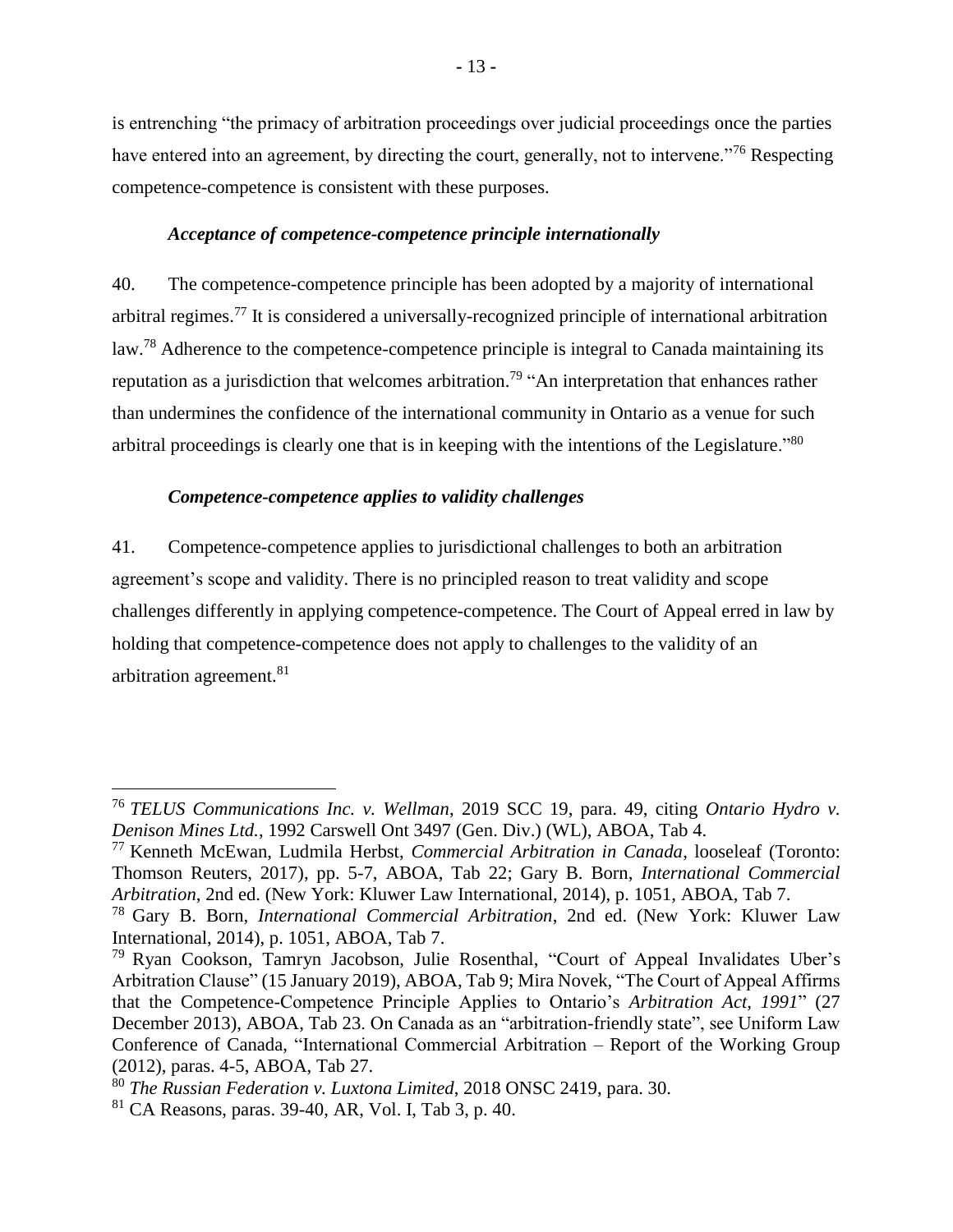is entrenching "the primacy of arbitration proceedings over judicial proceedings once the parties have entered into an agreement, by directing the court, generally, not to intervene."[76] Respecting competence-competence is consistent with these purposes.

### *Acceptance of competence-competence principle internationally*

40. The competence-competence principle has been adopted by a majority of international arbitral regimes.[77] It is considered a universally-recognized principle of international arbitration law.[78] Adherence to the competence-competence principle is integral to Canada maintaining its reputation as a jurisdiction that welcomes arbitration.[79] "An interpretation that enhances rather than undermines the confidence of the international community in Ontario as a venue for such arbitral proceedings is clearly one that is in keeping with the intentions of the Legislature."[80]

### *Competence-competence applies to validity challenges*

41. Competence-competence applies to jurisdictional challenges to both an arbitration agreement's scope and validity. There is no principled reason to treat validity and scope challenges differently in applying competence-competence. The Court of Appeal erred in law by holding that competence-competence does not apply to challenges to the validity of an arbitration agreement.[81]

---

[76] *TELUS Communications Inc. v. Wellman*, 2019 SCC 19, para. 49, citing *Ontario Hydro v. Denison Mines Ltd.*, 1992 Carswell Ont 3497 (Gen. Div.) (WL), ABOA, Tab 4.

[77] Kenneth McEwan, Ludmila Herbst, *Commercial Arbitration in Canada*, looseleaf (Toronto: Thomson Reuters, 2017), pp. 5-7, ABOA, Tab 22; Gary B. Born, *International Commercial Arbitration*, 2nd ed. (New York: Kluwer Law International, 2014), p. 1051, ABOA, Tab 7.

[78] Gary B. Born, *International Commercial Arbitration*, 2nd ed. (New York: Kluwer Law International, 2014), p. 1051, ABOA, Tab 7.

[79] Ryan Cookson, Tamryn Jacobson, Julie Rosenthal, "Court of Appeal Invalidates Uber's Arbitration Clause" (15 January 2019), ABOA, Tab 9; Mira Novek, "The Court of Appeal Affirms that the Competence-Competence Principle Applies to Ontario's *Arbitration Act, 1991*" (27 December 2013), ABOA, Tab 23. On Canada as an "arbitration-friendly state", see Uniform Law Conference of Canada, "International Commercial Arbitration – Report of the Working Group (2012), paras. 4-5, ABOA, Tab 27.

[80] *The Russian Federation v. Luxtona Limited*, 2018 ONSC 2419, para. 30.

[81] CA Reasons, paras. 39-40, AR, Vol. I, Tab 3, p. 40.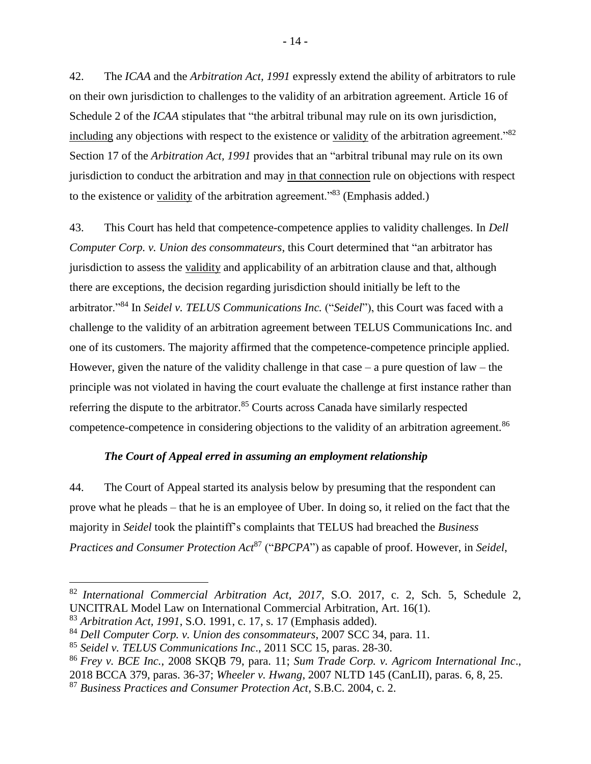42. The *ICAA* and the *Arbitration Act, 1991* expressly extend the ability of arbitrators to rule on their own jurisdiction to challenges to the validity of an arbitration agreement. Article 16 of Schedule 2 of the *ICAA* stipulates that "the arbitral tribunal may rule on its own jurisdiction, <u>including</u> any objections with respect to the existence or <u>validity</u> of the arbitration agreement."[82] Section 17 of the *Arbitration Act, 1991* provides that an "arbitral tribunal may rule on its own jurisdiction to conduct the arbitration and may <u>in that connection</u> rule on objections with respect to the existence or <u>validity</u> of the arbitration agreement."[83] (Emphasis added.)

43. This Court has held that competence-competence applies to validity challenges. In *Dell Computer Corp. v. Union des consommateurs*, this Court determined that "an arbitrator has jurisdiction to assess the <u>validity</u> and applicability of an arbitration clause and that, although there are exceptions, the decision regarding jurisdiction should initially be left to the arbitrator."[84] In *Seidel v. TELUS Communications Inc.* ("*Seidel*"), this Court was faced with a challenge to the validity of an arbitration agreement between TELUS Communications Inc. and one of its customers. The majority affirmed that the competence-competence principle applied. However, given the nature of the validity challenge in that case – a pure question of law – the principle was not violated in having the court evaluate the challenge at first instance rather than referring the dispute to the arbitrator.[85] Courts across Canada have similarly respected competence-competence in considering objections to the validity of an arbitration agreement.[86]

### *The Court of Appeal erred in assuming an employment relationship*

44. The Court of Appeal started its analysis below by presuming that the respondent can prove what he pleads – that he is an employee of Uber. In doing so, it relied on the fact that the majority in *Seidel* took the plaintiff's complaints that TELUS had breached the *Business Practices and Consumer Protection Act*[87] ("*BPCPA*") as capable of proof. However, in *Seidel*,

---

[82] *International Commercial Arbitration Act, 2017*, S.O. 2017, c. 2, Sch. 5, Schedule 2, UNCITRAL Model Law on International Commercial Arbitration, Art. 16(1).

[83] *Arbitration Act, 1991*, S.O. 1991, c. 17, s. 17 (Emphasis added).

[84] *Dell Computer Corp. v. Union des consommateurs*, 2007 SCC 34, para. 11.

[85] *Seidel v. TELUS Communications Inc*., 2011 SCC 15, paras. 28-30.

[86] *Frey v. BCE Inc.*, 2008 SKQB 79, para. 11; *Sum Trade Corp. v. Agricom International Inc*., 2018 BCCA 379, paras. 36-37; *Wheeler v. Hwang*, 2007 NLTD 145 (CanLII), paras. 6, 8, 25.

[87] *Business Practices and Consumer Protection Act*, S.B.C. 2004, c. 2.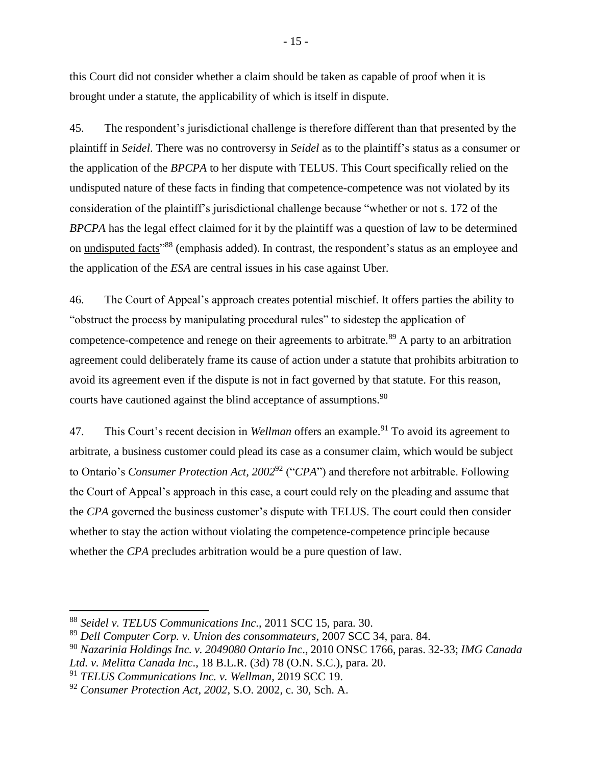this Court did not consider whether a claim should be taken as capable of proof when it is brought under a statute, the applicability of which is itself in dispute.

45. The respondent's jurisdictional challenge is therefore different than that presented by the plaintiff in *Seidel*. There was no controversy in *Seidel* as to the plaintiff's status as a consumer or the application of the *BPCPA* to her dispute with TELUS. This Court specifically relied on the undisputed nature of these facts in finding that competence-competence was not violated by its consideration of the plaintiff's jurisdictional challenge because "whether or not s. 172 of the *BPCPA* has the legal effect claimed for it by the plaintiff was a question of law to be determined on <u>undisputed facts</u>"[88] (emphasis added). In contrast, the respondent's status as an employee and the application of the *ESA* are central issues in his case against Uber.

46. The Court of Appeal's approach creates potential mischief. It offers parties the ability to "obstruct the process by manipulating procedural rules" to sidestep the application of competence-competence and renege on their agreements to arbitrate.[89] A party to an arbitration agreement could deliberately frame its cause of action under a statute that prohibits arbitration to avoid its agreement even if the dispute is not in fact governed by that statute. For this reason, courts have cautioned against the blind acceptance of assumptions.[90]

47. This Court's recent decision in *Wellman* offers an example.[91] To avoid its agreement to arbitrate, a business customer could plead its case as a consumer claim, which would be subject to Ontario's *Consumer Protection Act, 2002*[92] ("*CPA*") and therefore not arbitrable. Following the Court of Appeal's approach in this case, a court could rely on the pleading and assume that the *CPA* governed the business customer's dispute with TELUS. The court could then consider whether to stay the action without violating the competence-competence principle because whether the *CPA* precludes arbitration would be a pure question of law.

---

[88] *Seidel v. TELUS Communications Inc*., 2011 SCC 15, para. 30.

[89] *Dell Computer Corp. v. Union des consommateurs*, 2007 SCC 34, para. 84.

[90] *Nazarinia Holdings Inc. v. 2049080 Ontario Inc*., 2010 ONSC 1766, paras. 32-33; *IMG Canada Ltd. v. Melitta Canada Inc*., 18 B.L.R. (3d) 78 (O.N. S.C.), para. 20.

[91] *TELUS Communications Inc. v. Wellman*, 2019 SCC 19.

[92] *Consumer Protection Act, 2002,* S.O. 2002, c. 30, Sch. A.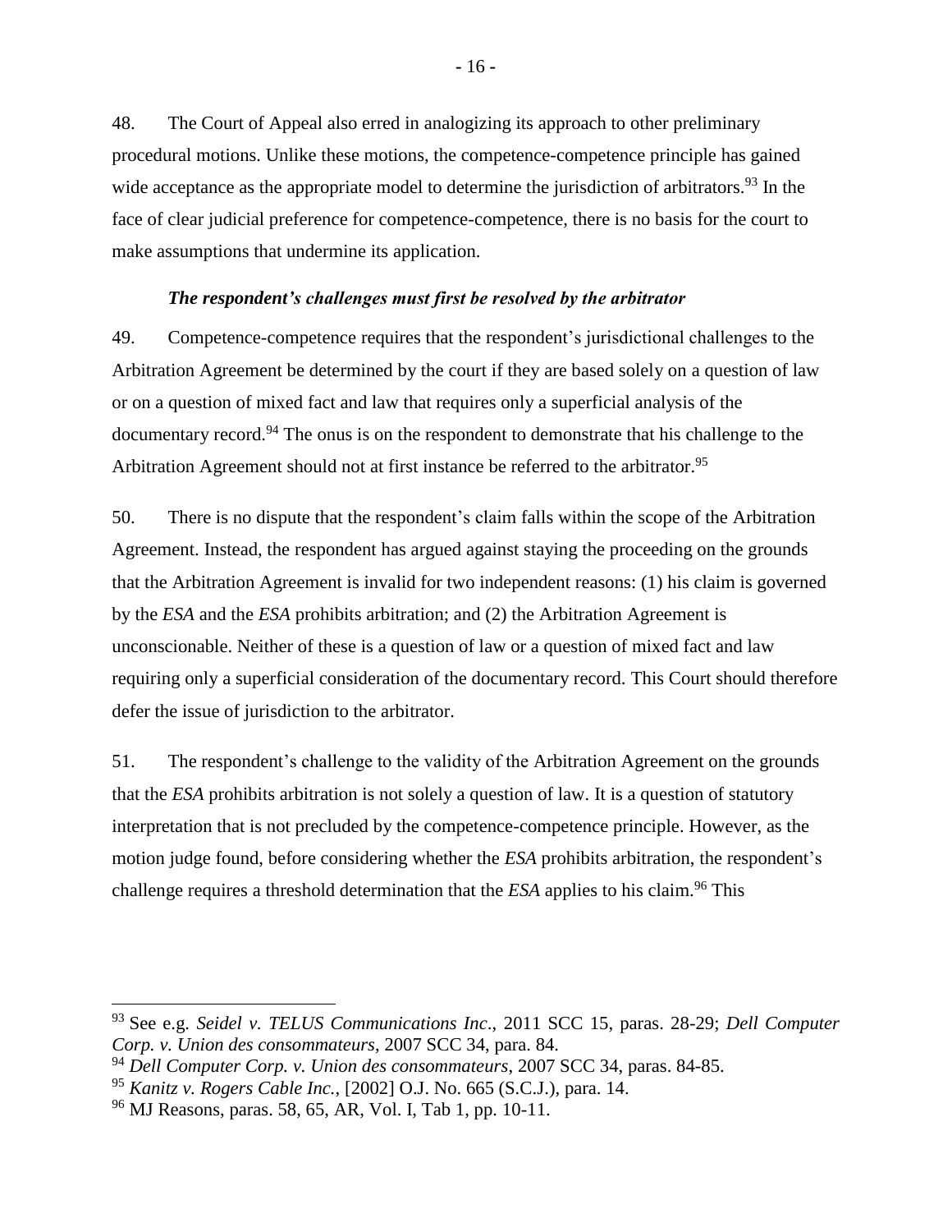48. The Court of Appeal also erred in analogizing its approach to other preliminary procedural motions. Unlike these motions, the competence-competence principle has gained wide acceptance as the appropriate model to determine the jurisdiction of arbitrators.[93] In the face of clear judicial preference for competence-competence, there is no basis for the court to make assumptions that undermine its application.

### *The respondent's challenges must first be resolved by the arbitrator*

49. Competence-competence requires that the respondent's jurisdictional challenges to the Arbitration Agreement be determined by the court if they are based solely on a question of law or on a question of mixed fact and law that requires only a superficial analysis of the documentary record.[94] The onus is on the respondent to demonstrate that his challenge to the Arbitration Agreement should not at first instance be referred to the arbitrator.[95]

50. There is no dispute that the respondent's claim falls within the scope of the Arbitration Agreement. Instead, the respondent has argued against staying the proceeding on the grounds that the Arbitration Agreement is invalid for two independent reasons: (1) his claim is governed by the *ESA* and the *ESA* prohibits arbitration; and (2) the Arbitration Agreement is unconscionable. Neither of these is a question of law or a question of mixed fact and law requiring only a superficial consideration of the documentary record. This Court should therefore defer the issue of jurisdiction to the arbitrator.

51. The respondent's challenge to the validity of the Arbitration Agreement on the grounds that the *ESA* prohibits arbitration is not solely a question of law. It is a question of statutory interpretation that is not precluded by the competence-competence principle. However, as the motion judge found, before considering whether the *ESA* prohibits arbitration, the respondent's challenge requires a threshold determination that the *ESA* applies to his claim.[96] This

---

[93] See e.g. *Seidel v. TELUS Communications Inc.*, 2011 SCC 15, paras. 28-29; *Dell Computer Corp. v. Union des consommateurs*, 2007 SCC 34, para. 84.

[94] *Dell Computer Corp. v. Union des consommateurs*, 2007 SCC 34, paras. 84-85.

[95] *Kanitz v. Rogers Cable Inc.*, [2002] O.J. No. 665 (S.C.J.), para. 14.

[96] MJ Reasons, paras. 58, 65, AR, Vol. I, Tab 1, pp. 10-11.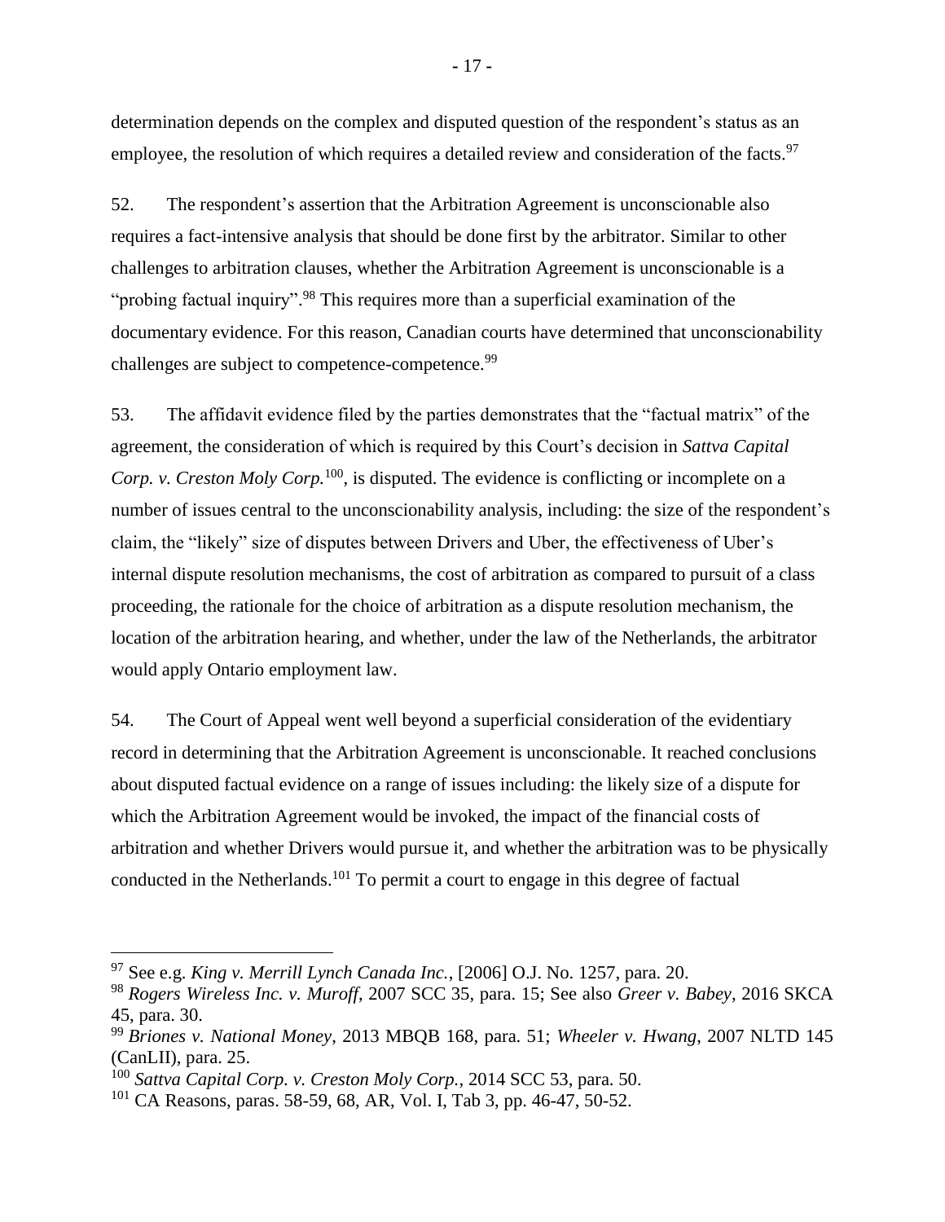determination depends on the complex and disputed question of the respondent's status as an employee, the resolution of which requires a detailed review and consideration of the facts.[97]

52. The respondent's assertion that the Arbitration Agreement is unconscionable also requires a fact-intensive analysis that should be done first by the arbitrator. Similar to other challenges to arbitration clauses, whether the Arbitration Agreement is unconscionable is a "probing factual inquiry".[98] This requires more than a superficial examination of the documentary evidence. For this reason, Canadian courts have determined that unconscionability challenges are subject to competence-competence.[99]

53. The affidavit evidence filed by the parties demonstrates that the "factual matrix" of the agreement, the consideration of which is required by this Court's decision in *Sattva Capital Corp. v. Creston Moly Corp.*[100], is disputed. The evidence is conflicting or incomplete on a number of issues central to the unconscionability analysis, including: the size of the respondent's claim, the "likely" size of disputes between Drivers and Uber, the effectiveness of Uber's internal dispute resolution mechanisms, the cost of arbitration as compared to pursuit of a class proceeding, the rationale for the choice of arbitration as a dispute resolution mechanism, the location of the arbitration hearing, and whether, under the law of the Netherlands, the arbitrator would apply Ontario employment law.

54. The Court of Appeal went well beyond a superficial consideration of the evidentiary record in determining that the Arbitration Agreement is unconscionable. It reached conclusions about disputed factual evidence on a range of issues including: the likely size of a dispute for which the Arbitration Agreement would be invoked, the impact of the financial costs of arbitration and whether Drivers would pursue it, and whether the arbitration was to be physically conducted in the Netherlands.[101] To permit a court to engage in this degree of factual

---

[97] See e.g. *King v. Merrill Lynch Canada Inc.*, [2006] O.J. No. 1257, para. 20.

[98] *Rogers Wireless Inc. v. Muroff*, 2007 SCC 35, para. 15; See also *Greer v. Babey*, 2016 SKCA 45, para. 30.

[99] *Briones v. National Money*, 2013 MBQB 168, para. 51; *Wheeler v. Hwang*, 2007 NLTD 145 (CanLII), para. 25.

[100] *Sattva Capital Corp. v. Creston Moly Corp.*, 2014 SCC 53, para. 50.

[101] CA Reasons, paras. 58-59, 68, AR, Vol. I, Tab 3, pp. 46-47, 50-52.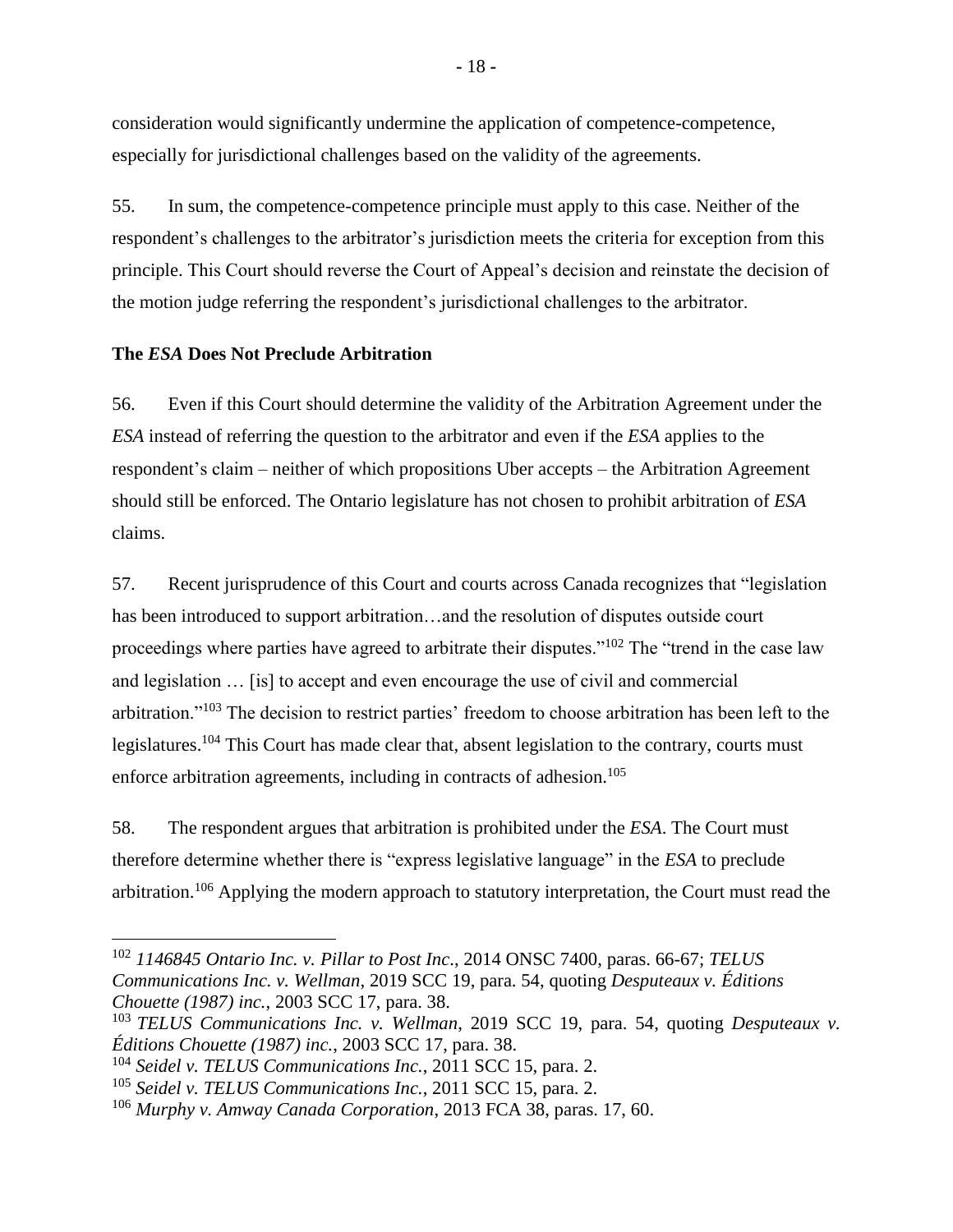consideration would significantly undermine the application of competence-competence, especially for jurisdictional challenges based on the validity of the agreements.

55. In sum, the competence-competence principle must apply to this case. Neither of the respondent's challenges to the arbitrator's jurisdiction meets the criteria for exception from this principle. This Court should reverse the Court of Appeal's decision and reinstate the decision of the motion judge referring the respondent's jurisdictional challenges to the arbitrator.

### The *ESA* Does Not Preclude Arbitration

56. Even if this Court should determine the validity of the Arbitration Agreement under the *ESA* instead of referring the question to the arbitrator and even if the *ESA* applies to the respondent's claim – neither of which propositions Uber accepts – the Arbitration Agreement should still be enforced. The Ontario legislature has not chosen to prohibit arbitration of *ESA* claims.

57. Recent jurisprudence of this Court and courts across Canada recognizes that "legislation has been introduced to support arbitration…and the resolution of disputes outside court proceedings where parties have agreed to arbitrate their disputes."[102] The "trend in the case law and legislation … [is] to accept and even encourage the use of civil and commercial arbitration."[103] The decision to restrict parties' freedom to choose arbitration has been left to the legislatures.[104] This Court has made clear that, absent legislation to the contrary, courts must enforce arbitration agreements, including in contracts of adhesion.[105]

58. The respondent argues that arbitration is prohibited under the *ESA*. The Court must therefore determine whether there is "express legislative language" in the *ESA* to preclude arbitration.[106] Applying the modern approach to statutory interpretation, the Court must read the

---

[102] *1146845 Ontario Inc. v. Pillar to Post Inc.*, 2014 ONSC 7400, paras. 66-67; *TELUS Communications Inc. v. Wellman*, 2019 SCC 19, para. 54, quoting *Desputeaux v. Éditions Chouette (1987) inc.*, 2003 SCC 17, para. 38.

[103] *TELUS Communications Inc. v. Wellman*, 2019 SCC 19, para. 54, quoting *Desputeaux v. Éditions Chouette (1987) inc.*, 2003 SCC 17, para. 38.

[104] *Seidel v. TELUS Communications Inc.*, 2011 SCC 15, para. 2.

[105] *Seidel v. TELUS Communications Inc.*, 2011 SCC 15, para. 2.

[106] *Murphy v. Amway Canada Corporation*, 2013 FCA 38, paras. 17, 60.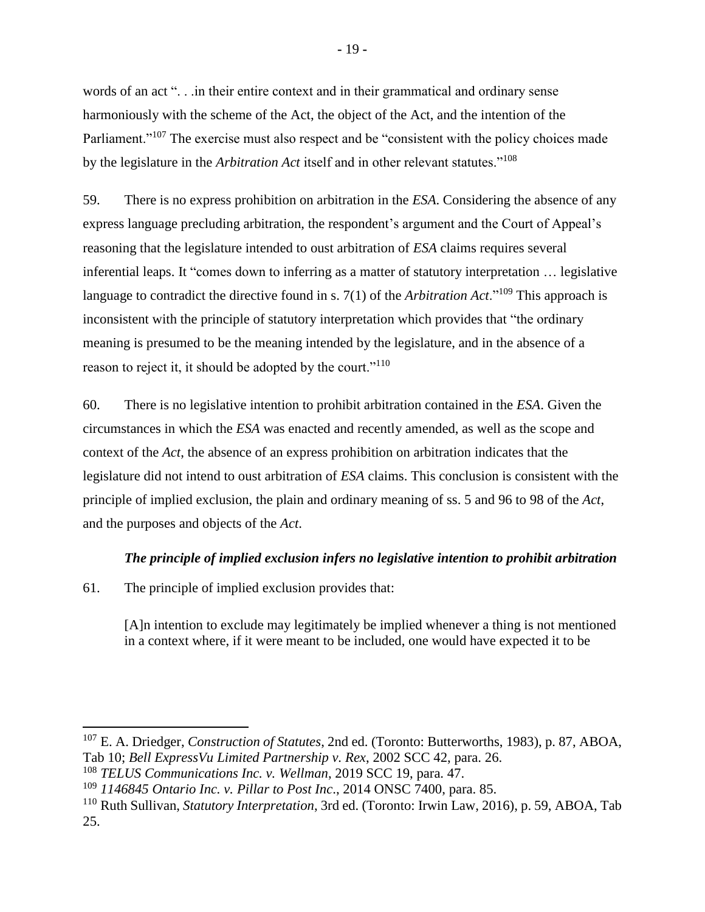words of an act ". . .in their entire context and in their grammatical and ordinary sense harmoniously with the scheme of the Act, the object of the Act, and the intention of the Parliament."[107] The exercise must also respect and be "consistent with the policy choices made by the legislature in the *Arbitration Act* itself and in other relevant statutes."[108]

59. There is no express prohibition on arbitration in the *ESA*. Considering the absence of any express language precluding arbitration, the respondent's argument and the Court of Appeal's reasoning that the legislature intended to oust arbitration of *ESA* claims requires several inferential leaps. It "comes down to inferring as a matter of statutory interpretation … legislative language to contradict the directive found in s. 7(1) of the *Arbitration Act*."[109] This approach is inconsistent with the principle of statutory interpretation which provides that "the ordinary meaning is presumed to be the meaning intended by the legislature, and in the absence of a reason to reject it, it should be adopted by the court."[110]

60. There is no legislative intention to prohibit arbitration contained in the *ESA*. Given the circumstances in which the *ESA* was enacted and recently amended, as well as the scope and context of the *Act*, the absence of an express prohibition on arbitration indicates that the legislature did not intend to oust arbitration of *ESA* claims. This conclusion is consistent with the principle of implied exclusion, the plain and ordinary meaning of ss. 5 and 96 to 98 of the *Act*, and the purposes and objects of the *Act*.

#### ***The principle of implied exclusion infers no legislative intention to prohibit arbitration***

61. The principle of implied exclusion provides that:

> [A]n intention to exclude may legitimately be implied whenever a thing is not mentioned in a context where, if it were meant to be included, one would have expected it to be

---

[107] E. A. Driedger, *Construction of Statutes*, 2nd ed. (Toronto: Butterworths, 1983), p. 87, ABOA, Tab 10; *Bell ExpressVu Limited Partnership v. Rex*, 2002 SCC 42, para. 26.

[108] *TELUS Communications Inc. v. Wellman*, 2019 SCC 19, para. 47.

[109] *1146845 Ontario Inc. v. Pillar to Post Inc*., 2014 ONSC 7400, para. 85.

[110] Ruth Sullivan, *Statutory Interpretation*, 3rd ed. (Toronto: Irwin Law, 2016), p. 59, ABOA, Tab 25.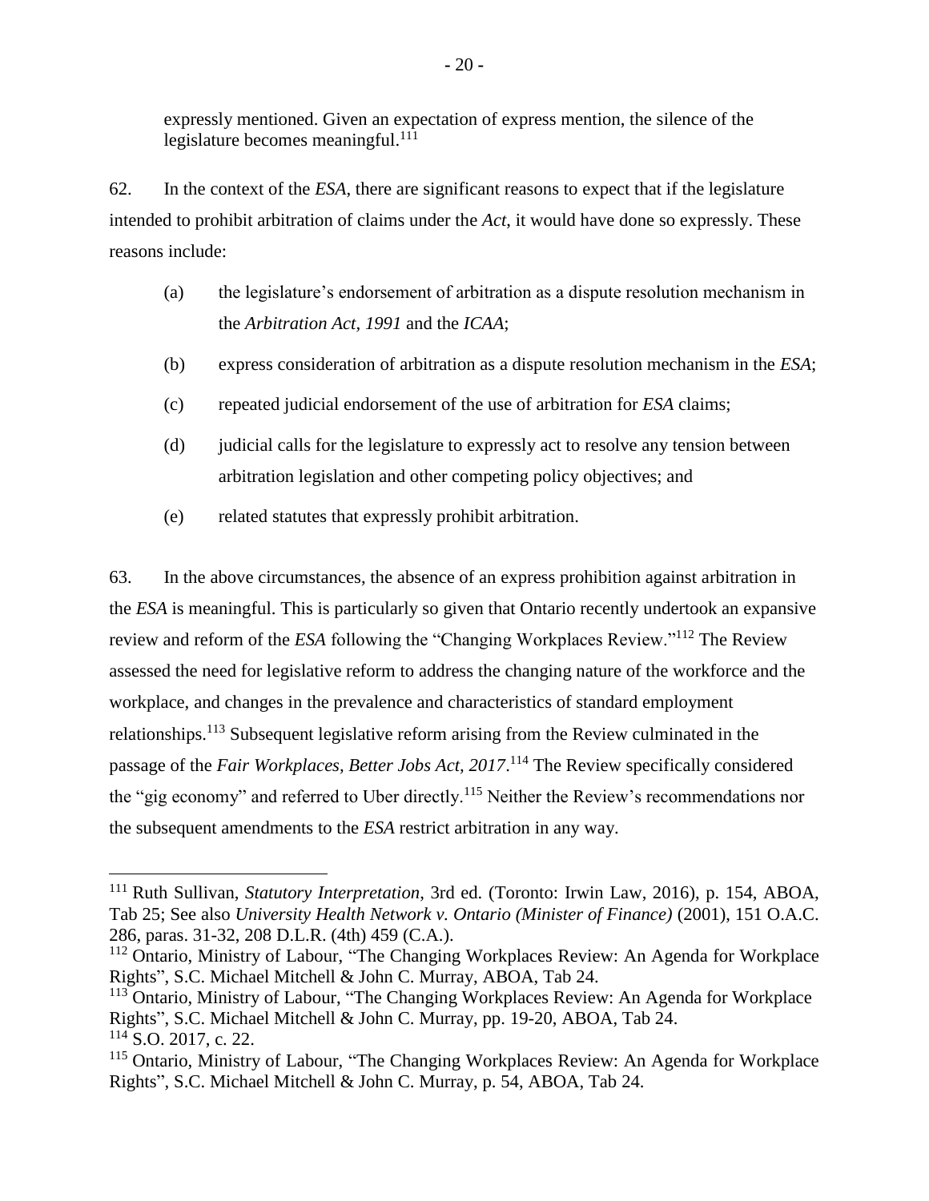expressly mentioned. Given an expectation of express mention, the silence of the legislature becomes meaningful.[111]

62. In the context of the *ESA*, there are significant reasons to expect that if the legislature intended to prohibit arbitration of claims under the *Act*, it would have done so expressly. These reasons include:

(a) the legislature's endorsement of arbitration as a dispute resolution mechanism in the *Arbitration Act, 1991* and the *ICAA*;

(b) express consideration of arbitration as a dispute resolution mechanism in the *ESA*;

(c) repeated judicial endorsement of the use of arbitration for *ESA* claims;

(d) judicial calls for the legislature to expressly act to resolve any tension between arbitration legislation and other competing policy objectives; and

(e) related statutes that expressly prohibit arbitration.

63. In the above circumstances, the absence of an express prohibition against arbitration in the *ESA* is meaningful. This is particularly so given that Ontario recently undertook an expansive review and reform of the *ESA* following the "Changing Workplaces Review."[112] The Review assessed the need for legislative reform to address the changing nature of the workforce and the workplace, and changes in the prevalence and characteristics of standard employment relationships.[113] Subsequent legislative reform arising from the Review culminated in the passage of the *Fair Workplaces, Better Jobs Act, 2017*.[114] The Review specifically considered the "gig economy" and referred to Uber directly.[115] Neither the Review's recommendations nor the subsequent amendments to the *ESA* restrict arbitration in any way.

---

[111] Ruth Sullivan, *Statutory Interpretation*, 3rd ed. (Toronto: Irwin Law, 2016), p. 154, ABOA, Tab 25; See also *University Health Network v. Ontario (Minister of Finance)* (2001), 151 O.A.C. 286, paras. 31-32, 208 D.L.R. (4th) 459 (C.A.).

[112] Ontario, Ministry of Labour, "The Changing Workplaces Review: An Agenda for Workplace Rights", S.C. Michael Mitchell & John C. Murray, ABOA, Tab 24.

[113] Ontario, Ministry of Labour, "The Changing Workplaces Review: An Agenda for Workplace Rights", S.C. Michael Mitchell & John C. Murray, pp. 19-20, ABOA, Tab 24.

[114] S.O. 2017, c. 22.

[115] Ontario, Ministry of Labour, "The Changing Workplaces Review: An Agenda for Workplace Rights", S.C. Michael Mitchell & John C. Murray, p. 54, ABOA, Tab 24.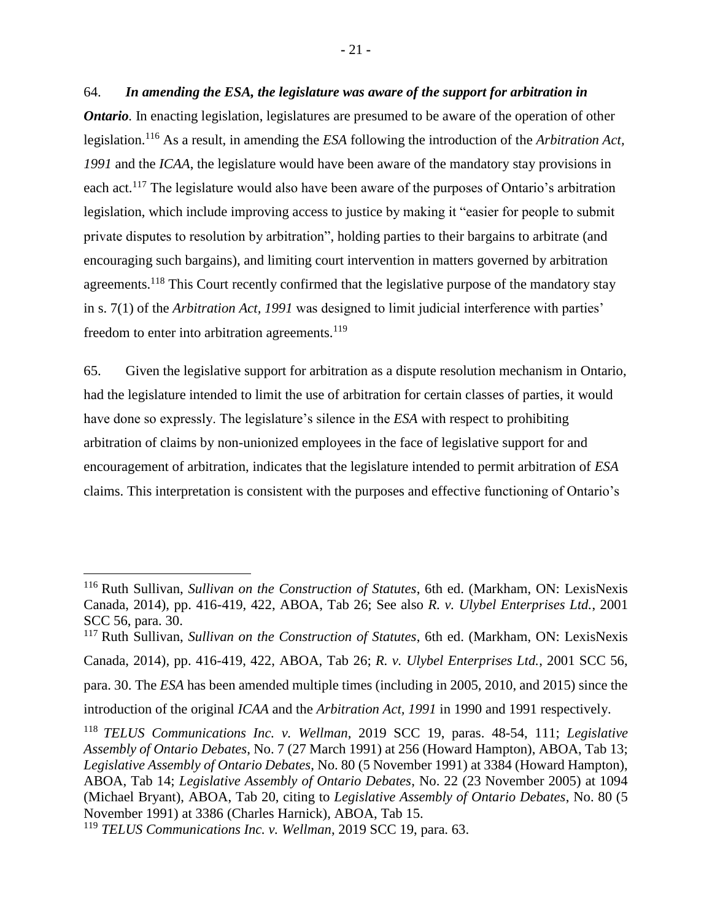64. ***In amending the ESA, the legislature was aware of the support for arbitration in Ontario.*** In enacting legislation, legislatures are presumed to be aware of the operation of other legislation.[116] As a result, in amending the *ESA* following the introduction of the *Arbitration Act, 1991* and the *ICAA*, the legislature would have been aware of the mandatory stay provisions in each act.[117] The legislature would also have been aware of the purposes of Ontario's arbitration legislation, which include improving access to justice by making it "easier for people to submit private disputes to resolution by arbitration", holding parties to their bargains to arbitrate (and encouraging such bargains), and limiting court intervention in matters governed by arbitration agreements.[118] This Court recently confirmed that the legislative purpose of the mandatory stay in s. 7(1) of the *Arbitration Act, 1991* was designed to limit judicial interference with parties' freedom to enter into arbitration agreements.[119]

65. Given the legislative support for arbitration as a dispute resolution mechanism in Ontario, had the legislature intended to limit the use of arbitration for certain classes of parties, it would have done so expressly. The legislature's silence in the *ESA* with respect to prohibiting arbitration of claims by non-unionized employees in the face of legislative support for and encouragement of arbitration, indicates that the legislature intended to permit arbitration of *ESA* claims. This interpretation is consistent with the purposes and effective functioning of Ontario's

---

[116] Ruth Sullivan, *Sullivan on the Construction of Statutes*, 6th ed. (Markham, ON: LexisNexis Canada, 2014), pp. 416-419, 422, ABOA, Tab 26; See also *R. v. Ulybel Enterprises Ltd.*, 2001 SCC 56, para. 30.

[117] Ruth Sullivan, *Sullivan on the Construction of Statutes*, 6th ed. (Markham, ON: LexisNexis Canada, 2014), pp. 416-419, 422, ABOA, Tab 26; *R. v. Ulybel Enterprises Ltd.*, 2001 SCC 56, para. 30. The *ESA* has been amended multiple times (including in 2005, 2010, and 2015) since the introduction of the original *ICAA* and the *Arbitration Act, 1991* in 1990 and 1991 respectively.

[118] *TELUS Communications Inc. v. Wellman*, 2019 SCC 19, paras. 48-54, 111; *Legislative Assembly of Ontario Debates*, No. 7 (27 March 1991) at 256 (Howard Hampton), ABOA, Tab 13; *Legislative Assembly of Ontario Debates*, No. 80 (5 November 1991) at 3384 (Howard Hampton), ABOA, Tab 14; *Legislative Assembly of Ontario Debates*, No. 22 (23 November 2005) at 1094 (Michael Bryant), ABOA, Tab 20, citing to *Legislative Assembly of Ontario Debates*, No. 80 (5 November 1991) at 3386 (Charles Harnick), ABOA, Tab 15.

[119] *TELUS Communications Inc. v. Wellman*, 2019 SCC 19, para. 63.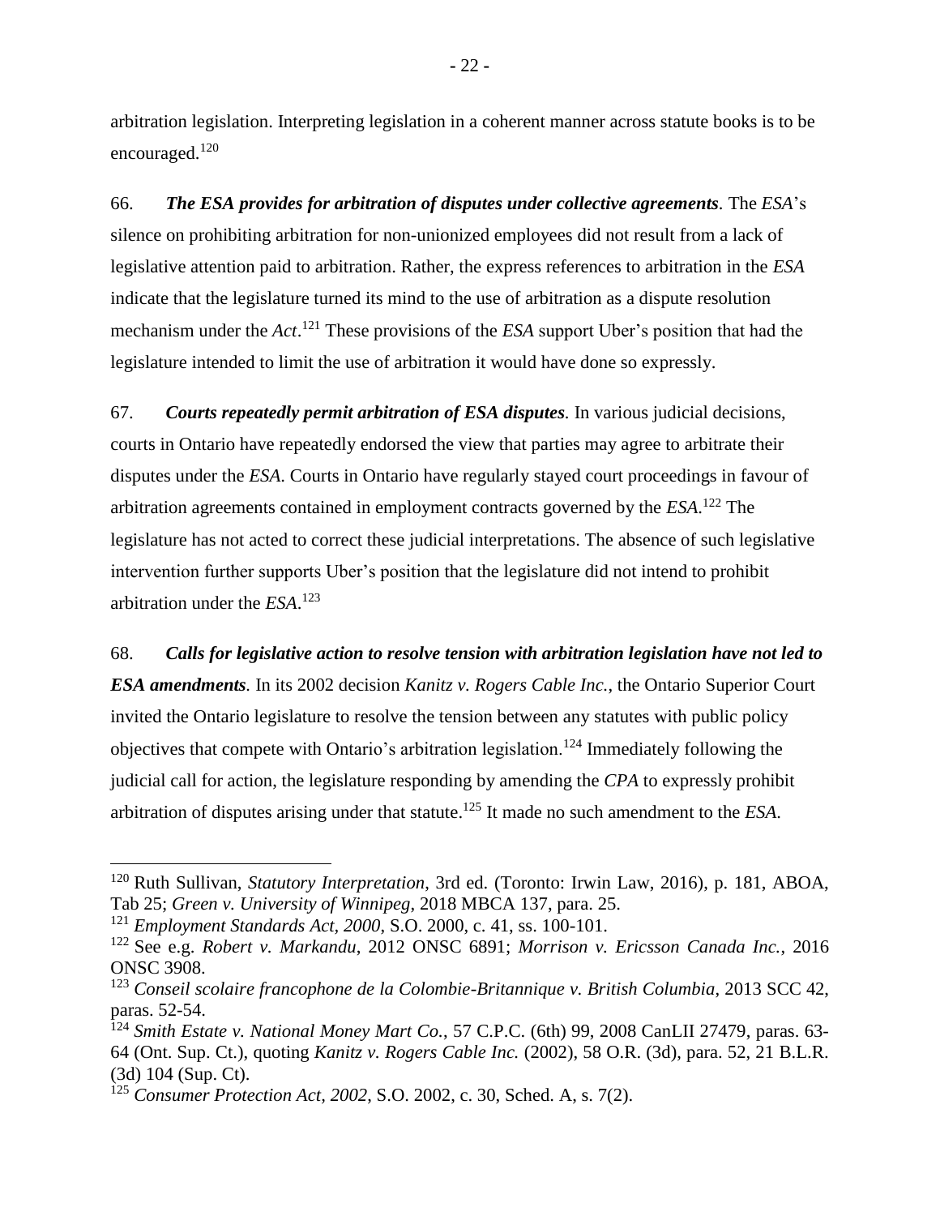arbitration legislation. Interpreting legislation in a coherent manner across statute books is to be encouraged.[120]

66. ***The ESA provides for arbitration of disputes under collective agreements***. The *ESA*'s silence on prohibiting arbitration for non-unionized employees did not result from a lack of legislative attention paid to arbitration. Rather, the express references to arbitration in the *ESA* indicate that the legislature turned its mind to the use of arbitration as a dispute resolution mechanism under the *Act*.[121] These provisions of the *ESA* support Uber's position that had the legislature intended to limit the use of arbitration it would have done so expressly.

67. ***Courts repeatedly permit arbitration of ESA disputes***. In various judicial decisions, courts in Ontario have repeatedly endorsed the view that parties may agree to arbitrate their disputes under the *ESA*. Courts in Ontario have regularly stayed court proceedings in favour of arbitration agreements contained in employment contracts governed by the *ESA*.[122] The legislature has not acted to correct these judicial interpretations. The absence of such legislative intervention further supports Uber's position that the legislature did not intend to prohibit arbitration under the *ESA*.[123]

68. ***Calls for legislative action to resolve tension with arbitration legislation have not led to ESA amendments***. In its 2002 decision *Kanitz v. Rogers Cable Inc.*, the Ontario Superior Court invited the Ontario legislature to resolve the tension between any statutes with public policy objectives that compete with Ontario's arbitration legislation.[124] Immediately following the judicial call for action, the legislature responding by amending the *CPA* to expressly prohibit arbitration of disputes arising under that statute.[125] It made no such amendment to the *ESA*.

---

[120] Ruth Sullivan, *Statutory Interpretation*, 3rd ed. (Toronto: Irwin Law, 2016), p. 181, ABOA, Tab 25; *Green v. University of Winnipeg*, 2018 MBCA 137, para. 25.

[121] *Employment Standards Act, 2000*, S.O. 2000, c. 41, ss. 100-101.

[122] See e.g. *Robert v. Markandu*, 2012 ONSC 6891; *Morrison v. Ericsson Canada Inc.*, 2016 ONSC 3908.

[123] *Conseil scolaire francophone de la Colombie-Britannique v. British Columbia*, 2013 SCC 42, paras. 52-54.

[124] *Smith Estate v. National Money Mart Co.*, 57 C.P.C. (6th) 99, 2008 CanLII 27479, paras. 63-64 (Ont. Sup. Ct.), quoting *Kanitz v. Rogers Cable Inc.* (2002), 58 O.R. (3d), para. 52, 21 B.L.R. (3d) 104 (Sup. Ct).

[125] *Consumer Protection Act, 2002*, S.O. 2002, c. 30, Sched. A, s. 7(2).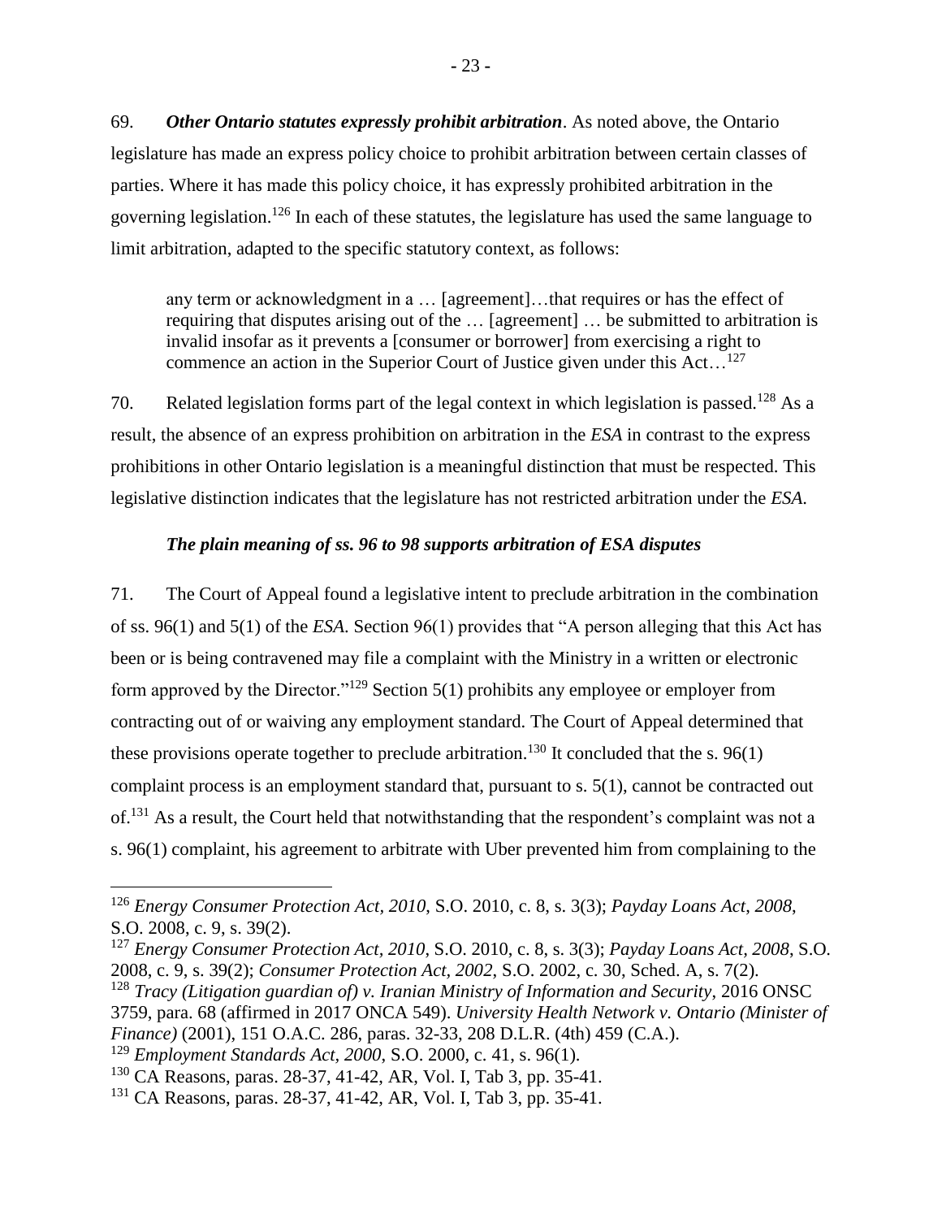69. ***Other Ontario statutes expressly prohibit arbitration***. As noted above, the Ontario legislature has made an express policy choice to prohibit arbitration between certain classes of parties. Where it has made this policy choice, it has expressly prohibited arbitration in the governing legislation.[126] In each of these statutes, the legislature has used the same language to limit arbitration, adapted to the specific statutory context, as follows:

> any term or acknowledgment in a … [agreement]…that requires or has the effect of requiring that disputes arising out of the … [agreement] … be submitted to arbitration is invalid insofar as it prevents a [consumer or borrower] from exercising a right to commence an action in the Superior Court of Justice given under this Act…[127]

70. Related legislation forms part of the legal context in which legislation is passed.[128] As a result, the absence of an express prohibition on arbitration in the *ESA* in contrast to the express prohibitions in other Ontario legislation is a meaningful distinction that must be respected. This legislative distinction indicates that the legislature has not restricted arbitration under the *ESA*.

### *The plain meaning of ss. 96 to 98 supports arbitration of ESA disputes*

71. The Court of Appeal found a legislative intent to preclude arbitration in the combination of ss. 96(1) and 5(1) of the *ESA*. Section 96(1) provides that "A person alleging that this Act has been or is being contravened may file a complaint with the Ministry in a written or electronic form approved by the Director."[129] Section 5(1) prohibits any employee or employer from contracting out of or waiving any employment standard. The Court of Appeal determined that these provisions operate together to preclude arbitration.[130] It concluded that the s. 96(1) complaint process is an employment standard that, pursuant to s. 5(1), cannot be contracted out of.[131] As a result, the Court held that notwithstanding that the respondent's complaint was not a s. 96(1) complaint, his agreement to arbitrate with Uber prevented him from complaining to the

---

[126] *Energy Consumer Protection Act, 2010*, S.O. 2010, c. 8, s. 3(3); *Payday Loans Act, 2008*, S.O. 2008, c. 9, s. 39(2).

[127] *Energy Consumer Protection Act, 2010*, S.O. 2010, c. 8, s. 3(3); *Payday Loans Act, 2008*, S.O. 2008, c. 9, s. 39(2); *Consumer Protection Act, 2002*, S.O. 2002, c. 30, Sched. A, s. 7(2).

[128] *Tracy (Litigation guardian of) v. Iranian Ministry of Information and Security*, 2016 ONSC 3759, para. 68 (affirmed in 2017 ONCA 549). *University Health Network v. Ontario (Minister of Finance)* (2001), 151 O.A.C. 286, paras. 32-33, 208 D.L.R. (4th) 459 (C.A.).

[129] *Employment Standards Act, 2000*, S.O. 2000, c. 41, s. 96(1).

[130] CA Reasons, paras. 28-37, 41-42, AR, Vol. I, Tab 3, pp. 35-41.

[131] CA Reasons, paras. 28-37, 41-42, AR, Vol. I, Tab 3, pp. 35-41.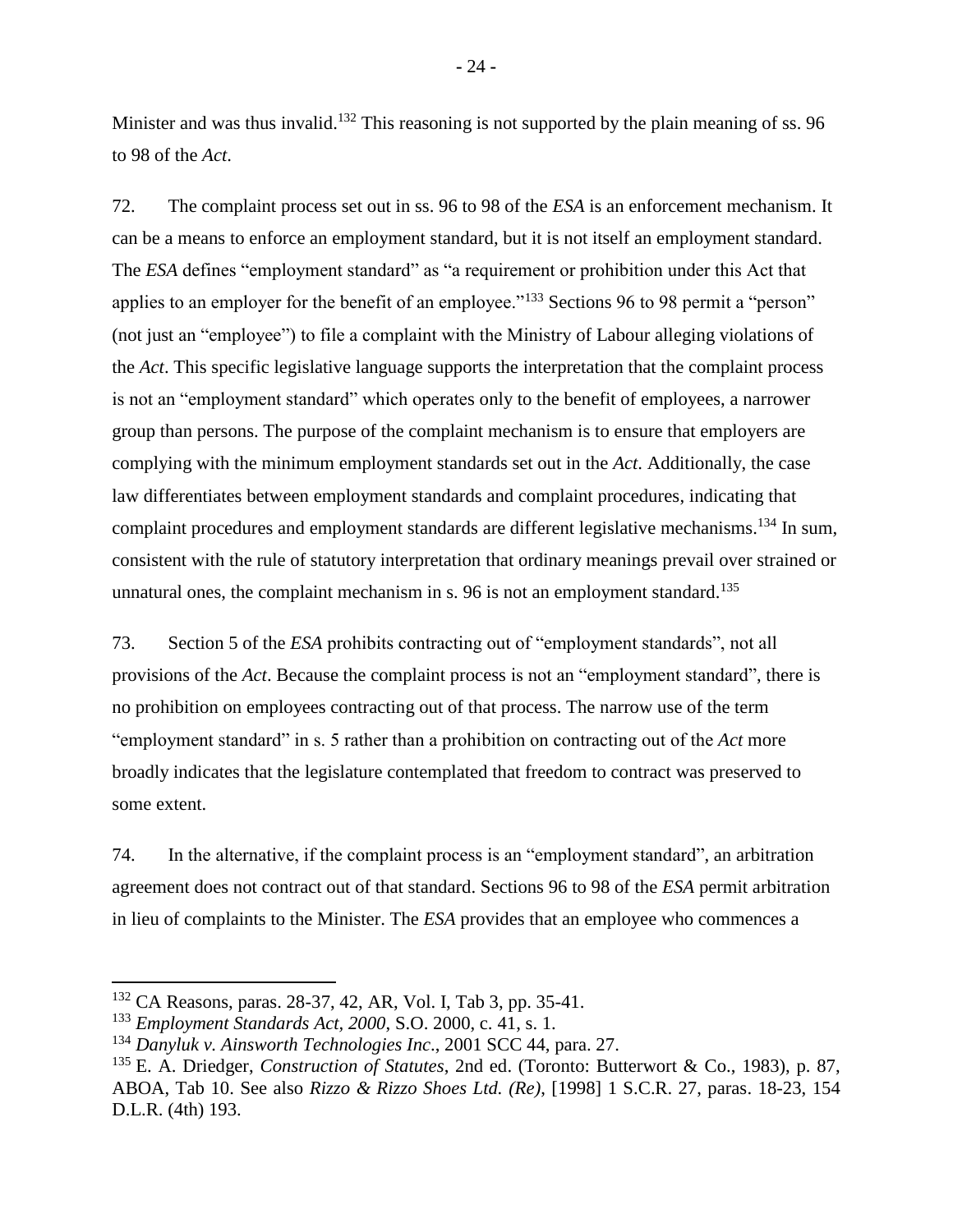Minister and was thus invalid.[132] This reasoning is not supported by the plain meaning of ss. 96 to 98 of the *Act*.

72. The complaint process set out in ss. 96 to 98 of the *ESA* is an enforcement mechanism. It can be a means to enforce an employment standard, but it is not itself an employment standard. The *ESA* defines "employment standard" as "a requirement or prohibition under this Act that applies to an employer for the benefit of an employee."[133] Sections 96 to 98 permit a "person" (not just an "employee") to file a complaint with the Ministry of Labour alleging violations of the *Act*. This specific legislative language supports the interpretation that the complaint process is not an "employment standard" which operates only to the benefit of employees, a narrower group than persons. The purpose of the complaint mechanism is to ensure that employers are complying with the minimum employment standards set out in the *Act*. Additionally, the case law differentiates between employment standards and complaint procedures, indicating that complaint procedures and employment standards are different legislative mechanisms.[134] In sum, consistent with the rule of statutory interpretation that ordinary meanings prevail over strained or unnatural ones, the complaint mechanism in s. 96 is not an employment standard.[135]

73. Section 5 of the *ESA* prohibits contracting out of "employment standards", not all provisions of the *Act*. Because the complaint process is not an "employment standard", there is no prohibition on employees contracting out of that process. The narrow use of the term "employment standard" in s. 5 rather than a prohibition on contracting out of the *Act* more broadly indicates that the legislature contemplated that freedom to contract was preserved to some extent.

74. In the alternative, if the complaint process is an "employment standard", an arbitration agreement does not contract out of that standard. Sections 96 to 98 of the *ESA* permit arbitration in lieu of complaints to the Minister. The *ESA* provides that an employee who commences a

---

[132] CA Reasons, paras. 28-37, 42, AR, Vol. I, Tab 3, pp. 35-41.

[133] *Employment Standards Act, 2000*, S.O. 2000, c. 41, s. 1.

[134] *Danyluk v. Ainsworth Technologies Inc*., 2001 SCC 44, para. 27.

[135] E. A. Driedger, *Construction of Statutes*, 2nd ed. (Toronto: Butterwort & Co., 1983), p. 87, ABOA, Tab 10. See also *Rizzo & Rizzo Shoes Ltd. (Re)*, [1998] 1 S.C.R. 27, paras. 18-23, 154 D.L.R. (4th) 193.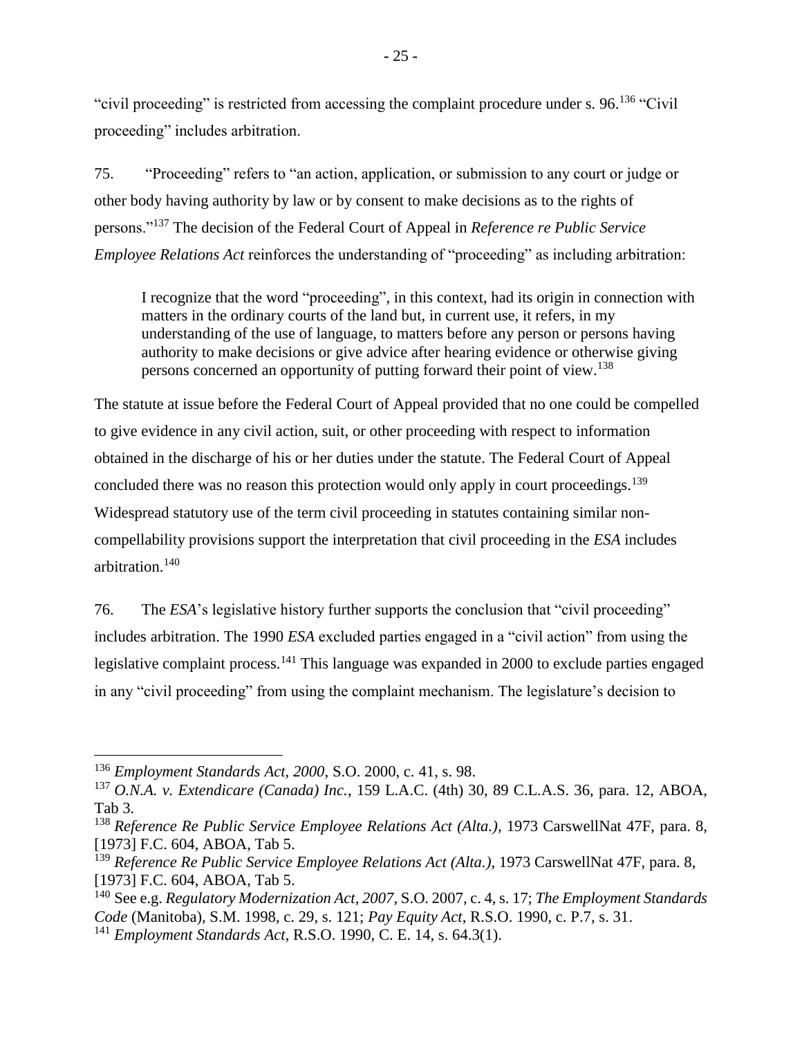"civil proceeding" is restricted from accessing the complaint procedure under s. 96.[136] "Civil proceeding" includes arbitration.

75. "Proceeding" refers to "an action, application, or submission to any court or judge or other body having authority by law or by consent to make decisions as to the rights of persons."[137] The decision of the Federal Court of Appeal in *Reference re Public Service Employee Relations Act* reinforces the understanding of "proceeding" as including arbitration:

> I recognize that the word "proceeding", in this context, had its origin in connection with matters in the ordinary courts of the land but, in current use, it refers, in my understanding of the use of language, to matters before any person or persons having authority to make decisions or give advice after hearing evidence or otherwise giving persons concerned an opportunity of putting forward their point of view.[138]

The statute at issue before the Federal Court of Appeal provided that no one could be compelled to give evidence in any civil action, suit, or other proceeding with respect to information obtained in the discharge of his or her duties under the statute. The Federal Court of Appeal concluded there was no reason this protection would only apply in court proceedings.[139] Widespread statutory use of the term civil proceeding in statutes containing similar non-compellability provisions support the interpretation that civil proceeding in the *ESA* includes arbitration.[140]

76. The *ESA*'s legislative history further supports the conclusion that "civil proceeding" includes arbitration. The 1990 *ESA* excluded parties engaged in a "civil action" from using the legislative complaint process.[141] This language was expanded in 2000 to exclude parties engaged in any "civil proceeding" from using the complaint mechanism. The legislature's decision to

---

[136] *Employment Standards Act, 2000*, S.O. 2000, c. 41, s. 98.

[137] *O.N.A. v. Extendicare (Canada) Inc.*, 159 L.A.C. (4th) 30, 89 C.L.A.S. 36, para. 12, ABOA, Tab 3.

[138] *Reference Re Public Service Employee Relations Act (Alta.)*, 1973 CarswellNat 47F, para. 8, [1973] F.C. 604, ABOA, Tab 5.

[139] *Reference Re Public Service Employee Relations Act (Alta.)*, 1973 CarswellNat 47F, para. 8, [1973] F.C. 604, ABOA, Tab 5.

[140] See e.g. *Regulatory Modernization Act, 2007*, S.O. 2007, c. 4, s. 17; *The Employment Standards Code* (Manitoba), S.M. 1998, c. 29, s. 121; *Pay Equity Act*, R.S.O. 1990, c. P.7, s. 31.

[141] *Employment Standards Act*, R.S.O. 1990, C. E. 14, s. 64.3(1).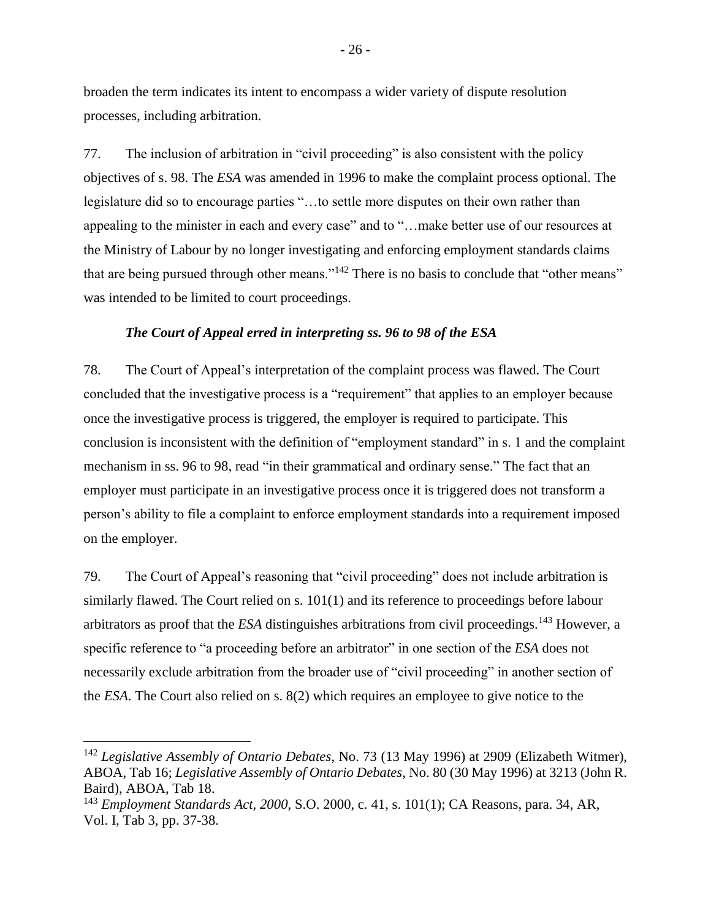broaden the term indicates its intent to encompass a wider variety of dispute resolution processes, including arbitration.

77. The inclusion of arbitration in "civil proceeding" is also consistent with the policy objectives of s. 98. The *ESA* was amended in 1996 to make the complaint process optional. The legislature did so to encourage parties "…to settle more disputes on their own rather than appealing to the minister in each and every case" and to "…make better use of our resources at the Ministry of Labour by no longer investigating and enforcing employment standards claims that are being pursued through other means."[142] There is no basis to conclude that "other means" was intended to be limited to court proceedings.

### *The Court of Appeal erred in interpreting ss. 96 to 98 of the ESA*

78. The Court of Appeal's interpretation of the complaint process was flawed. The Court concluded that the investigative process is a "requirement" that applies to an employer because once the investigative process is triggered, the employer is required to participate. This conclusion is inconsistent with the definition of "employment standard" in s. 1 and the complaint mechanism in ss. 96 to 98, read "in their grammatical and ordinary sense." The fact that an employer must participate in an investigative process once it is triggered does not transform a person's ability to file a complaint to enforce employment standards into a requirement imposed on the employer.

79. The Court of Appeal's reasoning that "civil proceeding" does not include arbitration is similarly flawed. The Court relied on s. 101(1) and its reference to proceedings before labour arbitrators as proof that the *ESA* distinguishes arbitrations from civil proceedings.[143] However, a specific reference to "a proceeding before an arbitrator" in one section of the *ESA* does not necessarily exclude arbitration from the broader use of "civil proceeding" in another section of the *ESA.* The Court also relied on s. 8(2) which requires an employee to give notice to the

---

[142] *Legislative Assembly of Ontario Debates*, No. 73 (13 May 1996) at 2909 (Elizabeth Witmer), ABOA, Tab 16; *Legislative Assembly of Ontario Debates*, No. 80 (30 May 1996) at 3213 (John R. Baird), ABOA, Tab 18.

[143] *Employment Standards Act, 2000*, S.O. 2000, c. 41, s. 101(1); CA Reasons, para. 34, AR, Vol. I, Tab 3, pp. 37-38.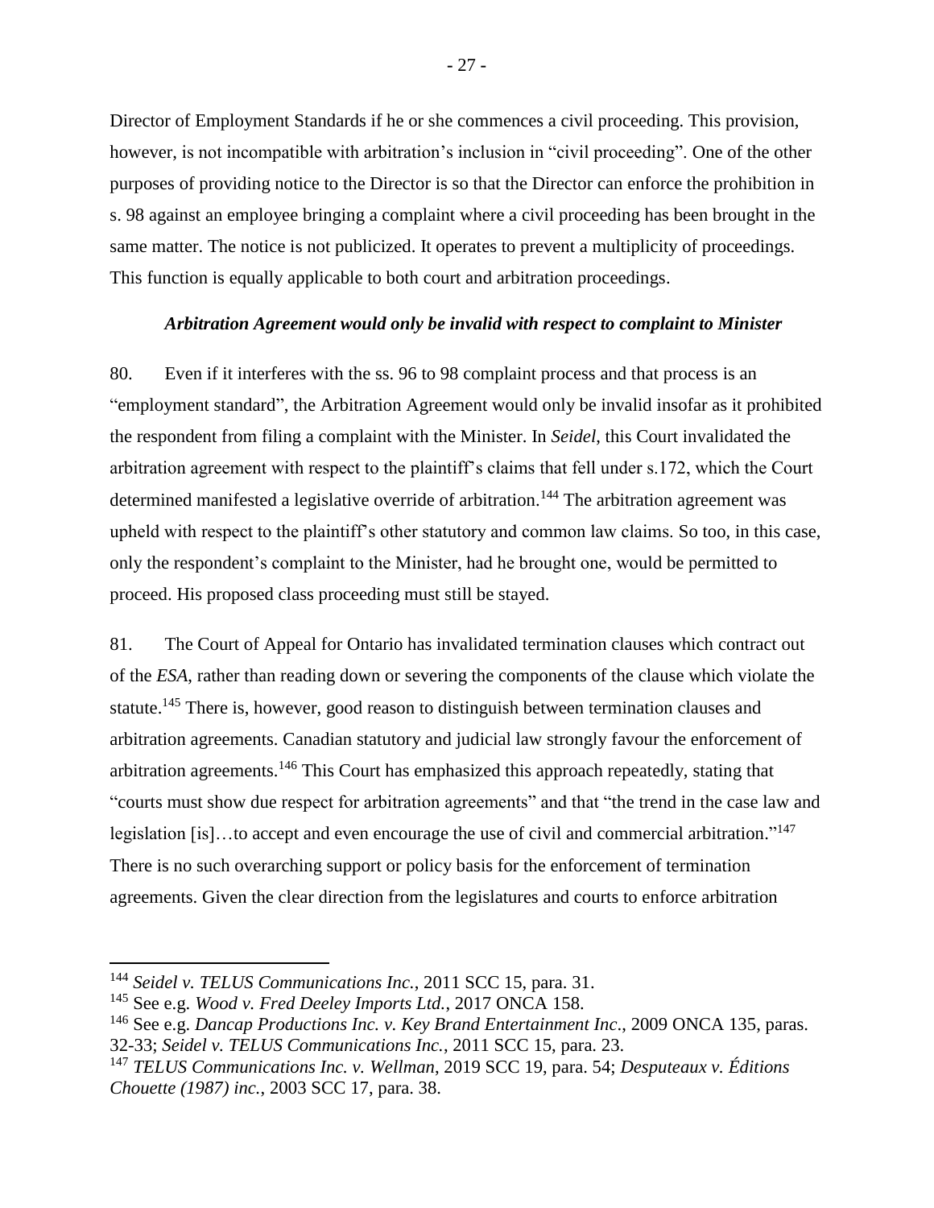Director of Employment Standards if he or she commences a civil proceeding. This provision, however, is not incompatible with arbitration's inclusion in "civil proceeding". One of the other purposes of providing notice to the Director is so that the Director can enforce the prohibition in s. 98 against an employee bringing a complaint where a civil proceeding has been brought in the same matter. The notice is not publicized. It operates to prevent a multiplicity of proceedings. This function is equally applicable to both court and arbitration proceedings.

***Arbitration Agreement would only be invalid with respect to complaint to Minister***

80. Even if it interferes with the ss. 96 to 98 complaint process and that process is an "employment standard", the Arbitration Agreement would only be invalid insofar as it prohibited the respondent from filing a complaint with the Minister. In *Seidel*, this Court invalidated the arbitration agreement with respect to the plaintiff's claims that fell under s.172, which the Court determined manifested a legislative override of arbitration.[144] The arbitration agreement was upheld with respect to the plaintiff's other statutory and common law claims. So too, in this case, only the respondent's complaint to the Minister, had he brought one, would be permitted to proceed. His proposed class proceeding must still be stayed.

81. The Court of Appeal for Ontario has invalidated termination clauses which contract out of the *ESA*, rather than reading down or severing the components of the clause which violate the statute.[145] There is, however, good reason to distinguish between termination clauses and arbitration agreements. Canadian statutory and judicial law strongly favour the enforcement of arbitration agreements.[146] This Court has emphasized this approach repeatedly, stating that "courts must show due respect for arbitration agreements" and that "the trend in the case law and legislation [is]…to accept and even encourage the use of civil and commercial arbitration."[147] There is no such overarching support or policy basis for the enforcement of termination agreements. Given the clear direction from the legislatures and courts to enforce arbitration

---

[144] *Seidel v. TELUS Communications Inc.*, 2011 SCC 15, para. 31.

[145] See e.g. *Wood v. Fred Deeley Imports Ltd.*, 2017 ONCA 158.

[146] See e.g. *Dancap Productions Inc. v. Key Brand Entertainment Inc*., 2009 ONCA 135, paras. 32-33; *Seidel v. TELUS Communications Inc.*, 2011 SCC 15, para. 23.

[147] *TELUS Communications Inc. v. Wellman*, 2019 SCC 19, para. 54; *Desputeaux v. Éditions Chouette (1987) inc.*, 2003 SCC 17, para. 38.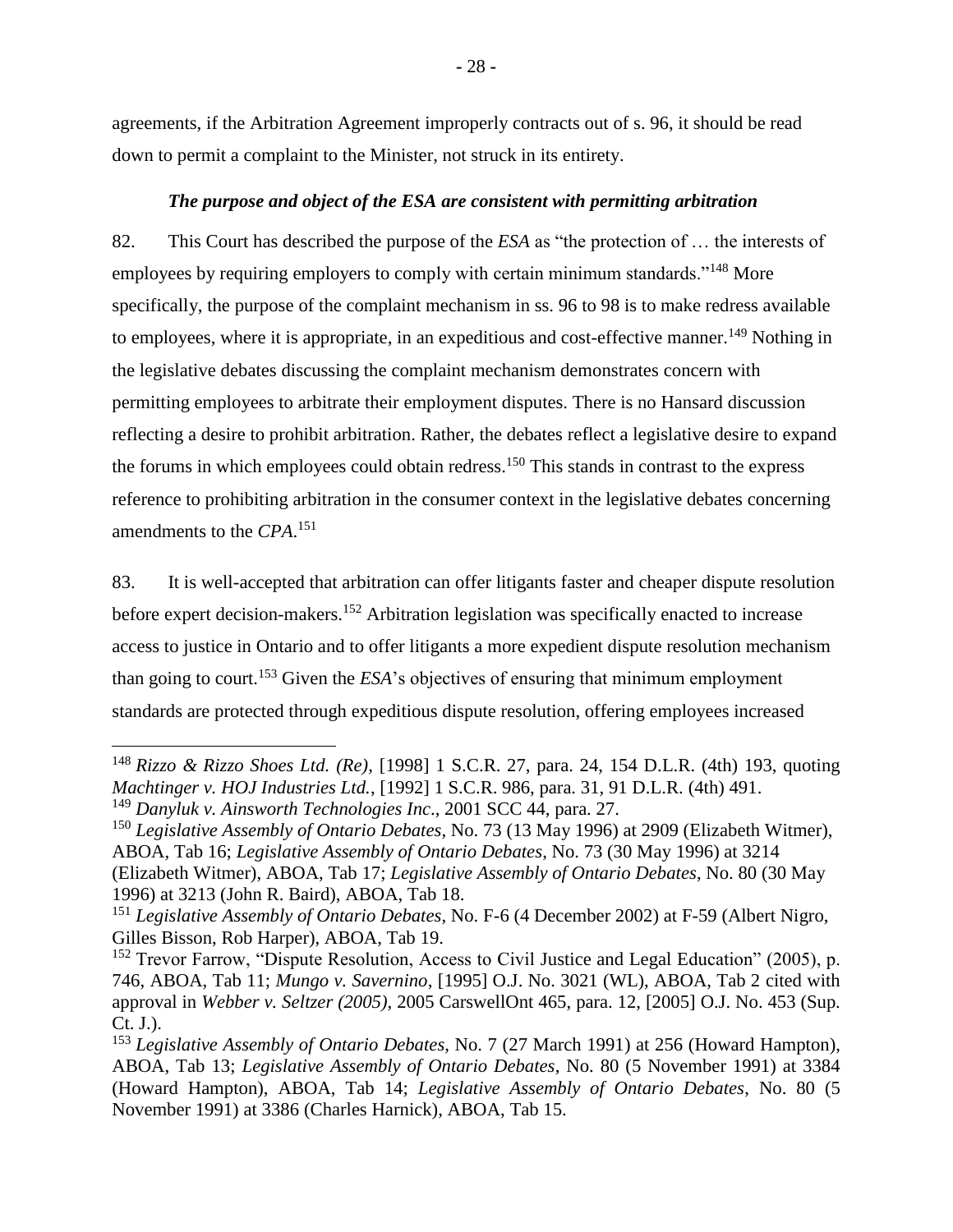agreements, if the Arbitration Agreement improperly contracts out of s. 96, it should be read down to permit a complaint to the Minister, not struck in its entirety.

### *The purpose and object of the ESA are consistent with permitting arbitration*

82. This Court has described the purpose of the *ESA* as "the protection of … the interests of employees by requiring employers to comply with certain minimum standards."[148] More specifically, the purpose of the complaint mechanism in ss. 96 to 98 is to make redress available to employees, where it is appropriate, in an expeditious and cost-effective manner.[149] Nothing in the legislative debates discussing the complaint mechanism demonstrates concern with permitting employees to arbitrate their employment disputes. There is no Hansard discussion reflecting a desire to prohibit arbitration. Rather, the debates reflect a legislative desire to expand the forums in which employees could obtain redress.[150] This stands in contrast to the express reference to prohibiting arbitration in the consumer context in the legislative debates concerning amendments to the *CPA*.[151]

83. It is well-accepted that arbitration can offer litigants faster and cheaper dispute resolution before expert decision-makers.[152] Arbitration legislation was specifically enacted to increase access to justice in Ontario and to offer litigants a more expedient dispute resolution mechanism than going to court.[153] Given the *ESA*'s objectives of ensuring that minimum employment standards are protected through expeditious dispute resolution, offering employees increased

---

[148] *Rizzo & Rizzo Shoes Ltd. (Re)*, [1998] 1 S.C.R. 27, para. 24, 154 D.L.R. (4th) 193, quoting *Machtinger v. HOJ Industries Ltd.*, [1992] 1 S.C.R. 986, para. 31, 91 D.L.R. (4th) 491.

[149] *Danyluk v. Ainsworth Technologies Inc*., 2001 SCC 44, para. 27.

[150] *Legislative Assembly of Ontario Debates*, No. 73 (13 May 1996) at 2909 (Elizabeth Witmer), ABOA, Tab 16; *Legislative Assembly of Ontario Debates*, No. 73 (30 May 1996) at 3214 (Elizabeth Witmer), ABOA, Tab 17; *Legislative Assembly of Ontario Debates*, No. 80 (30 May 1996) at 3213 (John R. Baird), ABOA, Tab 18.

[151] *Legislative Assembly of Ontario Debates*, No. F-6 (4 December 2002) at F-59 (Albert Nigro, Gilles Bisson, Rob Harper), ABOA, Tab 19.

[152] Trevor Farrow, "Dispute Resolution, Access to Civil Justice and Legal Education" (2005), p. 746, ABOA, Tab 11; *Mungo v. Savernino*, [1995] O.J. No. 3021 (WL), ABOA, Tab 2 cited with approval in *Webber v. Seltzer (2005)*, 2005 CarswellOnt 465, para. 12, [2005] O.J. No. 453 (Sup. Ct. J.).

[153] *Legislative Assembly of Ontario Debates*, No. 7 (27 March 1991) at 256 (Howard Hampton), ABOA, Tab 13; *Legislative Assembly of Ontario Debates*, No. 80 (5 November 1991) at 3384 (Howard Hampton), ABOA, Tab 14; *Legislative Assembly of Ontario Debates*, No. 80 (5 November 1991) at 3386 (Charles Harnick), ABOA, Tab 15.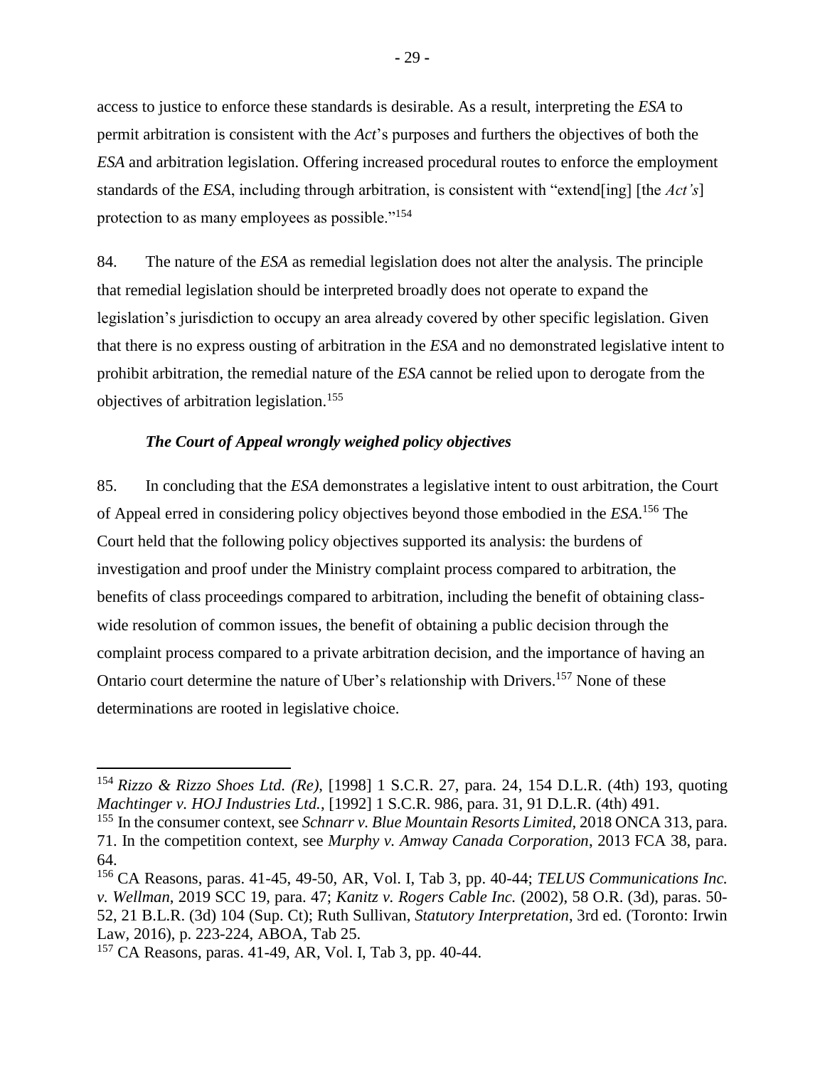access to justice to enforce these standards is desirable. As a result, interpreting the *ESA* to permit arbitration is consistent with the *Act*'s purposes and furthers the objectives of both the *ESA* and arbitration legislation. Offering increased procedural routes to enforce the employment standards of the *ESA*, including through arbitration, is consistent with "extend[ing] [the *Act's*] protection to as many employees as possible."[154]

84. The nature of the *ESA* as remedial legislation does not alter the analysis. The principle that remedial legislation should be interpreted broadly does not operate to expand the legislation's jurisdiction to occupy an area already covered by other specific legislation. Given that there is no express ousting of arbitration in the *ESA* and no demonstrated legislative intent to prohibit arbitration, the remedial nature of the *ESA* cannot be relied upon to derogate from the objectives of arbitration legislation.[155]

### *The Court of Appeal wrongly weighed policy objectives*

85. In concluding that the *ESA* demonstrates a legislative intent to oust arbitration, the Court of Appeal erred in considering policy objectives beyond those embodied in the *ESA*.[156] The Court held that the following policy objectives supported its analysis: the burdens of investigation and proof under the Ministry complaint process compared to arbitration, the benefits of class proceedings compared to arbitration, including the benefit of obtaining class-wide resolution of common issues, the benefit of obtaining a public decision through the complaint process compared to a private arbitration decision, and the importance of having an Ontario court determine the nature of Uber's relationship with Drivers.[157] None of these determinations are rooted in legislative choice.

---

[154] *Rizzo & Rizzo Shoes Ltd. (Re)*, [1998] 1 S.C.R. 27, para. 24, 154 D.L.R. (4th) 193, quoting *Machtinger v. HOJ Industries Ltd.*, [1992] 1 S.C.R. 986, para. 31, 91 D.L.R. (4th) 491.

[155] In the consumer context, see *Schnarr v. Blue Mountain Resorts Limited*, 2018 ONCA 313, para. 71. In the competition context, see *Murphy v. Amway Canada Corporation*, 2013 FCA 38, para. 64.

[156] CA Reasons, paras. 41-45, 49-50, AR, Vol. I, Tab 3, pp. 40-44; *TELUS Communications Inc. v. Wellman*, 2019 SCC 19, para. 47; *Kanitz v. Rogers Cable Inc.* (2002), 58 O.R. (3d), paras. 50-52, 21 B.L.R. (3d) 104 (Sup. Ct); Ruth Sullivan, *Statutory Interpretation*, 3rd ed. (Toronto: Irwin Law, 2016), p. 223-224, ABOA, Tab 25.

[157] CA Reasons, paras. 41-49, AR, Vol. I, Tab 3, pp. 40-44.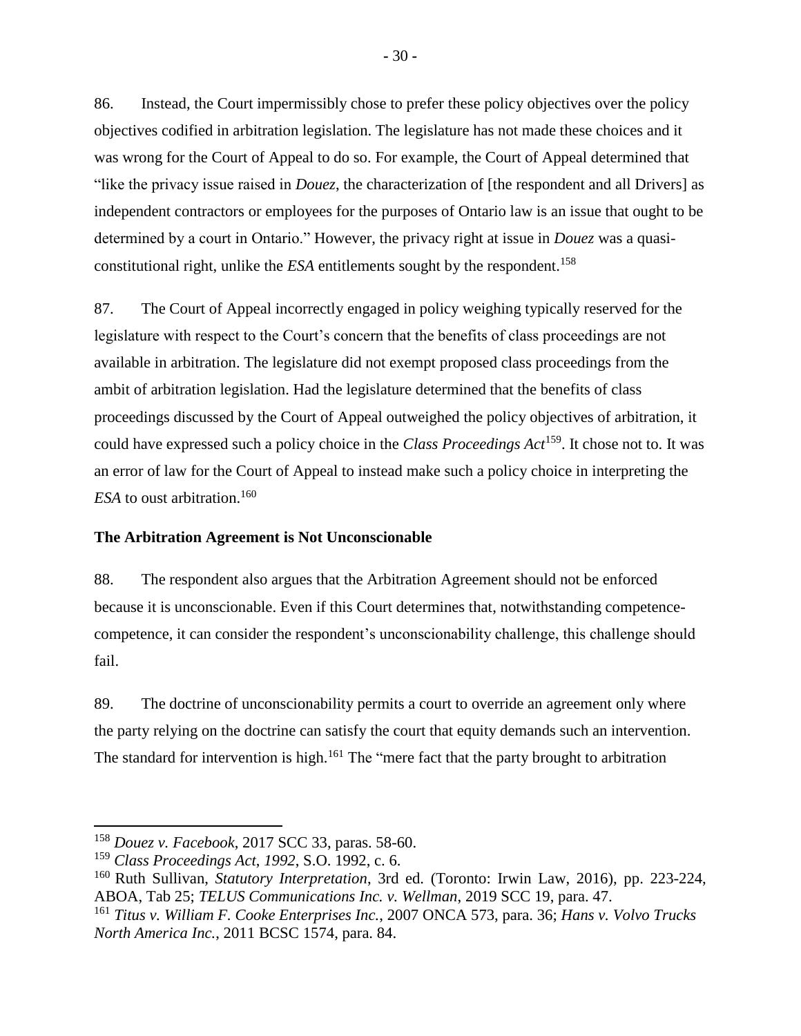86. Instead, the Court impermissibly chose to prefer these policy objectives over the policy objectives codified in arbitration legislation. The legislature has not made these choices and it was wrong for the Court of Appeal to do so. For example, the Court of Appeal determined that "like the privacy issue raised in *Douez*, the characterization of [the respondent and all Drivers] as independent contractors or employees for the purposes of Ontario law is an issue that ought to be determined by a court in Ontario." However, the privacy right at issue in *Douez* was a quasi-constitutional right, unlike the *ESA* entitlements sought by the respondent.[158]

87. The Court of Appeal incorrectly engaged in policy weighing typically reserved for the legislature with respect to the Court's concern that the benefits of class proceedings are not available in arbitration. The legislature did not exempt proposed class proceedings from the ambit of arbitration legislation. Had the legislature determined that the benefits of class proceedings discussed by the Court of Appeal outweighed the policy objectives of arbitration, it could have expressed such a policy choice in the *Class Proceedings Act*[159]. It chose not to. It was an error of law for the Court of Appeal to instead make such a policy choice in interpreting the *ESA* to oust arbitration.[160]

**The Arbitration Agreement is Not Unconscionable**

88. The respondent also argues that the Arbitration Agreement should not be enforced because it is unconscionable. Even if this Court determines that, notwithstanding competence-competence, it can consider the respondent's unconscionability challenge, this challenge should fail.

89. The doctrine of unconscionability permits a court to override an agreement only where the party relying on the doctrine can satisfy the court that equity demands such an intervention. The standard for intervention is high.[161] The "mere fact that the party brought to arbitration

---

[158] *Douez v. Facebook*, 2017 SCC 33, paras. 58-60.

[159] *Class Proceedings Act, 1992*, S.O. 1992, c. 6.

[160] Ruth Sullivan, *Statutory Interpretation*, 3rd ed. (Toronto: Irwin Law, 2016), pp. 223-224, ABOA, Tab 25; *TELUS Communications Inc. v. Wellman*, 2019 SCC 19, para. 47.

[161] *Titus v. William F. Cooke Enterprises Inc.*, 2007 ONCA 573, para. 36; *Hans v. Volvo Trucks North America Inc.*, 2011 BCSC 1574, para. 84.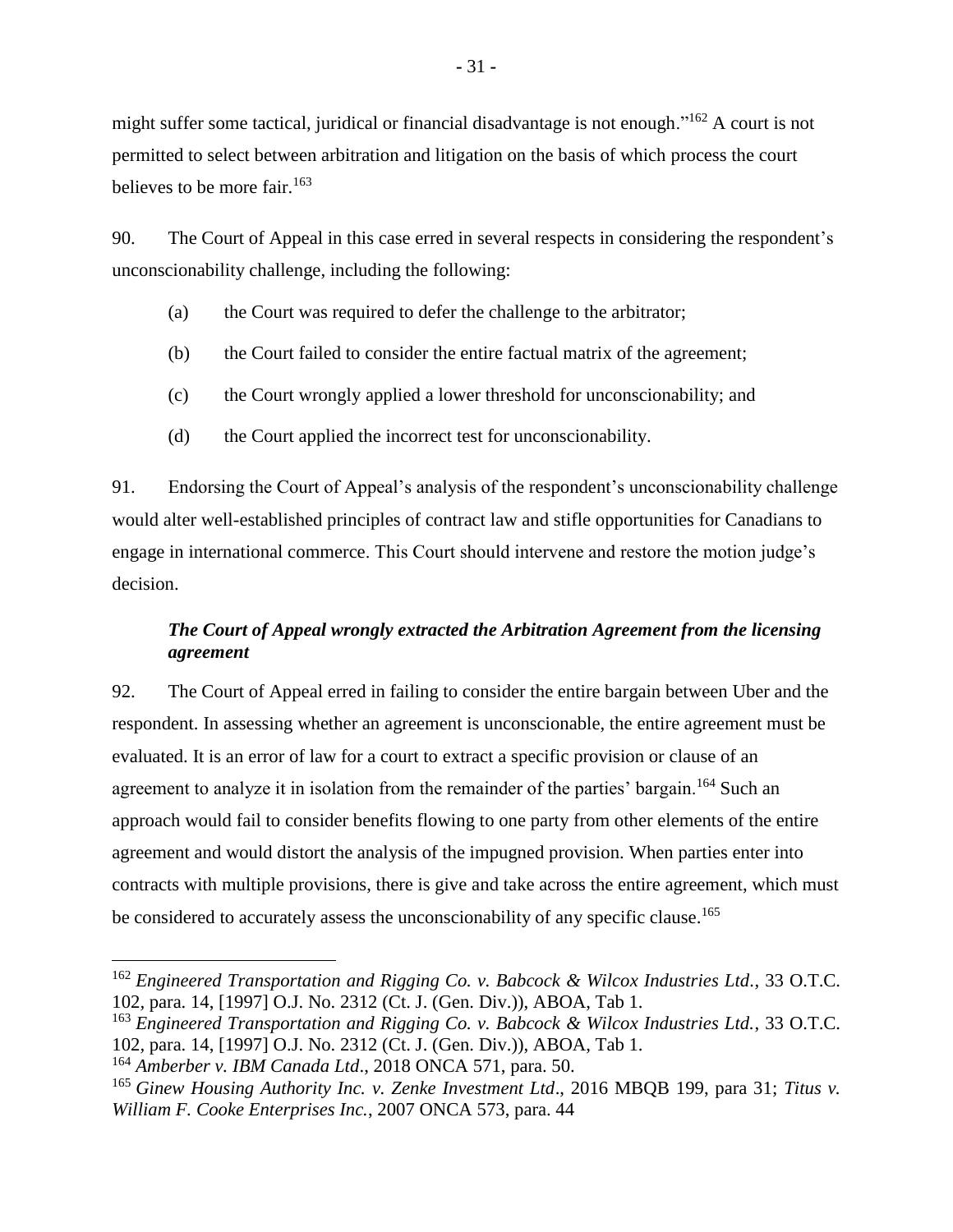might suffer some tactical, juridical or financial disadvantage is not enough."[162] A court is not permitted to select between arbitration and litigation on the basis of which process the court believes to be more fair.[163]

90. The Court of Appeal in this case erred in several respects in considering the respondent's unconscionability challenge, including the following:

(a) the Court was required to defer the challenge to the arbitrator;

(b) the Court failed to consider the entire factual matrix of the agreement;

(c) the Court wrongly applied a lower threshold for unconscionability; and

(d) the Court applied the incorrect test for unconscionability.

91. Endorsing the Court of Appeal's analysis of the respondent's unconscionability challenge would alter well-established principles of contract law and stifle opportunities for Canadians to engage in international commerce. This Court should intervene and restore the motion judge's decision.

### *The Court of Appeal wrongly extracted the Arbitration Agreement from the licensing agreement*

92. The Court of Appeal erred in failing to consider the entire bargain between Uber and the respondent. In assessing whether an agreement is unconscionable, the entire agreement must be evaluated. It is an error of law for a court to extract a specific provision or clause of an agreement to analyze it in isolation from the remainder of the parties' bargain.[164] Such an approach would fail to consider benefits flowing to one party from other elements of the entire agreement and would distort the analysis of the impugned provision. When parties enter into contracts with multiple provisions, there is give and take across the entire agreement, which must be considered to accurately assess the unconscionability of any specific clause.[165]

---

[162] *Engineered Transportation and Rigging Co. v. Babcock & Wilcox Industries Ltd.*, 33 O.T.C. 102, para. 14, [1997] O.J. No. 2312 (Ct. J. (Gen. Div.)), ABOA, Tab 1.

[163] *Engineered Transportation and Rigging Co. v. Babcock & Wilcox Industries Ltd.*, 33 O.T.C. 102, para. 14, [1997] O.J. No. 2312 (Ct. J. (Gen. Div.)), ABOA, Tab 1.

[164] *Amberber v. IBM Canada Ltd*., 2018 ONCA 571, para. 50.

[165] *Ginew Housing Authority Inc. v. Zenke Investment Ltd*., 2016 MBQB 199, para 31; *Titus v. William F. Cooke Enterprises Inc.*, 2007 ONCA 573, para. 44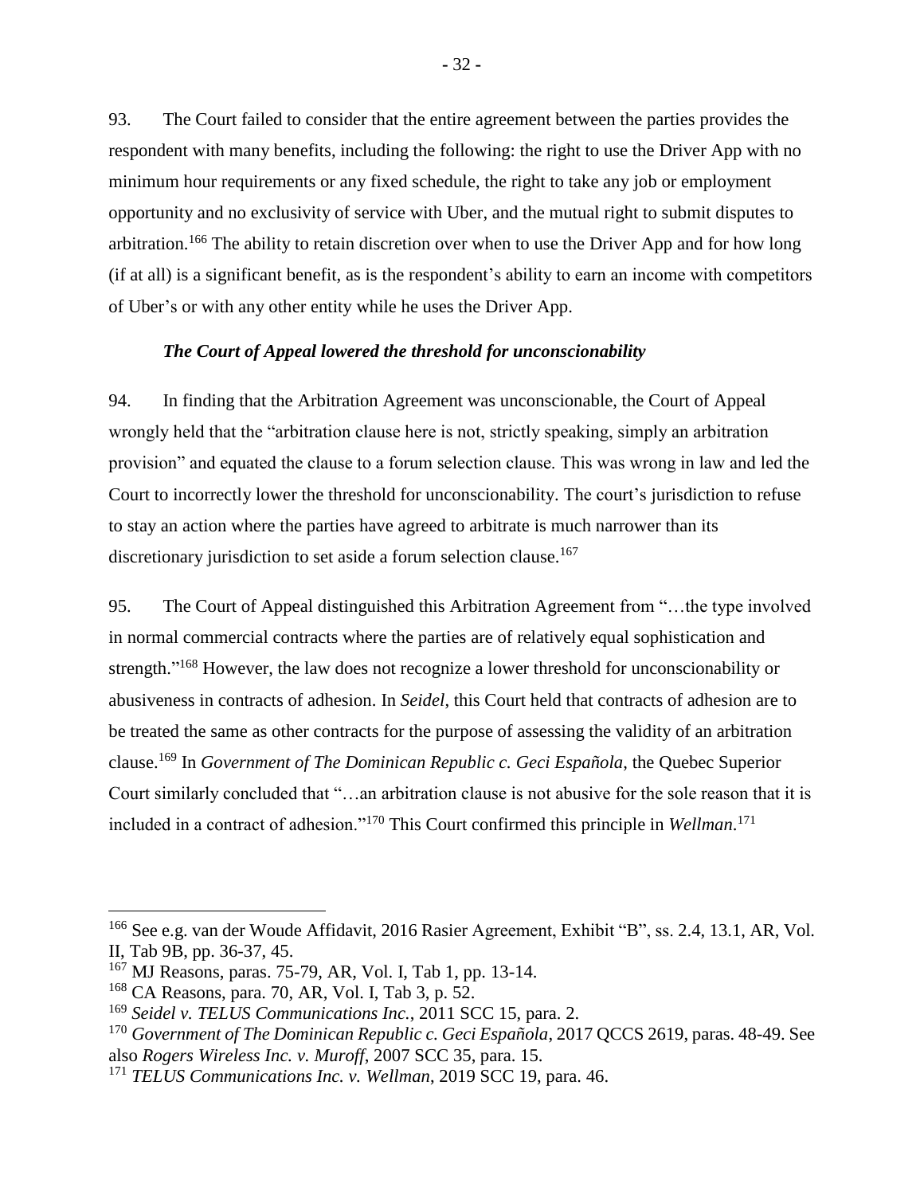93. The Court failed to consider that the entire agreement between the parties provides the respondent with many benefits, including the following: the right to use the Driver App with no minimum hour requirements or any fixed schedule, the right to take any job or employment opportunity and no exclusivity of service with Uber, and the mutual right to submit disputes to arbitration.[166] The ability to retain discretion over when to use the Driver App and for how long (if at all) is a significant benefit, as is the respondent's ability to earn an income with competitors of Uber's or with any other entity while he uses the Driver App.

### *The Court of Appeal lowered the threshold for unconscionability*

94. In finding that the Arbitration Agreement was unconscionable, the Court of Appeal wrongly held that the "arbitration clause here is not, strictly speaking, simply an arbitration provision" and equated the clause to a forum selection clause. This was wrong in law and led the Court to incorrectly lower the threshold for unconscionability. The court's jurisdiction to refuse to stay an action where the parties have agreed to arbitrate is much narrower than its discretionary jurisdiction to set aside a forum selection clause.[167]

95. The Court of Appeal distinguished this Arbitration Agreement from "…the type involved in normal commercial contracts where the parties are of relatively equal sophistication and strength."[168] However, the law does not recognize a lower threshold for unconscionability or abusiveness in contracts of adhesion. In *Seidel*, this Court held that contracts of adhesion are to be treated the same as other contracts for the purpose of assessing the validity of an arbitration clause.[169] In *Government of The Dominican Republic c. Geci Española*, the Quebec Superior Court similarly concluded that "…an arbitration clause is not abusive for the sole reason that it is included in a contract of adhesion."[170] This Court confirmed this principle in *Wellman*.[171]

---

[166] See e.g. van der Woude Affidavit, 2016 Rasier Agreement, Exhibit "B", ss. 2.4, 13.1, AR, Vol. II, Tab 9B, pp. 36-37, 45.

[167] MJ Reasons, paras. 75-79, AR, Vol. I, Tab 1, pp. 13-14.

[168] CA Reasons, para. 70, AR, Vol. I, Tab 3, p. 52.

[169] *Seidel v. TELUS Communications Inc.*, 2011 SCC 15, para. 2.

[170] *Government of The Dominican Republic c. Geci Española*, 2017 QCCS 2619, paras. 48-49. See also *Rogers Wireless Inc. v. Muroff*, 2007 SCC 35, para. 15.

[171] *TELUS Communications Inc. v. Wellman*, 2019 SCC 19, para. 46.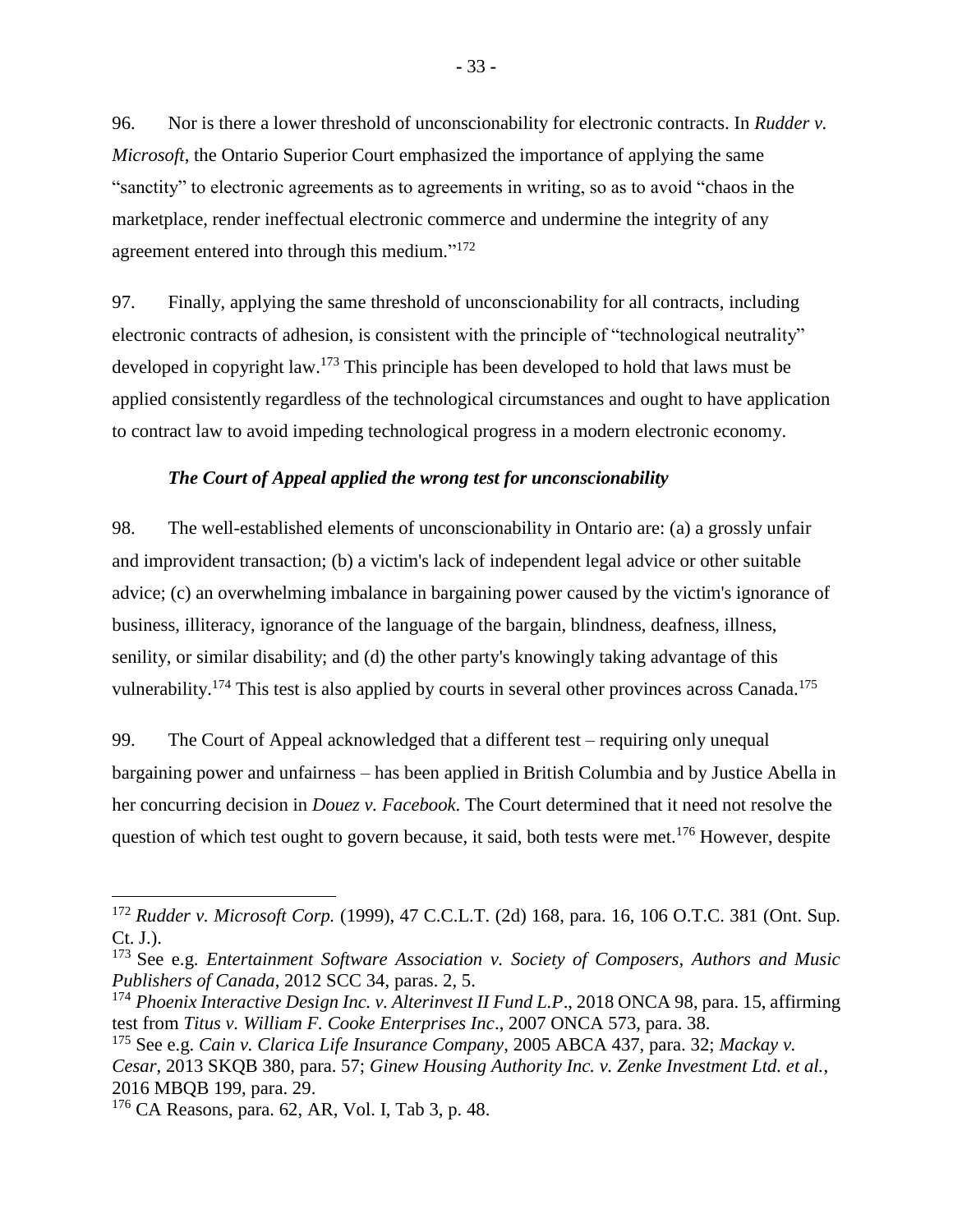96. Nor is there a lower threshold of unconscionability for electronic contracts. In *Rudder v. Microsoft*, the Ontario Superior Court emphasized the importance of applying the same "sanctity" to electronic agreements as to agreements in writing, so as to avoid "chaos in the marketplace, render ineffectual electronic commerce and undermine the integrity of any agreement entered into through this medium."[172]

97. Finally, applying the same threshold of unconscionability for all contracts, including electronic contracts of adhesion, is consistent with the principle of "technological neutrality" developed in copyright law.[173] This principle has been developed to hold that laws must be applied consistently regardless of the technological circumstances and ought to have application to contract law to avoid impeding technological progress in a modern electronic economy.

### *The Court of Appeal applied the wrong test for unconscionability*

98. The well-established elements of unconscionability in Ontario are: (a) a grossly unfair and improvident transaction; (b) a victim's lack of independent legal advice or other suitable advice; (c) an overwhelming imbalance in bargaining power caused by the victim's ignorance of business, illiteracy, ignorance of the language of the bargain, blindness, deafness, illness, senility, or similar disability; and (d) the other party's knowingly taking advantage of this vulnerability.[174] This test is also applied by courts in several other provinces across Canada.[175]

99. The Court of Appeal acknowledged that a different test – requiring only unequal bargaining power and unfairness – has been applied in British Columbia and by Justice Abella in her concurring decision in *Douez v. Facebook*. The Court determined that it need not resolve the question of which test ought to govern because, it said, both tests were met.[176] However, despite

---

[172] *Rudder v. Microsoft Corp.* (1999), 47 C.C.L.T. (2d) 168, para. 16, 106 O.T.C. 381 (Ont. Sup. Ct. J.).

[173] See e.g. *Entertainment Software Association v. Society of Composers, Authors and Music Publishers of Canada*, 2012 SCC 34, paras. 2, 5.

[174] *Phoenix Interactive Design Inc. v. Alterinvest II Fund L.P*., 2018 ONCA 98, para. 15, affirming test from *Titus v. William F. Cooke Enterprises Inc*., 2007 ONCA 573, para. 38.

[175] See e.g. *Cain v. Clarica Life Insurance Company*, 2005 ABCA 437, para. 32; *Mackay v. Cesar*, 2013 SKQB 380, para. 57; *Ginew Housing Authority Inc. v. Zenke Investment Ltd. et al.*, 2016 MBQB 199, para. 29.

[176] CA Reasons, para. 62, AR, Vol. I, Tab 3, p. 48.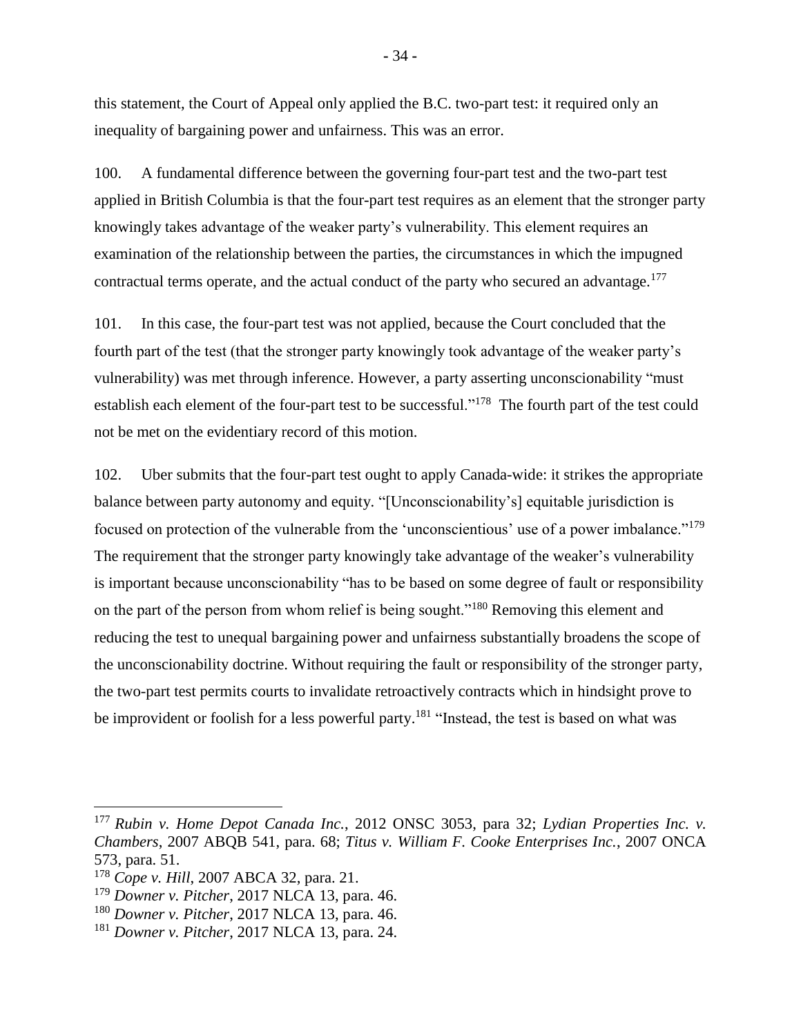this statement, the Court of Appeal only applied the B.C. two-part test: it required only an inequality of bargaining power and unfairness. This was an error.

100. A fundamental difference between the governing four-part test and the two-part test applied in British Columbia is that the four-part test requires as an element that the stronger party knowingly takes advantage of the weaker party's vulnerability. This element requires an examination of the relationship between the parties, the circumstances in which the impugned contractual terms operate, and the actual conduct of the party who secured an advantage.[177]

101. In this case, the four-part test was not applied, because the Court concluded that the fourth part of the test (that the stronger party knowingly took advantage of the weaker party's vulnerability) was met through inference. However, a party asserting unconscionability "must establish each element of the four-part test to be successful."[178] The fourth part of the test could not be met on the evidentiary record of this motion.

102. Uber submits that the four-part test ought to apply Canada-wide: it strikes the appropriate balance between party autonomy and equity. "[Unconscionability's] equitable jurisdiction is focused on protection of the vulnerable from the 'unconscientious' use of a power imbalance."[179] The requirement that the stronger party knowingly take advantage of the weaker's vulnerability is important because unconscionability "has to be based on some degree of fault or responsibility on the part of the person from whom relief is being sought."[180] Removing this element and reducing the test to unequal bargaining power and unfairness substantially broadens the scope of the unconscionability doctrine. Without requiring the fault or responsibility of the stronger party, the two-part test permits courts to invalidate retroactively contracts which in hindsight prove to be improvident or foolish for a less powerful party.[181] "Instead, the test is based on what was

---

[177] *Rubin v. Home Depot Canada Inc.*, 2012 ONSC 3053, para 32; *Lydian Properties Inc. v. Chambers*, 2007 ABQB 541, para. 68; *Titus v. William F. Cooke Enterprises Inc.*, 2007 ONCA 573, para. 51.

[178] *Cope v. Hill*, 2007 ABCA 32, para. 21.

[179] *Downer v. Pitcher*, 2017 NLCA 13, para. 46.

[180] *Downer v. Pitcher*, 2017 NLCA 13, para. 46.

[181] *Downer v. Pitcher*, 2017 NLCA 13, para. 24.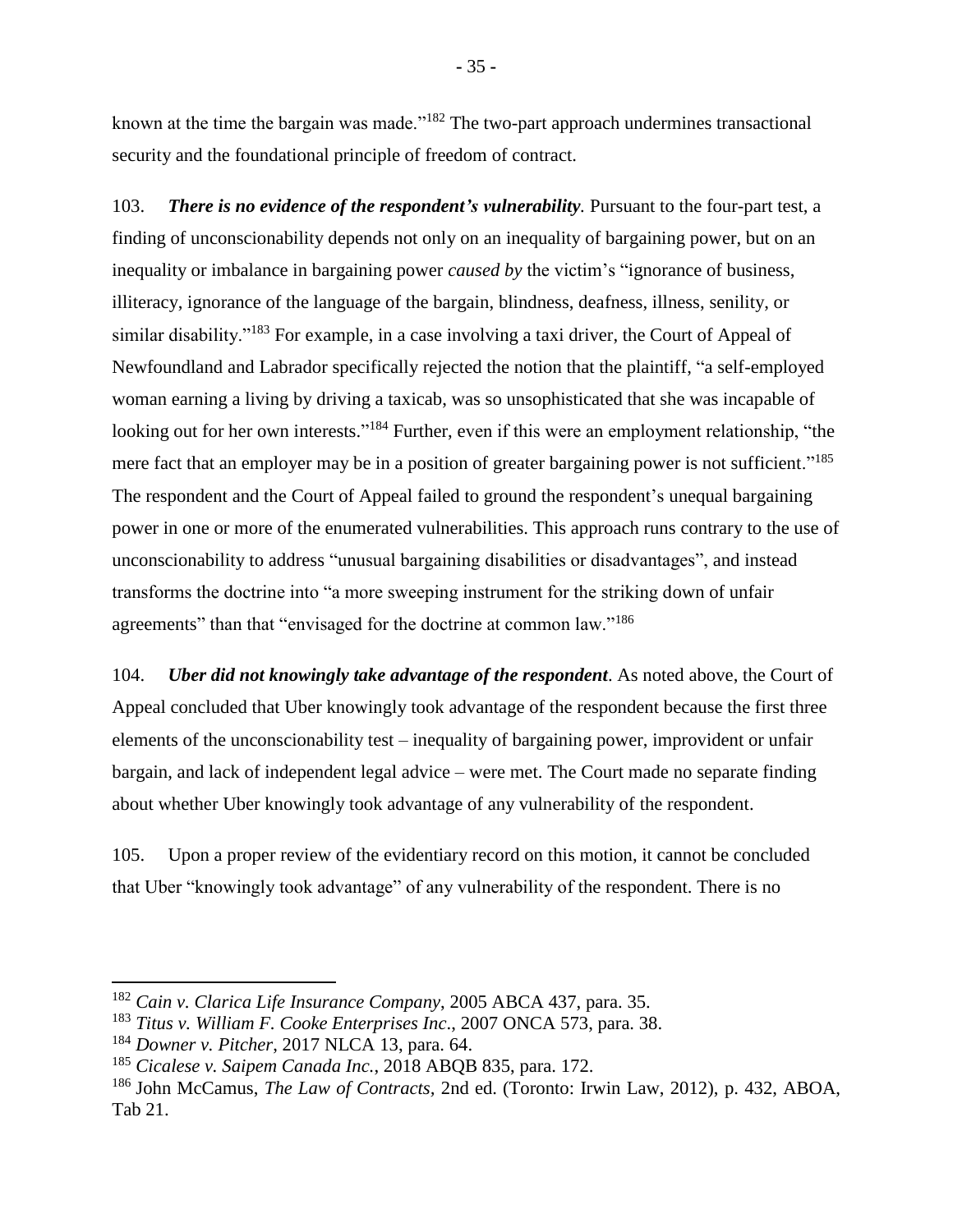known at the time the bargain was made."[182] The two-part approach undermines transactional security and the foundational principle of freedom of contract.

103. ***There is no evidence of the respondent's vulnerability.*** Pursuant to the four-part test, a finding of unconscionability depends not only on an inequality of bargaining power, but on an inequality or imbalance in bargaining power *caused by* the victim's "ignorance of business, illiteracy, ignorance of the language of the bargain, blindness, deafness, illness, senility, or similar disability."[183] For example, in a case involving a taxi driver, the Court of Appeal of Newfoundland and Labrador specifically rejected the notion that the plaintiff, "a self-employed woman earning a living by driving a taxicab, was so unsophisticated that she was incapable of looking out for her own interests."[184] Further, even if this were an employment relationship, "the mere fact that an employer may be in a position of greater bargaining power is not sufficient."[185] The respondent and the Court of Appeal failed to ground the respondent's unequal bargaining power in one or more of the enumerated vulnerabilities. This approach runs contrary to the use of unconscionability to address "unusual bargaining disabilities or disadvantages", and instead transforms the doctrine into "a more sweeping instrument for the striking down of unfair agreements" than that "envisaged for the doctrine at common law."[186]

104. ***Uber did not knowingly take advantage of the respondent***. As noted above, the Court of Appeal concluded that Uber knowingly took advantage of the respondent because the first three elements of the unconscionability test – inequality of bargaining power, improvident or unfair bargain, and lack of independent legal advice – were met. The Court made no separate finding about whether Uber knowingly took advantage of any vulnerability of the respondent.

105. Upon a proper review of the evidentiary record on this motion, it cannot be concluded that Uber "knowingly took advantage" of any vulnerability of the respondent. There is no

---

[182] *Cain v. Clarica Life Insurance Company*, 2005 ABCA 437, para. 35.

[183] *Titus v. William F. Cooke Enterprises Inc*., 2007 ONCA 573, para. 38.

[184] *Downer v. Pitcher*, 2017 NLCA 13, para. 64.

[185] *Cicalese v. Saipem Canada Inc.*, 2018 ABQB 835, para. 172.

[186] John McCamus, *The Law of Contracts*, 2nd ed. (Toronto: Irwin Law, 2012), p. 432, ABOA, Tab 21.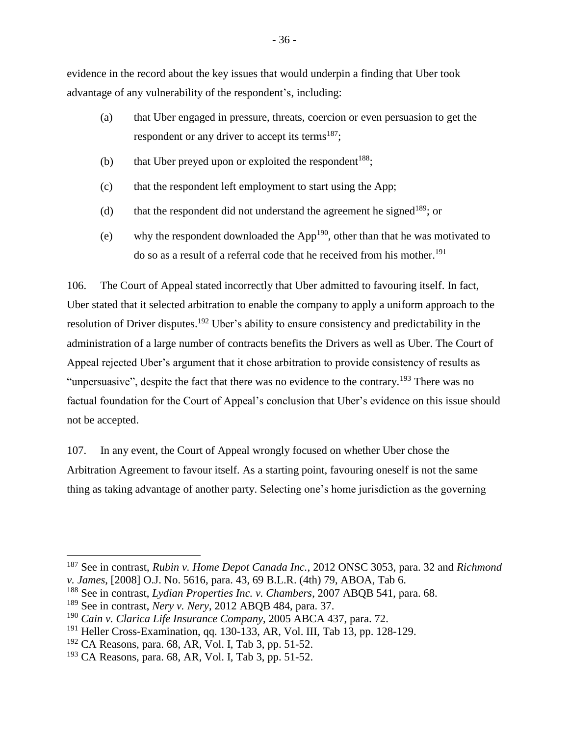evidence in the record about the key issues that would underpin a finding that Uber took advantage of any vulnerability of the respondent's, including:

(a) that Uber engaged in pressure, threats, coercion or even persuasion to get the respondent or any driver to accept its terms[187];

(b) that Uber preyed upon or exploited the respondent[188];

(c) that the respondent left employment to start using the App;

(d) that the respondent did not understand the agreement he signed[189]; or

(e) why the respondent downloaded the App[190], other than that he was motivated to do so as a result of a referral code that he received from his mother.[191]

106. The Court of Appeal stated incorrectly that Uber admitted to favouring itself. In fact, Uber stated that it selected arbitration to enable the company to apply a uniform approach to the resolution of Driver disputes.[192] Uber's ability to ensure consistency and predictability in the administration of a large number of contracts benefits the Drivers as well as Uber. The Court of Appeal rejected Uber's argument that it chose arbitration to provide consistency of results as "unpersuasive", despite the fact that there was no evidence to the contrary.[193] There was no factual foundation for the Court of Appeal's conclusion that Uber's evidence on this issue should not be accepted.

107. In any event, the Court of Appeal wrongly focused on whether Uber chose the Arbitration Agreement to favour itself. As a starting point, favouring oneself is not the same thing as taking advantage of another party. Selecting one's home jurisdiction as the governing

---

[187] See in contrast, *Rubin v. Home Depot Canada Inc.*, 2012 ONSC 3053, para. 32 and *Richmond v. James*, [2008] O.J. No. 5616, para. 43, 69 B.L.R. (4th) 79, ABOA, Tab 6.

[188] See in contrast, *Lydian Properties Inc. v. Chambers*, 2007 ABQB 541, para. 68.

[189] See in contrast, *Nery v. Nery*, 2012 ABQB 484, para. 37.

[190] *Cain v. Clarica Life Insurance Company*, 2005 ABCA 437, para. 72.

[191] Heller Cross-Examination, qq. 130-133, AR, Vol. III, Tab 13, pp. 128-129.

[192] CA Reasons, para. 68, AR, Vol. I, Tab 3, pp. 51-52.

[193] CA Reasons, para. 68, AR, Vol. I, Tab 3, pp. 51-52.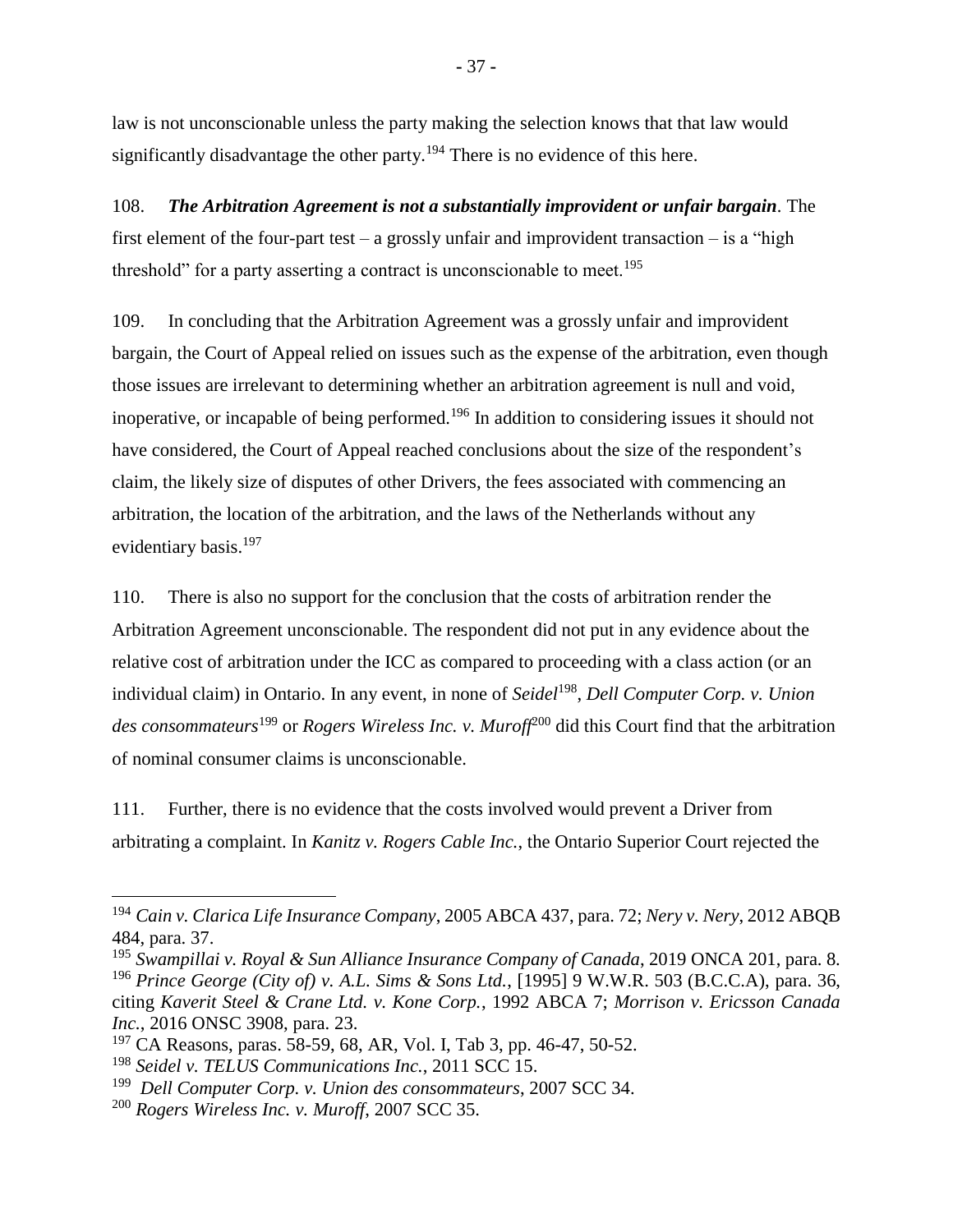law is not unconscionable unless the party making the selection knows that that law would significantly disadvantage the other party.[194] There is no evidence of this here.

108. ***The Arbitration Agreement is not a substantially improvident or unfair bargain***. The first element of the four-part test – a grossly unfair and improvident transaction – is a "high threshold" for a party asserting a contract is unconscionable to meet.[195]

109. In concluding that the Arbitration Agreement was a grossly unfair and improvident bargain, the Court of Appeal relied on issues such as the expense of the arbitration, even though those issues are irrelevant to determining whether an arbitration agreement is null and void, inoperative, or incapable of being performed.[196] In addition to considering issues it should not have considered, the Court of Appeal reached conclusions about the size of the respondent's claim, the likely size of disputes of other Drivers, the fees associated with commencing an arbitration, the location of the arbitration, and the laws of the Netherlands without any evidentiary basis.[197]

110. There is also no support for the conclusion that the costs of arbitration render the Arbitration Agreement unconscionable. The respondent did not put in any evidence about the relative cost of arbitration under the ICC as compared to proceeding with a class action (or an individual claim) in Ontario. In any event, in none of *Seidel*[198], *Dell Computer Corp. v. Union des consommateurs*[199] or *Rogers Wireless Inc. v. Muroff*[200] did this Court find that the arbitration of nominal consumer claims is unconscionable.

111. Further, there is no evidence that the costs involved would prevent a Driver from arbitrating a complaint. In *Kanitz v. Rogers Cable Inc.*, the Ontario Superior Court rejected the

---

[194] *Cain v. Clarica Life Insurance Company*, 2005 ABCA 437, para. 72; *Nery v. Nery*, 2012 ABQB 484, para. 37.

[195] *Swampillai v. Royal & Sun Alliance Insurance Company of Canada*, 2019 ONCA 201, para. 8.

[196] *Prince George (City of) v. A.L. Sims & Sons Ltd.*, [1995] 9 W.W.R. 503 (B.C.C.A), para. 36, citing *Kaverit Steel & Crane Ltd. v. Kone Corp.*, 1992 ABCA 7; *Morrison v. Ericsson Canada Inc.*, 2016 ONSC 3908, para. 23.

[197] CA Reasons, paras. 58-59, 68, AR, Vol. I, Tab 3, pp. 46-47, 50-52.

[198] *Seidel v. TELUS Communications Inc.*, 2011 SCC 15.

[199] *Dell Computer Corp. v. Union des consommateurs*, 2007 SCC 34.

[200] *Rogers Wireless Inc. v. Muroff*, 2007 SCC 35.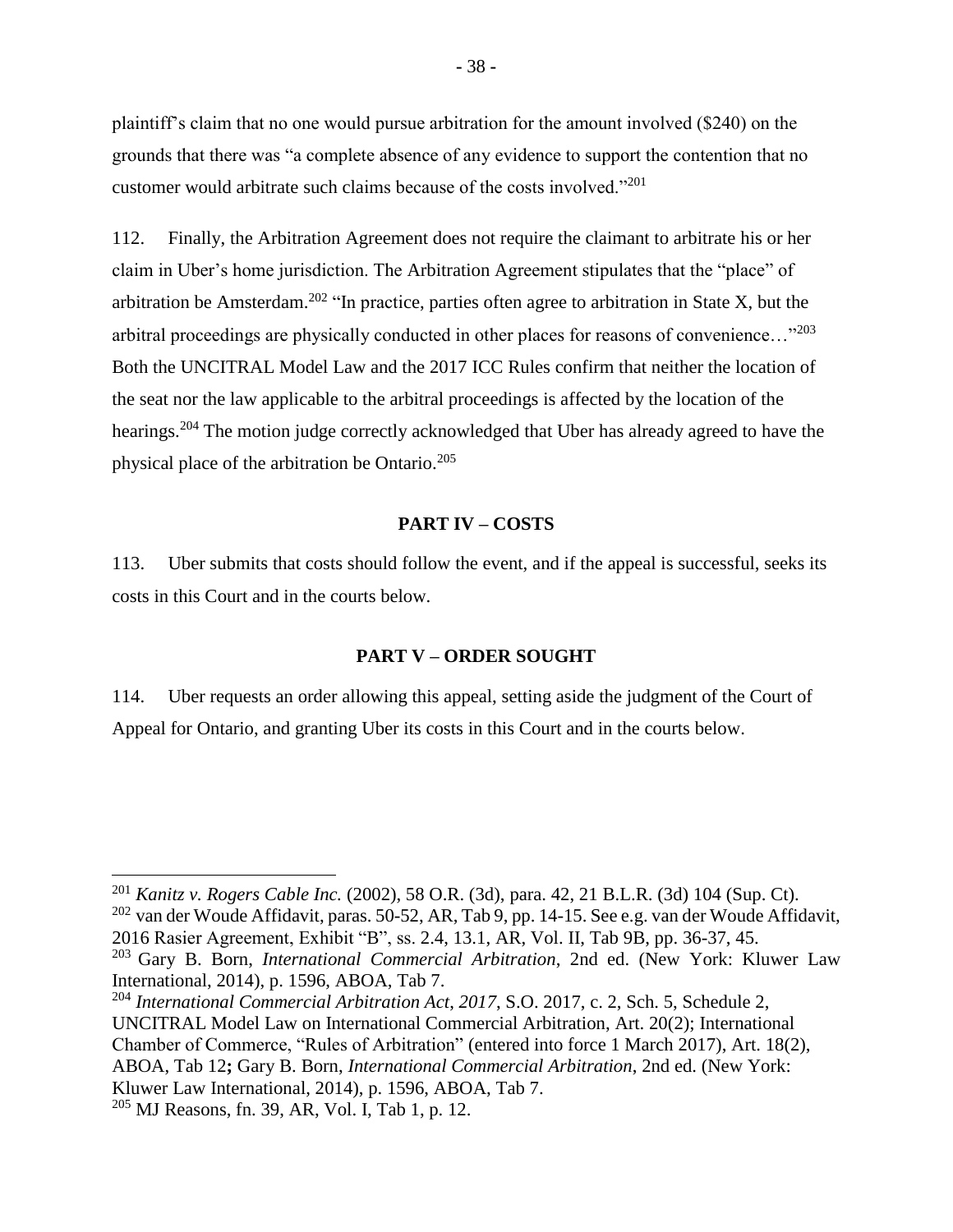plaintiff's claim that no one would pursue arbitration for the amount involved ($240) on the grounds that there was "a complete absence of any evidence to support the contention that no customer would arbitrate such claims because of the costs involved."[201]

112. Finally, the Arbitration Agreement does not require the claimant to arbitrate his or her claim in Uber's home jurisdiction. The Arbitration Agreement stipulates that the "place" of arbitration be Amsterdam.[202] "In practice, parties often agree to arbitration in State X, but the arbitral proceedings are physically conducted in other places for reasons of convenience…"[203] Both the UNCITRAL Model Law and the 2017 ICC Rules confirm that neither the location of the seat nor the law applicable to the arbitral proceedings is affected by the location of the hearings.[204] The motion judge correctly acknowledged that Uber has already agreed to have the physical place of the arbitration be Ontario.[205]

## PART IV – COSTS

113. Uber submits that costs should follow the event, and if the appeal is successful, seeks its costs in this Court and in the courts below.

## PART V – ORDER SOUGHT

114. Uber requests an order allowing this appeal, setting aside the judgment of the Court of Appeal for Ontario, and granting Uber its costs in this Court and in the courts below.

---

[201] *Kanitz v. Rogers Cable Inc.* (2002), 58 O.R. (3d), para. 42, 21 B.L.R. (3d) 104 (Sup. Ct).

[202] van der Woude Affidavit, paras. 50-52, AR, Tab 9, pp. 14-15. See e.g. van der Woude Affidavit, 2016 Rasier Agreement, Exhibit "B", ss. 2.4, 13.1, AR, Vol. II, Tab 9B, pp. 36-37, 45.

[203] Gary B. Born, *International Commercial Arbitration*, 2nd ed. (New York: Kluwer Law International, 2014), p. 1596, ABOA, Tab 7.

[204] *International Commercial Arbitration Act*, *2017*, S.O. 2017, c. 2, Sch. 5, Schedule 2, UNCITRAL Model Law on International Commercial Arbitration, Art. 20(2); International Chamber of Commerce, "Rules of Arbitration" (entered into force 1 March 2017), Art. 18(2), ABOA, Tab 12**;** Gary B. Born, *International Commercial Arbitration*, 2nd ed. (New York: Kluwer Law International, 2014), p. 1596, ABOA, Tab 7.

[205] MJ Reasons, fn. 39, AR, Vol. I, Tab 1, p. 12.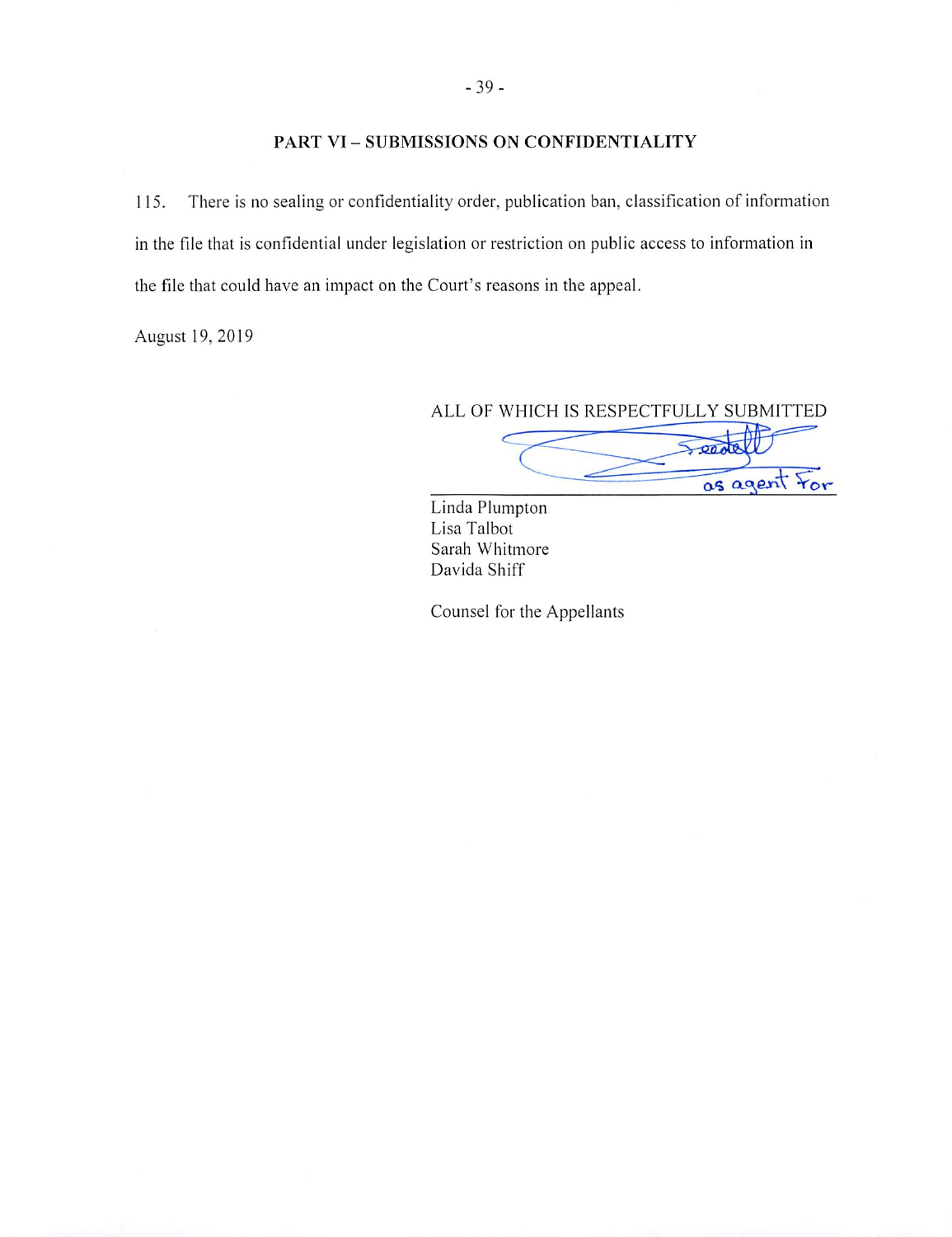## PART VI – SUBMISSIONS ON CONFIDENTIALITY

115. There is no sealing or confidentiality order, publication ban, classification of information in the file that is confidential under legislation or restriction on public access to information in the file that could have an impact on the Court's reasons in the appeal.

August 19, 2019

ALL OF WHICH IS RESPECTFULLY SUBMITTED

as agent for

Linda Plumpton
Lisa Talbot
Sarah Whitmore
Davida Shiff

Counsel for the Appellants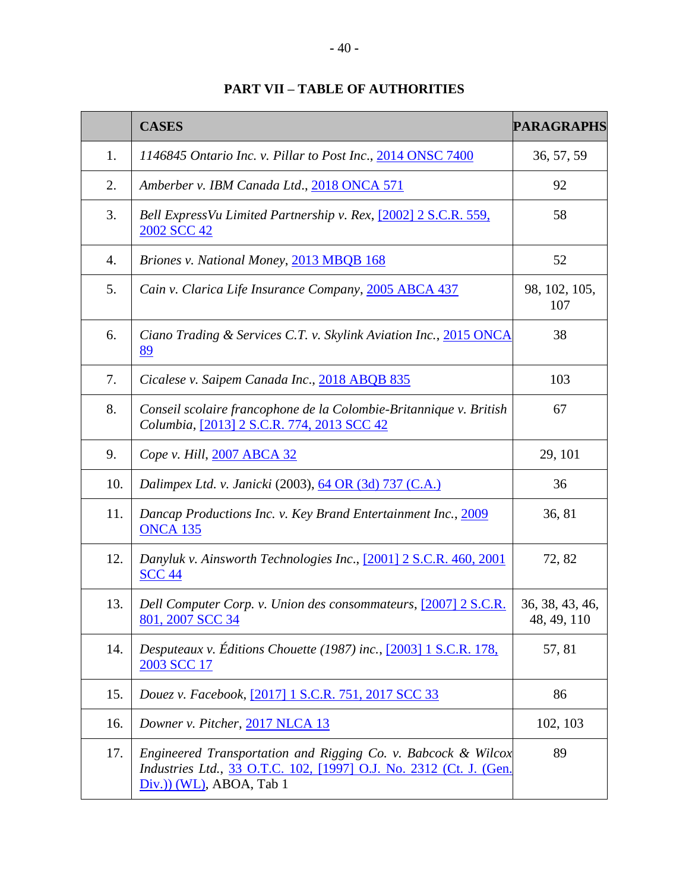**PART VII – TABLE OF AUTHORITIES**

| | CASES | PARAGRAPHS |
|---|---|---|
| 1. | *1146845 Ontario Inc. v. Pillar to Post Inc.*, 2014 ONSC 7400 | 36, 57, 59 |
| 2. | *Amberber v. IBM Canada Ltd.*, 2018 ONCA 571 | 92 |
| 3. | *Bell ExpressVu Limited Partnership v. Rex*, [2002] 2 S.C.R. 559, 2002 SCC 42 | 58 |
| 4. | *Briones v. National Money*, 2013 MBQB 168 | 52 |
| 5. | *Cain v. Clarica Life Insurance Company*, 2005 ABCA 437 | 98, 102, 105, 107 |
| 6. | *Ciano Trading & Services C.T. v. Skylink Aviation Inc.*, 2015 ONCA 89 | 38 |
| 7. | *Cicalese v. Saipem Canada Inc.*, 2018 ABQB 835 | 103 |
| 8. | *Conseil scolaire francophone de la Colombie-Britannique v. British Columbia*, [2013] 2 S.C.R. 774, 2013 SCC 42 | 67 |
| 9. | *Cope v. Hill*, 2007 ABCA 32 | 29, 101 |
| 10. | *Dalimpex Ltd. v. Janicki* (2003), 64 OR (3d) 737 (C.A.) | 36 |
| 11. | *Dancap Productions Inc. v. Key Brand Entertainment Inc.*, 2009 ONCA 135 | 36, 81 |
| 12. | *Danyluk v. Ainsworth Technologies Inc.*, [2001] 2 S.C.R. 460, 2001 SCC 44 | 72, 82 |
| 13. | *Dell Computer Corp. v. Union des consommateurs*, [2007] 2 S.C.R. 801, 2007 SCC 34 | 36, 38, 43, 46, 48, 49, 110 |
| 14. | *Desputeaux v. Éditions Chouette (1987) inc.*, [2003] 1 S.C.R. 178, 2003 SCC 17 | 57, 81 |
| 15. | *Douez v. Facebook*, [2017] 1 S.C.R. 751, 2017 SCC 33 | 86 |
| 16. | *Downer v. Pitcher*, 2017 NLCA 13 | 102, 103 |
| 17. | *Engineered Transportation and Rigging Co. v. Babcock & Wilcox Industries Ltd.*, 33 O.T.C. 102, [1997] O.J. No. 2312 (Ct. J. (Gen. Div.)) (WL), ABOA, Tab 1 | 89 |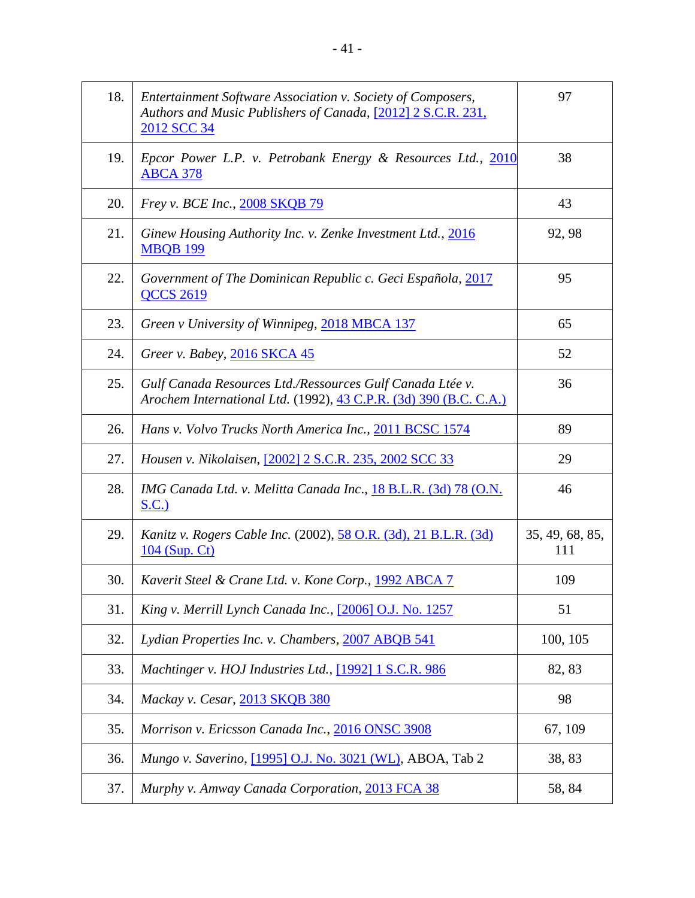| | | |
|---|---|---|
| 18. | *Entertainment Software Association v. Society of Composers, Authors and Music Publishers of Canada*, [2012] 2 S.C.R. 231, 2012 SCC 34 | 97 |
| 19. | *Epcor Power L.P. v. Petrobank Energy & Resources Ltd.*, 2010 ABCA 378 | 38 |
| 20. | *Frey v. BCE Inc.*, 2008 SKQB 79 | 43 |
| 21. | *Ginew Housing Authority Inc. v. Zenke Investment Ltd.*, 2016 MBQB 199 | 92, 98 |
| 22. | *Government of The Dominican Republic c. Geci Española*, 2017 QCCS 2619 | 95 |
| 23. | *Green v University of Winnipeg*, 2018 MBCA 137 | 65 |
| 24. | *Greer v. Babey*, 2016 SKCA 45 | 52 |
| 25. | *Gulf Canada Resources Ltd./Ressources Gulf Canada Ltée v. Arochem International Ltd.* (1992), 43 C.P.R. (3d) 390 (B.C. C.A.) | 36 |
| 26. | *Hans v. Volvo Trucks North America Inc.*, 2011 BCSC 1574 | 89 |
| 27. | *Housen v. Nikolaisen*, [2002] 2 S.C.R. 235, 2002 SCC 33 | 29 |
| 28. | *IMG Canada Ltd. v. Melitta Canada Inc.*, 18 B.L.R. (3d) 78 (O.N. S.C.) | 46 |
| 29. | *Kanitz v. Rogers Cable Inc.* (2002), 58 O.R. (3d), 21 B.L.R. (3d) 104 (Sup. Ct) | 35, 49, 68, 85, 111 |
| 30. | *Kaverit Steel & Crane Ltd. v. Kone Corp.*, 1992 ABCA 7 | 109 |
| 31. | *King v. Merrill Lynch Canada Inc.*, [2006] O.J. No. 1257 | 51 |
| 32. | *Lydian Properties Inc. v. Chambers*, 2007 ABQB 541 | 100, 105 |
| 33. | *Machtinger v. HOJ Industries Ltd.*, [1992] 1 S.C.R. 986 | 82, 83 |
| 34. | *Mackay v. Cesar*, 2013 SKQB 380 | 98 |
| 35. | *Morrison v. Ericsson Canada Inc.*, 2016 ONSC 3908 | 67, 109 |
| 36. | *Mungo v. Saverino*, [1995] O.J. No. 3021 (WL), ABOA, Tab 2 | 38, 83 |
| 37. | *Murphy v. Amway Canada Corporation*, 2013 FCA 38 | 58, 84 |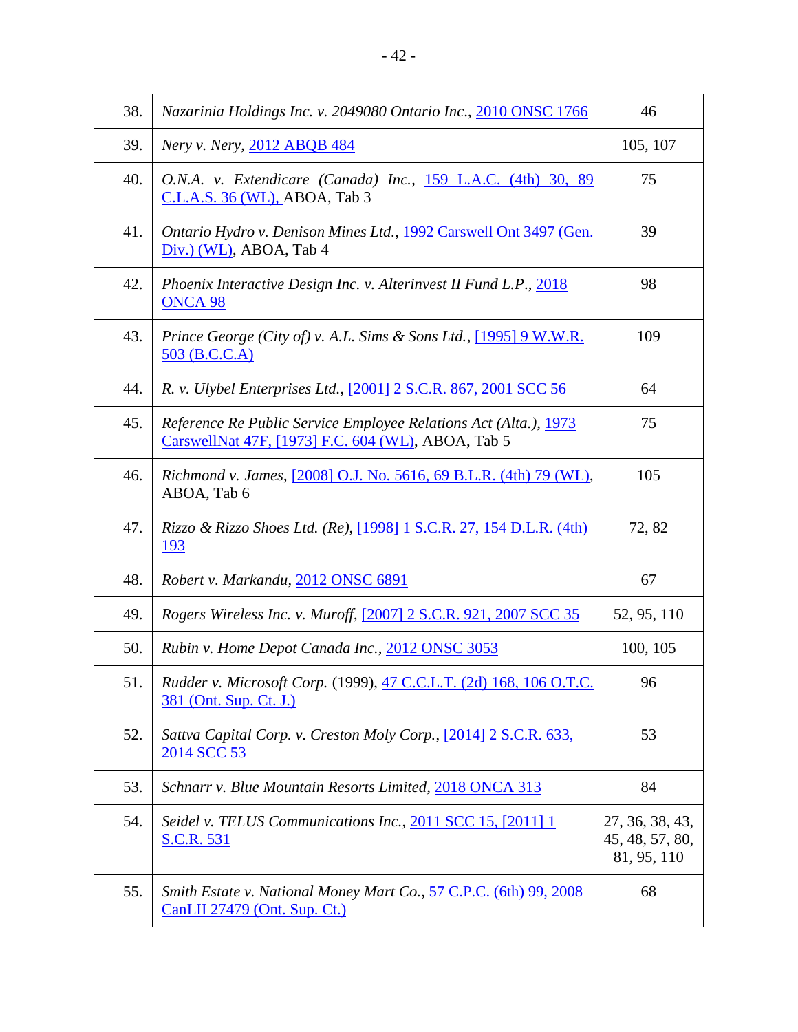| | | |
|---|---|---|
| 38. | *Nazarinia Holdings Inc. v. 2049080 Ontario Inc.*, 2010 ONSC 1766 | 46 |
| 39. | *Nery v. Nery*, 2012 ABQB 484 | 105, 107 |
| 40. | *O.N.A. v. Extendicare (Canada) Inc.*, 159 L.A.C. (4th) 30, 89 C.L.A.S. 36 (WL), ABOA, Tab 3 | 75 |
| 41. | *Ontario Hydro v. Denison Mines Ltd.*, 1992 Carswell Ont 3497 (Gen. Div.) (WL), ABOA, Tab 4 | 39 |
| 42. | *Phoenix Interactive Design Inc. v. Alterinvest II Fund L.P.*, 2018 ONCA 98 | 98 |
| 43. | *Prince George (City of) v. A.L. Sims & Sons Ltd.*, [1995] 9 W.W.R. 503 (B.C.C.A) | 109 |
| 44. | *R. v. Ulybel Enterprises Ltd.*, [2001] 2 S.C.R. 867, 2001 SCC 56 | 64 |
| 45. | *Reference Re Public Service Employee Relations Act (Alta.)*, 1973 CarswellNat 47F, [1973] F.C. 604 (WL), ABOA, Tab 5 | 75 |
| 46. | *Richmond v. James*, [2008] O.J. No. 5616, 69 B.L.R. (4th) 79 (WL), ABOA, Tab 6 | 105 |
| 47. | *Rizzo & Rizzo Shoes Ltd. (Re)*, [1998] 1 S.C.R. 27, 154 D.L.R. (4th) 193 | 72, 82 |
| 48. | *Robert v. Markandu*, 2012 ONSC 6891 | 67 |
| 49. | *Rogers Wireless Inc. v. Muroff*, [2007] 2 S.C.R. 921, 2007 SCC 35 | 52, 95, 110 |
| 50. | *Rubin v. Home Depot Canada Inc.*, 2012 ONSC 3053 | 100, 105 |
| 51. | *Rudder v. Microsoft Corp.* (1999), 47 C.C.L.T. (2d) 168, 106 O.T.C. 381 (Ont. Sup. Ct. J.) | 96 |
| 52. | *Sattva Capital Corp. v. Creston Moly Corp.*, [2014] 2 S.C.R. 633, 2014 SCC 53 | 53 |
| 53. | *Schnarr v. Blue Mountain Resorts Limited*, 2018 ONCA 313 | 84 |
| 54. | *Seidel v. TELUS Communications Inc.*, 2011 SCC 15, [2011] 1 S.C.R. 531 | 27, 36, 38, 43, 45, 48, 57, 80, 81, 95, 110 |
| 55. | *Smith Estate v. National Money Mart Co.*, 57 C.P.C. (6th) 99, 2008 CanLII 27479 (Ont. Sup. Ct.) | 68 |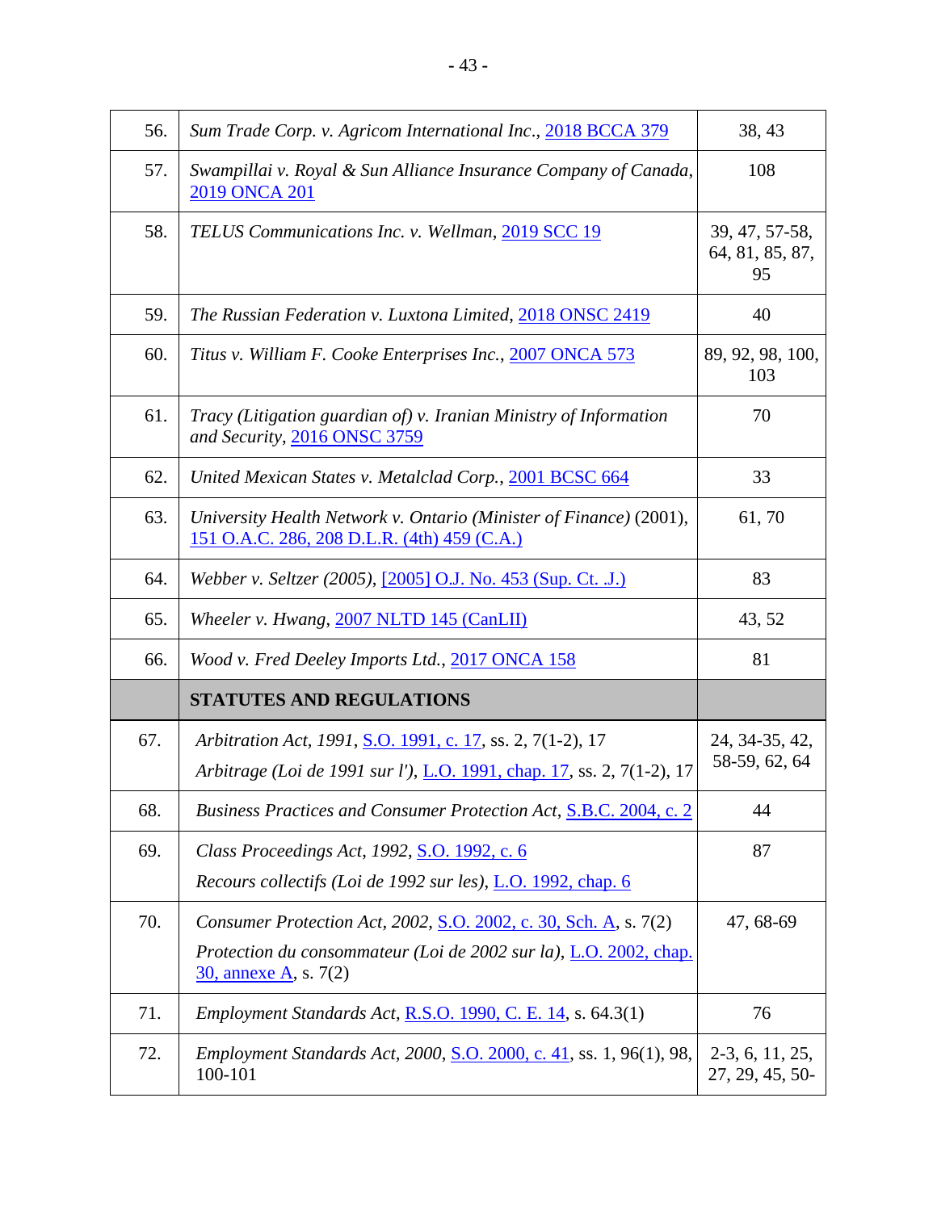| | | |
|---|---|---|
| 56. | *Sum Trade Corp. v. Agricom International Inc.*, 2018 BCCA 379 | 38, 43 |
| 57. | *Swampillai v. Royal & Sun Alliance Insurance Company of Canada*, 2019 ONCA 201 | 108 |
| 58. | *TELUS Communications Inc. v. Wellman*, 2019 SCC 19 | 39, 47, 57-58, 64, 81, 85, 87, 95 |
| 59. | *The Russian Federation v. Luxtona Limited*, 2018 ONSC 2419 | 40 |
| 60. | *Titus v. William F. Cooke Enterprises Inc.*, 2007 ONCA 573 | 89, 92, 98, 100, 103 |
| 61. | *Tracy (Litigation guardian of) v. Iranian Ministry of Information and Security*, 2016 ONSC 3759 | 70 |
| 62. | *United Mexican States v. Metalclad Corp.*, 2001 BCSC 664 | 33 |
| 63. | *University Health Network v. Ontario (Minister of Finance)* (2001), 151 O.A.C. 286, 208 D.L.R. (4th) 459 (C.A.) | 61, 70 |
| 64. | *Webber v. Seltzer (2005)*, [2005] O.J. No. 453 (Sup. Ct. .J.) | 83 |
| 65. | *Wheeler v. Hwang*, 2007 NLTD 145 (CanLII) | 43, 52 |
| 66. | *Wood v. Fred Deeley Imports Ltd.*, 2017 ONCA 158 | 81 |
| | **STATUTES AND REGULATIONS** | |
| 67. | *Arbitration Act, 1991*, S.O. 1991, c. 17, ss. 2, 7(1-2), 17<br>*Arbitrage (Loi de 1991 sur l')*, L.O. 1991, chap. 17, ss. 2, 7(1-2), 17 | 24, 34-35, 42, 58-59, 62, 64 |
| 68. | *Business Practices and Consumer Protection Act*, S.B.C. 2004, c. 2 | 44 |
| 69. | *Class Proceedings Act*, *1992*, S.O. 1992, c. 6<br>*Recours collectifs (Loi de 1992 sur les)*, L.O. 1992, chap. 6 | 87 |
| 70. | *Consumer Protection Act, 2002*, S.O. 2002, c. 30, Sch. A, s. 7(2)<br>*Protection du consommateur (Loi de 2002 sur la)*, L.O. 2002, chap. 30, annexe A, s. 7(2) | 47, 68-69 |
| 71. | *Employment Standards Act*, R.S.O. 1990, C. E. 14, s. 64.3(1) | 76 |
| 72. | *Employment Standards Act, 2000*, S.O. 2000, c. 41, ss. 1, 96(1), 98, 100-101 | 2-3, 6, 11, 25, 27, 29, 45, 50- |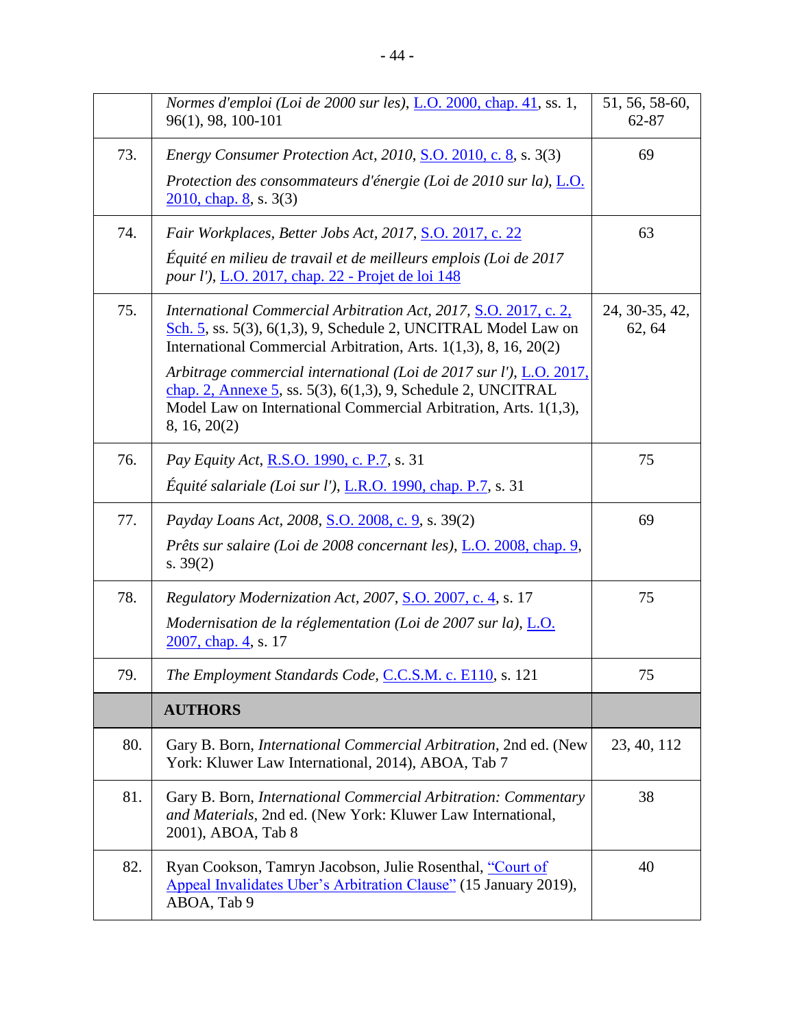| | | |
|---|---|---|
| | *Normes d'emploi (Loi de 2000 sur les)*, L.O. 2000, chap. 41, ss. 1, 96(1), 98, 100-101 | 51, 56, 58-60, 62-87 |
| 73. | *Energy Consumer Protection Act, 2010*, S.O. 2010, c. 8, s. 3(3)<br><br>*Protection des consommateurs d'énergie (Loi de 2010 sur la)*, L.O. 2010, chap. 8, s. 3(3) | 69 |
| 74. | *Fair Workplaces, Better Jobs Act, 2017*, S.O. 2017, c. 22<br><br>*Équité en milieu de travail et de meilleurs emplois (Loi de 2017 pour l')*, L.O. 2017, chap. 22 - Projet de loi 148 | 63 |
| 75. | *International Commercial Arbitration Act, 2017*, S.O. 2017, c. 2, Sch. 5, ss. 5(3), 6(1,3), 9, Schedule 2, UNCITRAL Model Law on International Commercial Arbitration, Arts. 1(1,3), 8, 16, 20(2)<br><br>*Arbitrage commercial international (Loi de 2017 sur l')*, L.O. 2017, chap. 2, Annexe 5, ss. 5(3), 6(1,3), 9, Schedule 2, UNCITRAL Model Law on International Commercial Arbitration, Arts. 1(1,3), 8, 16, 20(2) | 24, 30-35, 42, 62, 64 |
| 76. | *Pay Equity Act*, R.S.O. 1990, c. P.7, s. 31<br><br>*Équité salariale (Loi sur l')*, L.R.O. 1990, chap. P.7, s. 31 | 75 |
| 77. | *Payday Loans Act, 2008*, S.O. 2008, c. 9, s. 39(2)<br><br>*Prêts sur salaire (Loi de 2008 concernant les)*, L.O. 2008, chap. 9, s. 39(2) | 69 |
| 78. | *Regulatory Modernization Act, 2007*, S.O. 2007, c. 4, s. 17<br><br>*Modernisation de la réglementation (Loi de 2007 sur la)*, L.O. 2007, chap. 4, s. 17 | 75 |
| 79. | *The Employment Standards Code*, C.C.S.M. c. E110, s. 121 | 75 |
| | **AUTHORS** | |
| 80. | Gary B. Born, *International Commercial Arbitration*, 2nd ed. (New York: Kluwer Law International, 2014), ABOA, Tab 7 | 23, 40, 112 |
| 81. | Gary B. Born, *International Commercial Arbitration: Commentary and Materials*, 2nd ed. (New York: Kluwer Law International, 2001), ABOA, Tab 8 | 38 |
| 82. | Ryan Cookson, Tamryn Jacobson, Julie Rosenthal, "Court of Appeal Invalidates Uber's Arbitration Clause" (15 January 2019), ABOA, Tab 9 | 40 |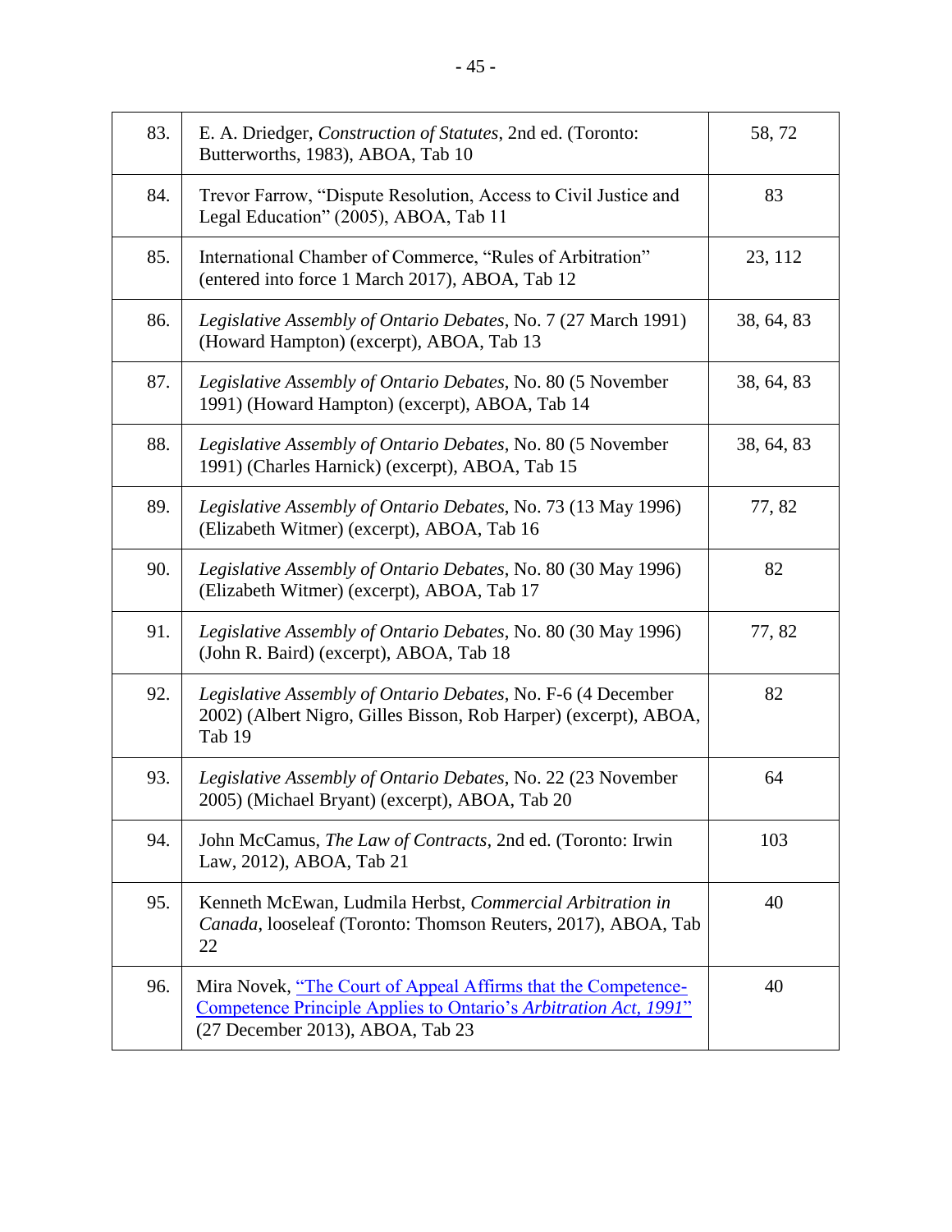| | | |
|---|---|---|
| 83. | E. A. Driedger, *Construction of Statutes*, 2nd ed. (Toronto: Butterworths, 1983), ABOA, Tab 10 | 58, 72 |
| 84. | Trevor Farrow, "Dispute Resolution, Access to Civil Justice and Legal Education" (2005), ABOA, Tab 11 | 83 |
| 85. | International Chamber of Commerce, "Rules of Arbitration" (entered into force 1 March 2017), ABOA, Tab 12 | 23, 112 |
| 86. | *Legislative Assembly of Ontario Debates*, No. 7 (27 March 1991) (Howard Hampton) (excerpt), ABOA, Tab 13 | 38, 64, 83 |
| 87. | *Legislative Assembly of Ontario Debates*, No. 80 (5 November 1991) (Howard Hampton) (excerpt), ABOA, Tab 14 | 38, 64, 83 |
| 88. | *Legislative Assembly of Ontario Debates*, No. 80 (5 November 1991) (Charles Harnick) (excerpt), ABOA, Tab 15 | 38, 64, 83 |
| 89. | *Legislative Assembly of Ontario Debates*, No. 73 (13 May 1996) (Elizabeth Witmer) (excerpt), ABOA, Tab 16 | 77, 82 |
| 90. | *Legislative Assembly of Ontario Debates*, No. 80 (30 May 1996) (Elizabeth Witmer) (excerpt), ABOA, Tab 17 | 82 |
| 91. | *Legislative Assembly of Ontario Debates*, No. 80 (30 May 1996) (John R. Baird) (excerpt), ABOA, Tab 18 | 77, 82 |
| 92. | *Legislative Assembly of Ontario Debates*, No. F-6 (4 December 2002) (Albert Nigro, Gilles Bisson, Rob Harper) (excerpt), ABOA, Tab 19 | 82 |
| 93. | *Legislative Assembly of Ontario Debates*, No. 22 (23 November 2005) (Michael Bryant) (excerpt), ABOA, Tab 20 | 64 |
| 94. | John McCamus, *The Law of Contracts*, 2nd ed. (Toronto: Irwin Law, 2012), ABOA, Tab 21 | 103 |
| 95. | Kenneth McEwan, Ludmila Herbst, *Commercial Arbitration in Canada*, looseleaf (Toronto: Thomson Reuters, 2017), ABOA, Tab 22 | 40 |
| 96. | Mira Novek, "The Court of Appeal Affirms that the Competence-Competence Principle Applies to Ontario's *Arbitration Act, 1991*" (27 December 2013), ABOA, Tab 23 | 40 |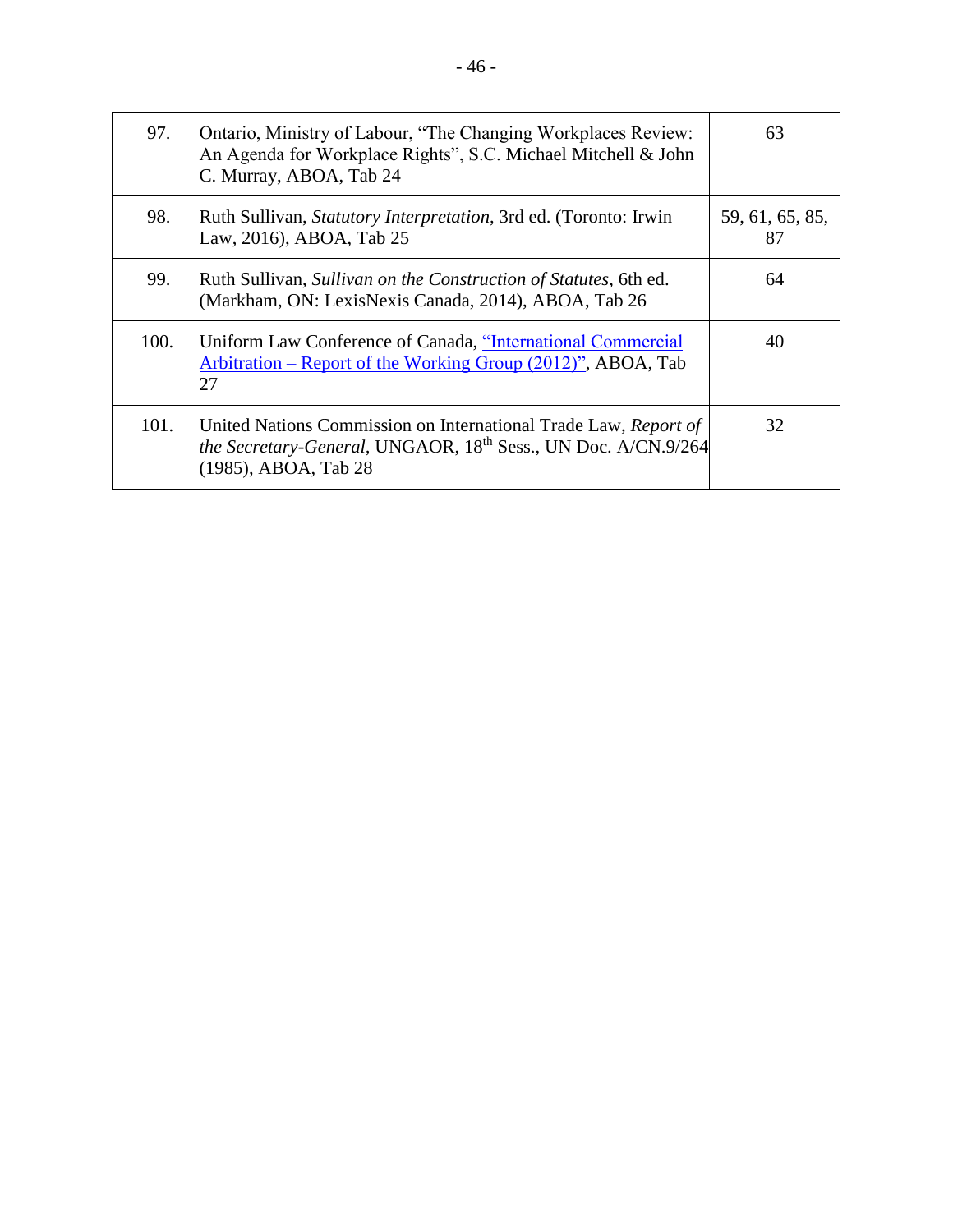| | | |
|---|---|---|
| 97. | Ontario, Ministry of Labour, "The Changing Workplaces Review: An Agenda for Workplace Rights", S.C. Michael Mitchell & John C. Murray, ABOA, Tab 24 | 63 |
| 98. | Ruth Sullivan, *Statutory Interpretation*, 3rd ed. (Toronto: Irwin Law, 2016), ABOA, Tab 25 | 59, 61, 65, 85, 87 |
| 99. | Ruth Sullivan, *Sullivan on the Construction of Statutes*, 6th ed. (Markham, ON: LexisNexis Canada, 2014), ABOA, Tab 26 | 64 |
| 100. | Uniform Law Conference of Canada, "International Commercial Arbitration – Report of the Working Group (2012)", ABOA, Tab 27 | 40 |
| 101. | United Nations Commission on International Trade Law, *Report of the Secretary-General*, UNGAOR, 18th Sess., UN Doc. A/CN.9/264 (1985), ABOA, Tab 28 | 32 |